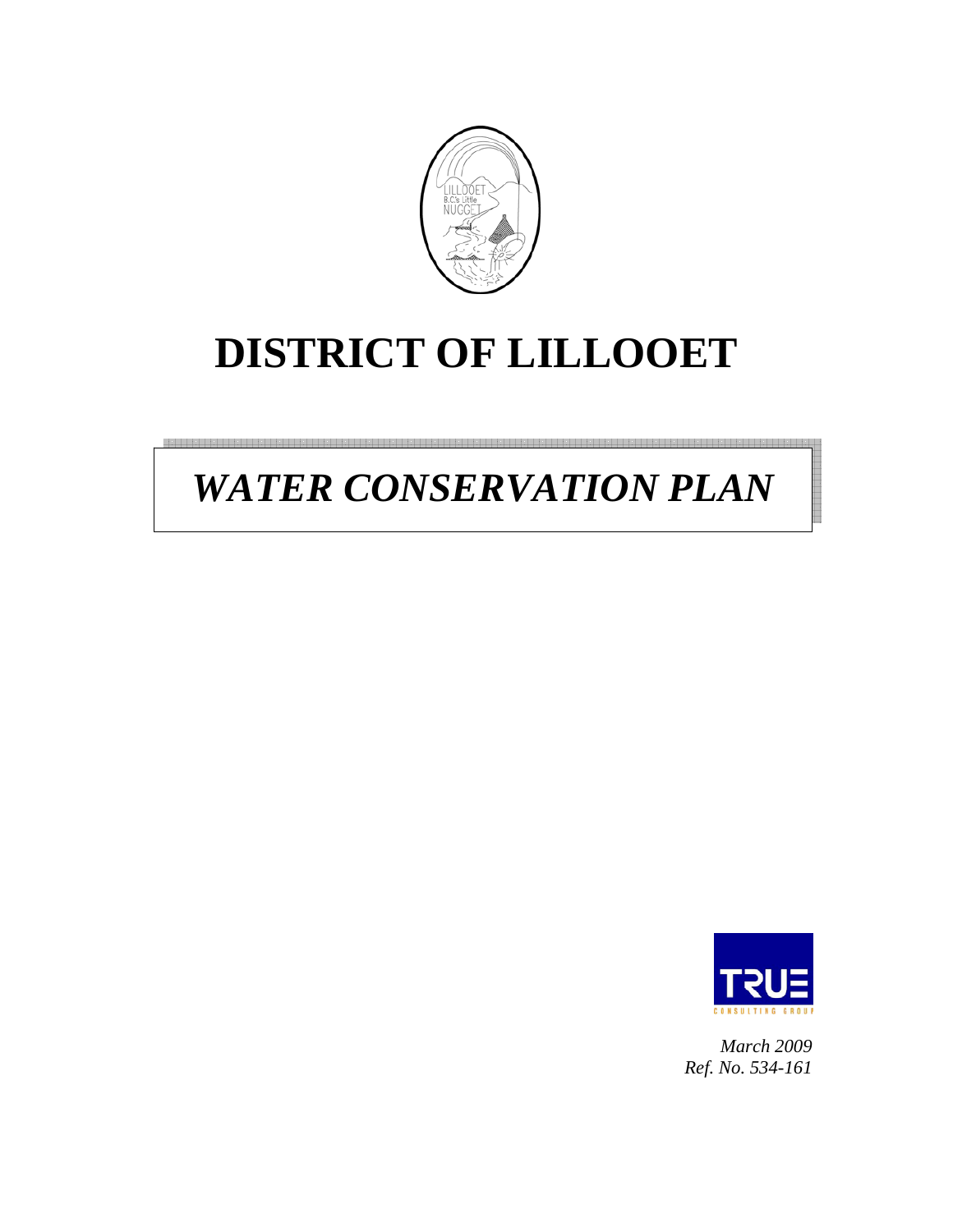# DISTRICT OF LILLOOET

## *WATER CONSERVATION PLAN*

*March 2009*
*Ref. No. 534-161*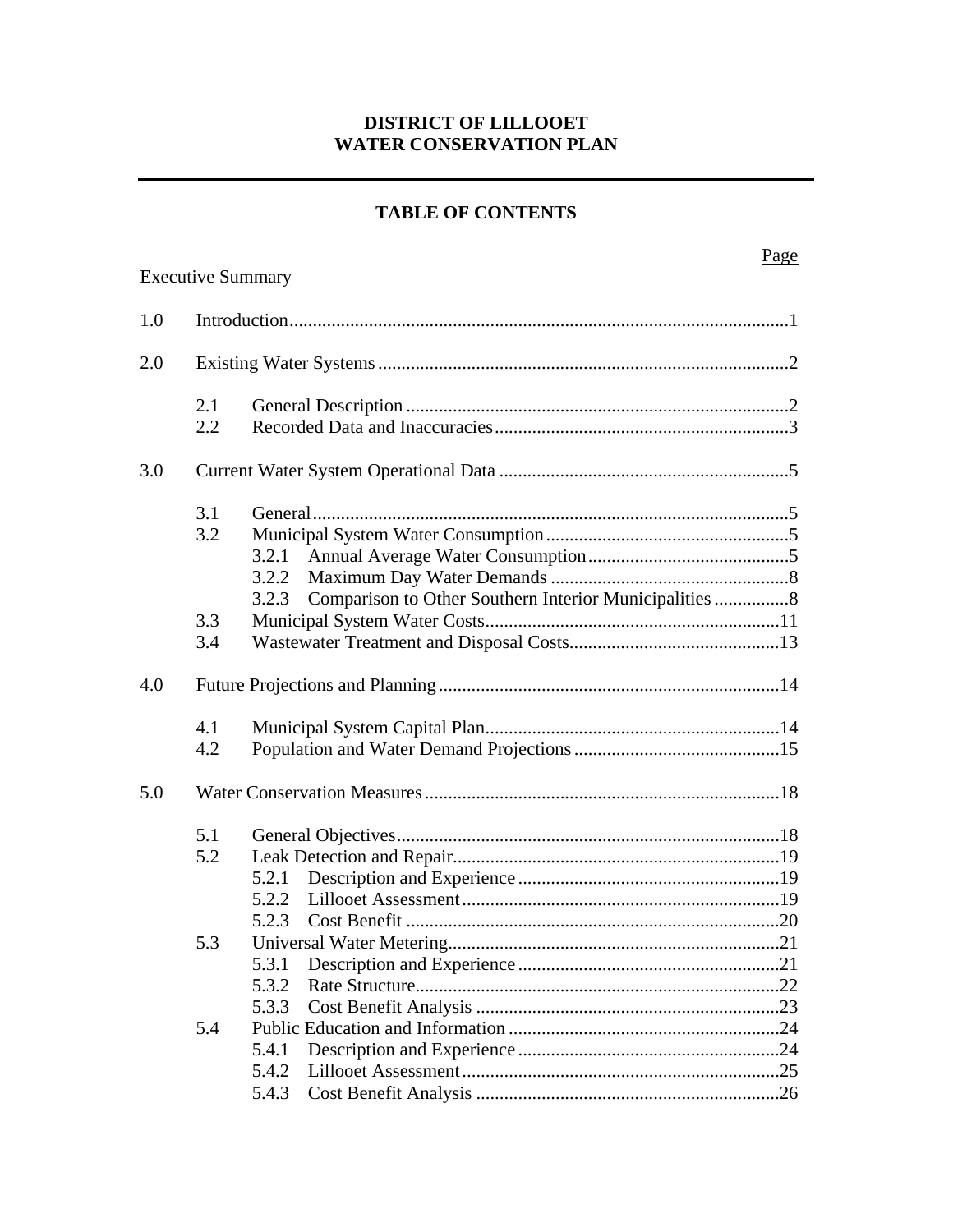**DISTRICT OF LILLOOET**
**WATER CONSERVATION PLAN**

---

## TABLE OF CONTENTS

| | | | Page |
|---|---|---|---|
| Executive Summary | | | |
| 1.0 | Introduction | | 1 |
| 2.0 | Existing Water Systems | | 2 |
| | 2.1 | General Description | 2 |
| | 2.2 | Recorded Data and Inaccuracies | 3 |
| 3.0 | Current Water System Operational Data | | 5 |
| | 3.1 | General | 5 |
| | 3.2 | Municipal System Water Consumption | 5 |
| | | 3.2.1 Annual Average Water Consumption | 5 |
| | | 3.2.2 Maximum Day Water Demands | 8 |
| | | 3.2.3 Comparison to Other Southern Interior Municipalities | 8 |
| | 3.3 | Municipal System Water Costs | 11 |
| | 3.4 | Wastewater Treatment and Disposal Costs | 13 |
| 4.0 | Future Projections and Planning | | 14 |
| | 4.1 | Municipal System Capital Plan | 14 |
| | 4.2 | Population and Water Demand Projections | 15 |
| 5.0 | Water Conservation Measures | | 18 |
| | 5.1 | General Objectives | 18 |
| | 5.2 | Leak Detection and Repair | 19 |
| | | 5.2.1 Description and Experience | 19 |
| | | 5.2.2 Lillooet Assessment | 19 |
| | | 5.2.3 Cost Benefit | 20 |
| | 5.3 | Universal Water Metering | 21 |
| | | 5.3.1 Description and Experience | 21 |
| | | 5.3.2 Rate Structure | 22 |
| | | 5.3.3 Cost Benefit Analysis | 23 |
| | 5.4 | Public Education and Information | 24 |
| | | 5.4.1 Description and Experience | 24 |
| | | 5.4.2 Lillooet Assessment | 25 |
| | | 5.4.3 Cost Benefit Analysis | 26 |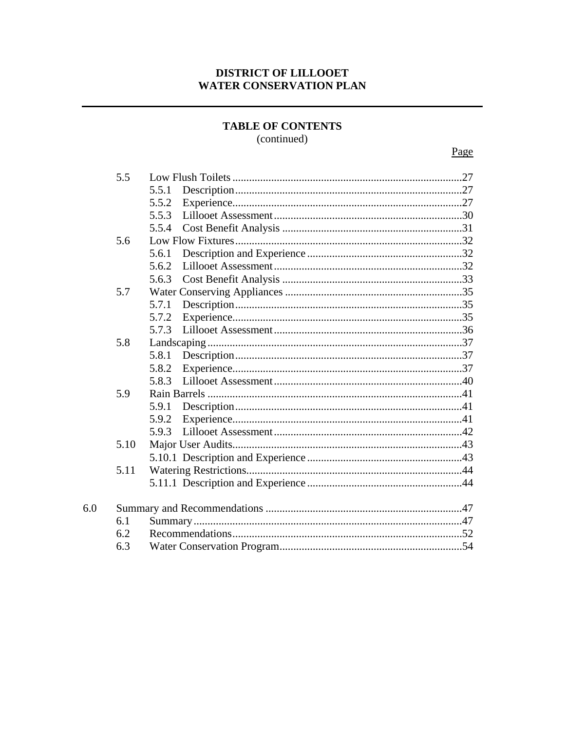**DISTRICT OF LILLOOET**
**WATER CONSERVATION PLAN**

---

## TABLE OF CONTENTS
(continued)

| | | | Page |
|---|---|---|---|
| | 5.5 | Low Flush Toilets | 27 |
| | | 5.5.1 Description | 27 |
| | | 5.5.2 Experience | 27 |
| | | 5.5.3 Lillooet Assessment | 30 |
| | | 5.5.4 Cost Benefit Analysis | 31 |
| | 5.6 | Low Flow Fixtures | 32 |
| | | 5.6.1 Description and Experience | 32 |
| | | 5.6.2 Lillooet Assessment | 32 |
| | | 5.6.3 Cost Benefit Analysis | 33 |
| | 5.7 | Water Conserving Appliances | 35 |
| | | 5.7.1 Description | 35 |
| | | 5.7.2 Experience | 35 |
| | | 5.7.3 Lillooet Assessment | 36 |
| | 5.8 | Landscaping | 37 |
| | | 5.8.1 Description | 37 |
| | | 5.8.2 Experience | 37 |
| | | 5.8.3 Lillooet Assessment | 40 |
| | 5.9 | Rain Barrels | 41 |
| | | 5.9.1 Description | 41 |
| | | 5.9.2 Experience | 41 |
| | | 5.9.3 Lillooet Assessment | 42 |
| | 5.10 | Major User Audits | 43 |
| | | 5.10.1 Description and Experience | 43 |
| | 5.11 | Watering Restrictions | 44 |
| | | 5.11.1 Description and Experience | 44 |
| 6.0 | | Summary and Recommendations | 47 |
| | 6.1 | Summary | 47 |
| | 6.2 | Recommendations | 52 |
| | 6.3 | Water Conservation Program | 54 |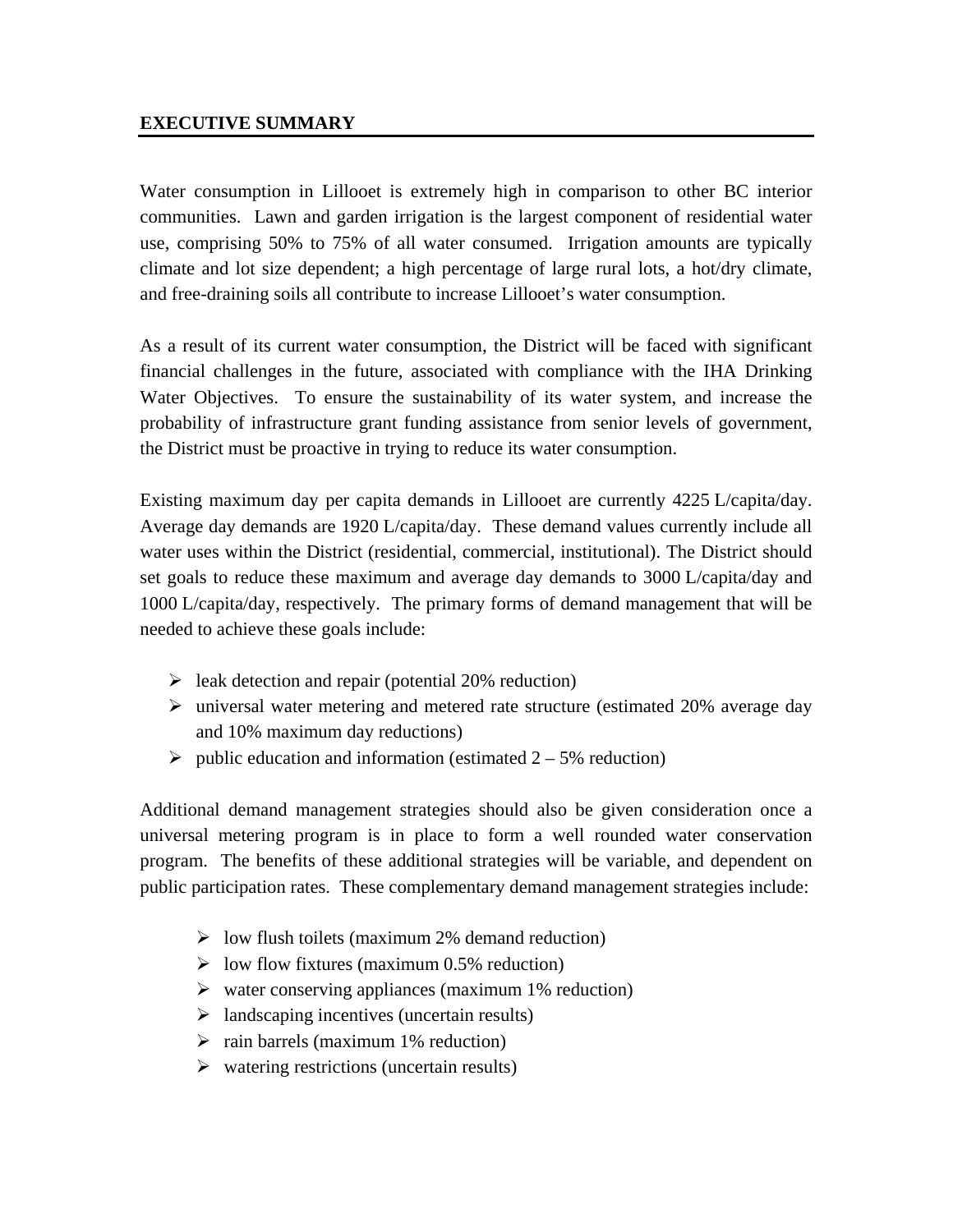## EXECUTIVE SUMMARY

Water consumption in Lillooet is extremely high in comparison to other BC interior communities. Lawn and garden irrigation is the largest component of residential water use, comprising 50% to 75% of all water consumed. Irrigation amounts are typically climate and lot size dependent; a high percentage of large rural lots, a hot/dry climate, and free-draining soils all contribute to increase Lillooet's water consumption.

As a result of its current water consumption, the District will be faced with significant financial challenges in the future, associated with compliance with the IHA Drinking Water Objectives. To ensure the sustainability of its water system, and increase the probability of infrastructure grant funding assistance from senior levels of government, the District must be proactive in trying to reduce its water consumption.

Existing maximum day per capita demands in Lillooet are currently 4225 L/capita/day. Average day demands are 1920 L/capita/day. These demand values currently include all water uses within the District (residential, commercial, institutional). The District should set goals to reduce these maximum and average day demands to 3000 L/capita/day and 1000 L/capita/day, respectively. The primary forms of demand management that will be needed to achieve these goals include:

- leak detection and repair (potential 20% reduction)
- universal water metering and metered rate structure (estimated 20% average day and 10% maximum day reductions)
- public education and information (estimated 2 – 5% reduction)

Additional demand management strategies should also be given consideration once a universal metering program is in place to form a well rounded water conservation program. The benefits of these additional strategies will be variable, and dependent on public participation rates. These complementary demand management strategies include:

- low flush toilets (maximum 2% demand reduction)
- low flow fixtures (maximum 0.5% reduction)
- water conserving appliances (maximum 1% reduction)
- landscaping incentives (uncertain results)
- rain barrels (maximum 1% reduction)
- watering restrictions (uncertain results)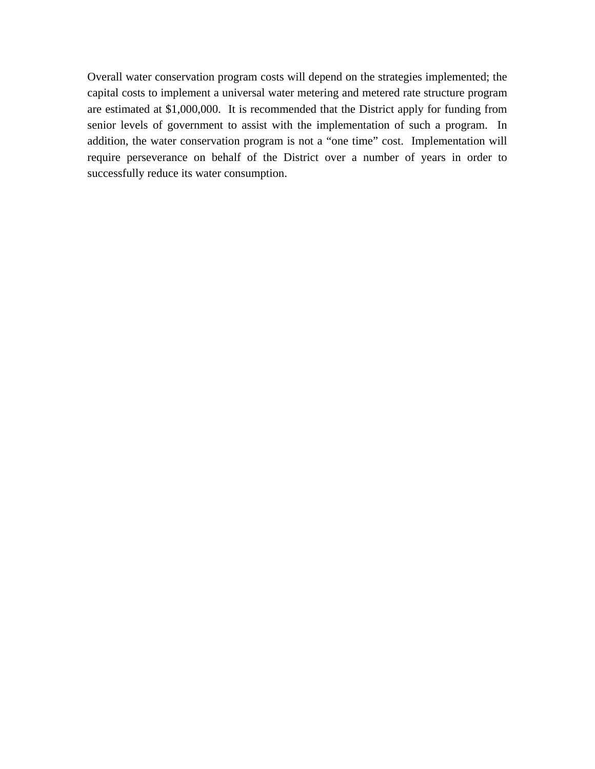Overall water conservation program costs will depend on the strategies implemented; the capital costs to implement a universal water metering and metered rate structure program are estimated at $1,000,000. It is recommended that the District apply for funding from senior levels of government to assist with the implementation of such a program. In addition, the water conservation program is not a “one time” cost. Implementation will require perseverance on behalf of the District over a number of years in order to successfully reduce its water consumption.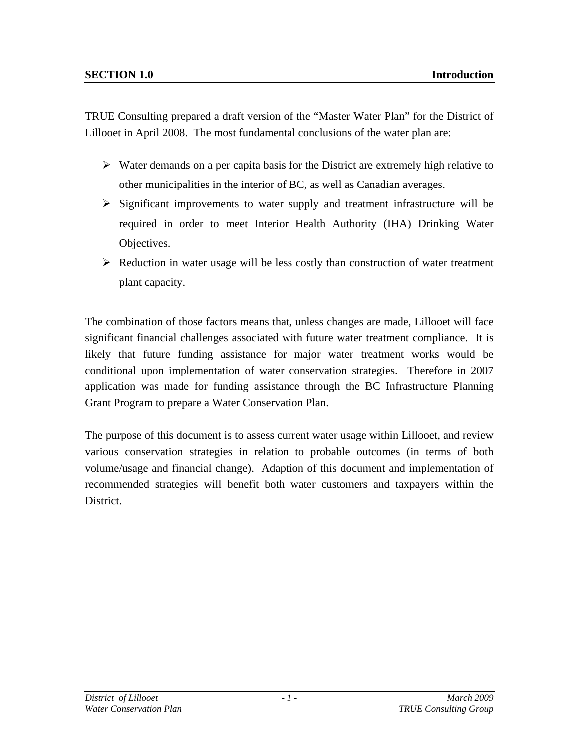# SECTION 1.0 Introduction

TRUE Consulting prepared a draft version of the "Master Water Plan" for the District of Lillooet in April 2008. The most fundamental conclusions of the water plan are:

- Water demands on a per capita basis for the District are extremely high relative to other municipalities in the interior of BC, as well as Canadian averages.
- Significant improvements to water supply and treatment infrastructure will be required in order to meet Interior Health Authority (IHA) Drinking Water Objectives.
- Reduction in water usage will be less costly than construction of water treatment plant capacity.

The combination of those factors means that, unless changes are made, Lillooet will face significant financial challenges associated with future water treatment compliance. It is likely that future funding assistance for major water treatment works would be conditional upon implementation of water conservation strategies. Therefore in 2007 application was made for funding assistance through the BC Infrastructure Planning Grant Program to prepare a Water Conservation Plan.

The purpose of this document is to assess current water usage within Lillooet, and review various conservation strategies in relation to probable outcomes (in terms of both volume/usage and financial change). Adaption of this document and implementation of recommended strategies will benefit both water customers and taxpayers within the District.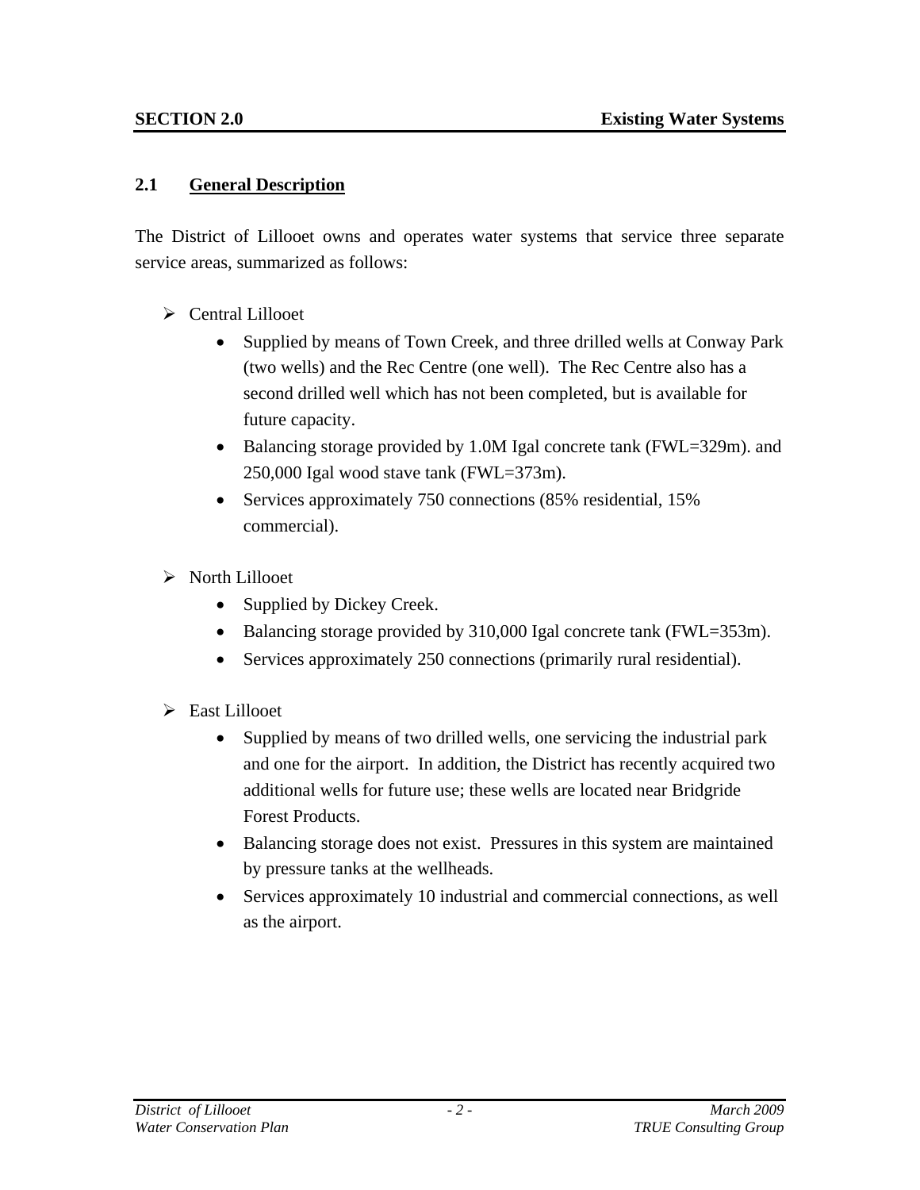# SECTION 2.0 Existing Water Systems

## 2.1 General Description

The District of Lillooet owns and operates water systems that service three separate service areas, summarized as follows:

- Central Lillooet
  - Supplied by means of Town Creek, and three drilled wells at Conway Park (two wells) and the Rec Centre (one well). The Rec Centre also has a second drilled well which has not been completed, but is available for future capacity.
  - Balancing storage provided by 1.0M Igal concrete tank (FWL=329m). and 250,000 Igal wood stave tank (FWL=373m).
  - Services approximately 750 connections (85% residential, 15% commercial).

- North Lillooet
  - Supplied by Dickey Creek.
  - Balancing storage provided by 310,000 Igal concrete tank (FWL=353m).
  - Services approximately 250 connections (primarily rural residential).

- East Lillooet
  - Supplied by means of two drilled wells, one servicing the industrial park and one for the airport. In addition, the District has recently acquired two additional wells for future use; these wells are located near Bridgride Forest Products.
  - Balancing storage does not exist. Pressures in this system are maintained by pressure tanks at the wellheads.
  - Services approximately 10 industrial and commercial connections, as well as the airport.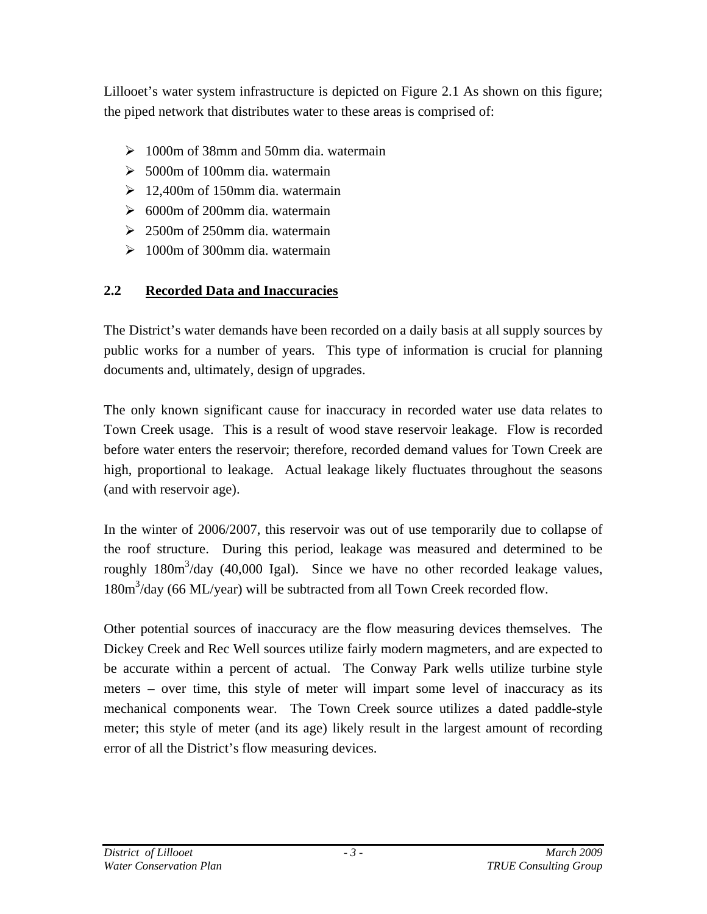Lillooet's water system infrastructure is depicted on Figure 2.1 As shown on this figure; the piped network that distributes water to these areas is comprised of:

- 1000m of 38mm and 50mm dia. watermain
- 5000m of 100mm dia. watermain
- 12,400m of 150mm dia. watermain
- 6000m of 200mm dia. watermain
- 2500m of 250mm dia. watermain
- 1000m of 300mm dia. watermain

## 2.2 Recorded Data and Inaccuracies

The District's water demands have been recorded on a daily basis at all supply sources by public works for a number of years. This type of information is crucial for planning documents and, ultimately, design of upgrades.

The only known significant cause for inaccuracy in recorded water use data relates to Town Creek usage. This is a result of wood stave reservoir leakage. Flow is recorded before water enters the reservoir; therefore, recorded demand values for Town Creek are high, proportional to leakage. Actual leakage likely fluctuates throughout the seasons (and with reservoir age).

In the winter of 2006/2007, this reservoir was out of use temporarily due to collapse of the roof structure. During this period, leakage was measured and determined to be roughly $180m^3$/day (40,000 Igal). Since we have no other recorded leakage values, $180m^3$/day (66 ML/year) will be subtracted from all Town Creek recorded flow.

Other potential sources of inaccuracy are the flow measuring devices themselves. The Dickey Creek and Rec Well sources utilize fairly modern magmeters, and are expected to be accurate within a percent of actual. The Conway Park wells utilize turbine style meters – over time, this style of meter will impart some level of inaccuracy as its mechanical components wear. The Town Creek source utilizes a dated paddle-style meter; this style of meter (and its age) likely result in the largest amount of recording error of all the District's flow measuring devices.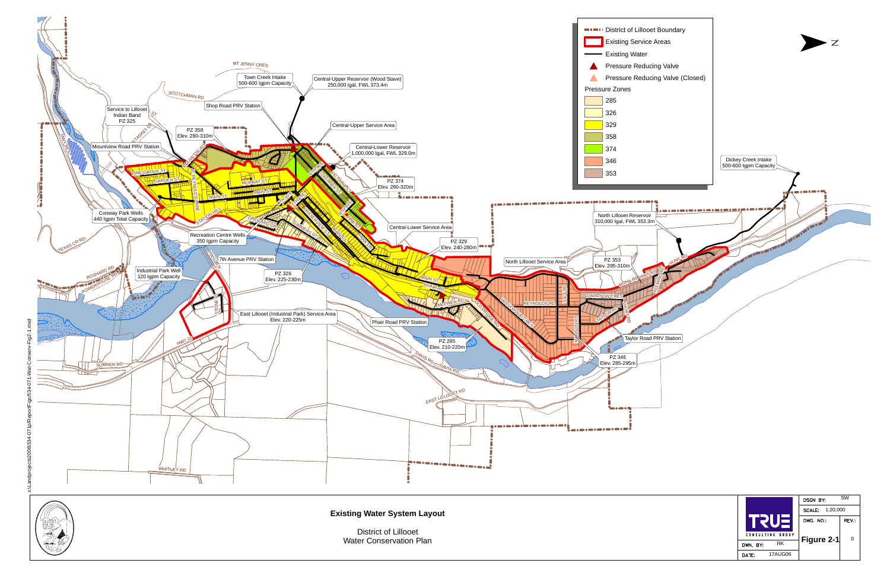District of Lillooet Boundary
Existing Service Areas
Existing Water
Pressure Reducing Valve
Pressure Reducing Valve (Closed)

Pressure Zones

- 285
- 326
- 329
- 358
- 374
- 346
- 353

Town Creek Intake
500-600 Igpm Capacity

Central-Upper Reservoir (Wood Stave)
250,000 Igal, FWL 373.4m

Shop Road PRV Station

Service to Lillooet Indian Band
PZ 325

PZ 358
Elev. 280-310m

Central-Upper Service Area

Mountview Road PRV Station

Central-Lower Reservoir
1,000,000 Igal, FWL 329.0m

PZ 374
Elev. 290-320m

Conway Park Wells
440 Igpm Total Capacity

Central-Lower Service Area

Recreation Centre Wells
350 Igpm Capacity

PZ 329
Elev. 240-280m

7th Avenue PRV Station

Industrial Park Well
120 Igpm Capacity

PZ 326
Elev. 225-230m

North Lillooet Service Area

PZ 353
Elev. 295-310m

North Lillooet Reservoir
310,000 Igal, FWL 353.3m

Dickey Creek Intake
500-600 Igpm Capacity

East Lillooet (Industrial Park) Service Area
Elev. 220-225m

Phair Road PRV Station

PZ 285
Elev. 210-220m

Taylor Road PRV Station

PZ 346
Elev. 285-295m

## Existing Water System Layout

District of Lillooet
Water Conservation Plan

TRUE CONSULTING GROUP

| DSGN BY: | SW |
|---|---|
| SCALE: | 1:20,000 |
| DWG. NO.: | Figure 2-1 |
| REV.: | 0 |
| DWN. BY: | RK |
| DATE: | 17AUG06 |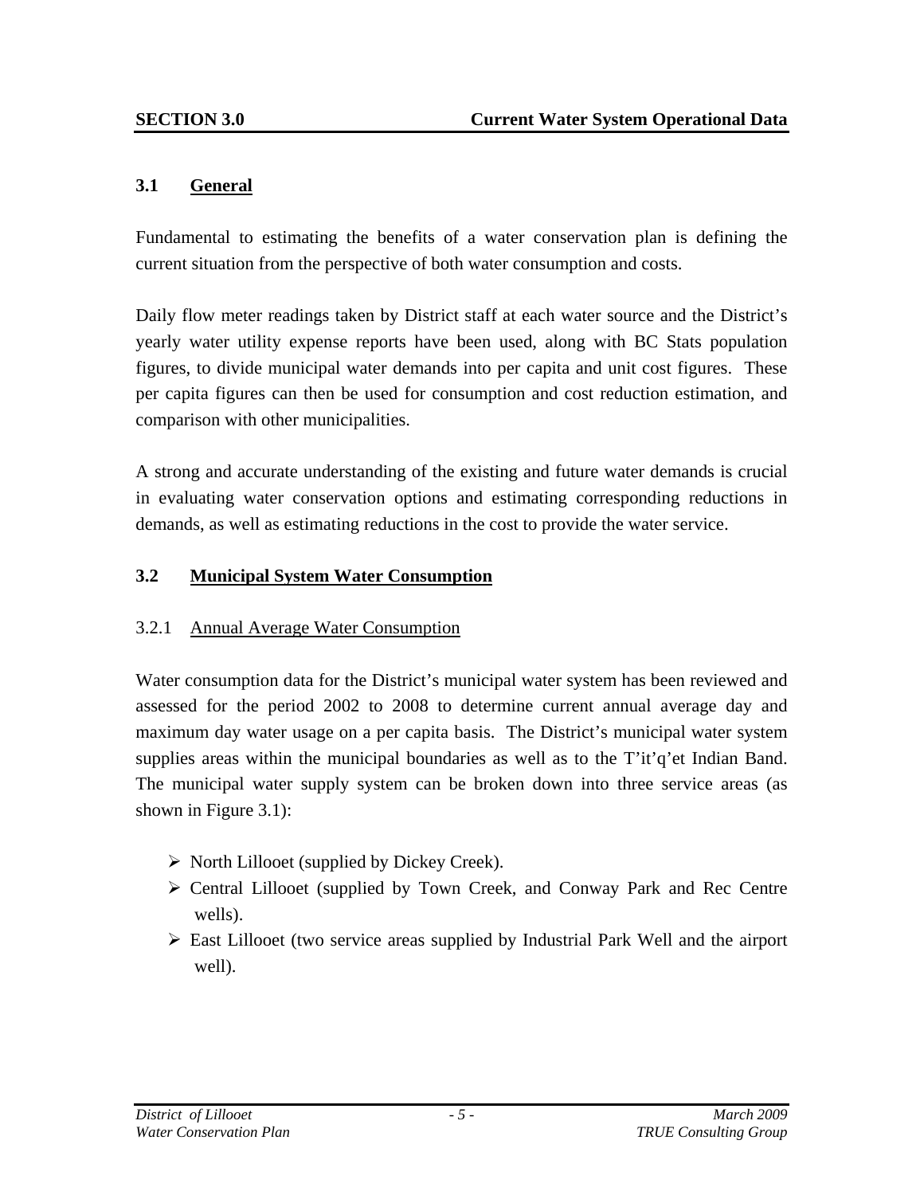# SECTION 3.0 Current Water System Operational Data

## 3.1 General

Fundamental to estimating the benefits of a water conservation plan is defining the current situation from the perspective of both water consumption and costs.

Daily flow meter readings taken by District staff at each water source and the District's yearly water utility expense reports have been used, along with BC Stats population figures, to divide municipal water demands into per capita and unit cost figures. These per capita figures can then be used for consumption and cost reduction estimation, and comparison with other municipalities.

A strong and accurate understanding of the existing and future water demands is crucial in evaluating water conservation options and estimating corresponding reductions in demands, as well as estimating reductions in the cost to provide the water service.

## 3.2 Municipal System Water Consumption

### 3.2.1 Annual Average Water Consumption

Water consumption data for the District's municipal water system has been reviewed and assessed for the period 2002 to 2008 to determine current annual average day and maximum day water usage on a per capita basis. The District's municipal water system supplies areas within the municipal boundaries as well as to the T'it'q'et Indian Band. The municipal water supply system can be broken down into three service areas (as shown in Figure 3.1):

- North Lillooet (supplied by Dickey Creek).
- Central Lillooet (supplied by Town Creek, and Conway Park and Rec Centre wells).
- East Lillooet (two service areas supplied by Industrial Park Well and the airport well).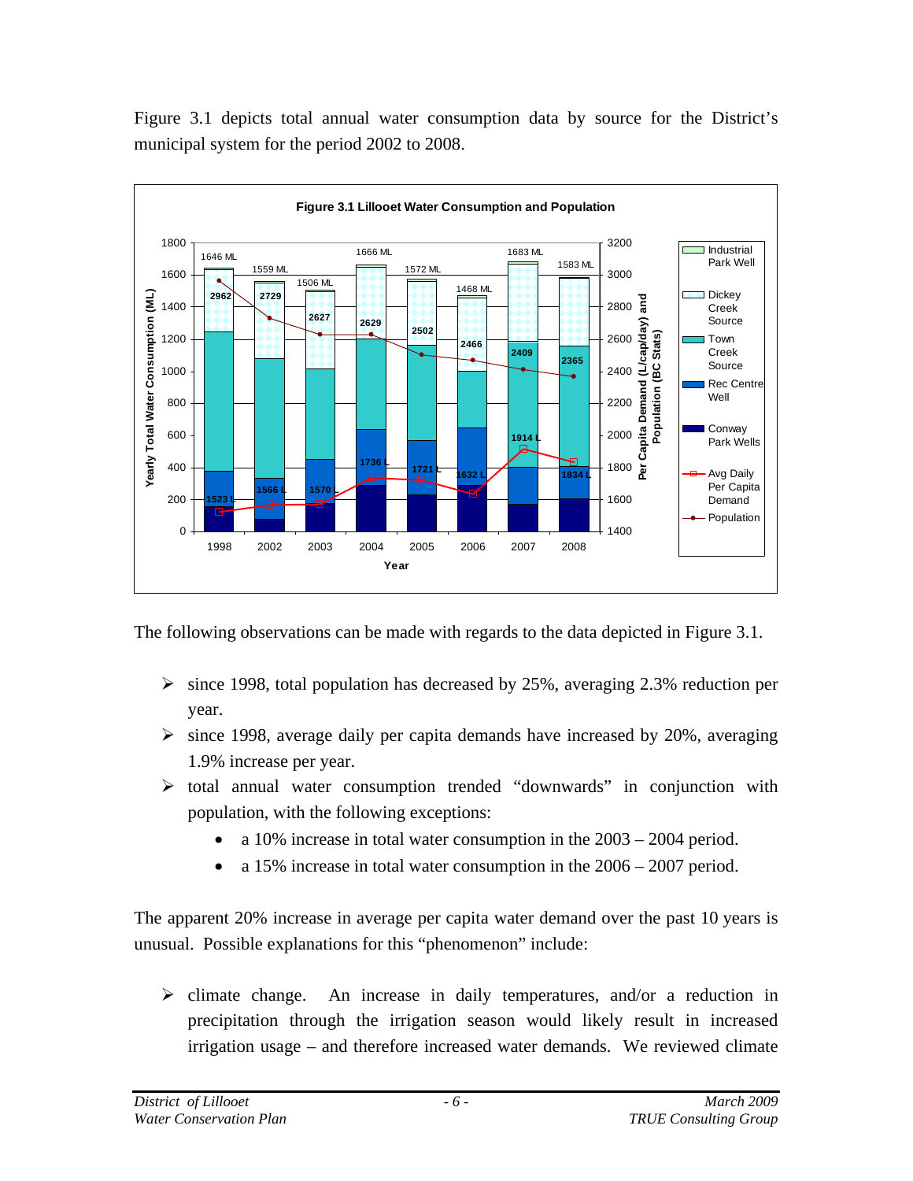Figure 3.1 depicts total annual water consumption data by source for the District's municipal system for the period 2002 to 2008.

**Figure 3.1 Lillooet Water Consumption and Population**

The following observations can be made with regards to the data depicted in Figure 3.1.

- since 1998, total population has decreased by 25%, averaging 2.3% reduction per year.
- since 1998, average daily per capita demands have increased by 20%, averaging 1.9% increase per year.
- total annual water consumption trended "downwards" in conjunction with population, with the following exceptions:
  - a 10% increase in total water consumption in the 2003 – 2004 period.
  - a 15% increase in total water consumption in the 2006 – 2007 period.

The apparent 20% increase in average per capita water demand over the past 10 years is unusual. Possible explanations for this "phenomenon" include:

- climate change. An increase in daily temperatures, and/or a reduction in precipitation through the irrigation season would likely result in increased irrigation usage – and therefore increased water demands. We reviewed climate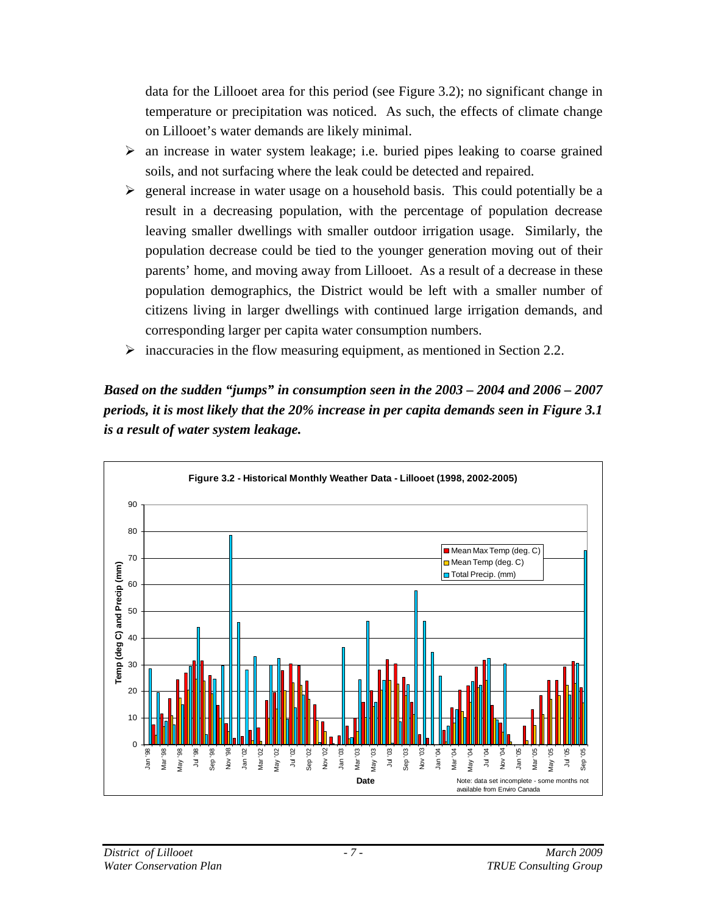data for the Lillooet area for this period (see Figure 3.2); no significant change in temperature or precipitation was noticed. As such, the effects of climate change on Lillooet's water demands are likely minimal.

- an increase in water system leakage; i.e. buried pipes leaking to coarse grained soils, and not surfacing where the leak could be detected and repaired.
- general increase in water usage on a household basis. This could potentially be a result in a decreasing population, with the percentage of population decrease leaving smaller dwellings with smaller outdoor irrigation usage. Similarly, the population decrease could be tied to the younger generation moving out of their parents' home, and moving away from Lillooet. As a result of a decrease in these population demographics, the District would be left with a smaller number of citizens living in larger dwellings with continued large irrigation demands, and corresponding larger per capita water consumption numbers.
- inaccuracies in the flow measuring equipment, as mentioned in Section 2.2.

***Based on the sudden "jumps" in consumption seen in the 2003 – 2004 and 2006 – 2007 periods, it is most likely that the 20% increase in per capita demands seen in Figure 3.1 is a result of water system leakage.***

**Figure 3.2 - Historical Monthly Weather Data - Lillooet (1998, 2002-2005)**

Note: data set incomplete - some months not available from Enviro Canada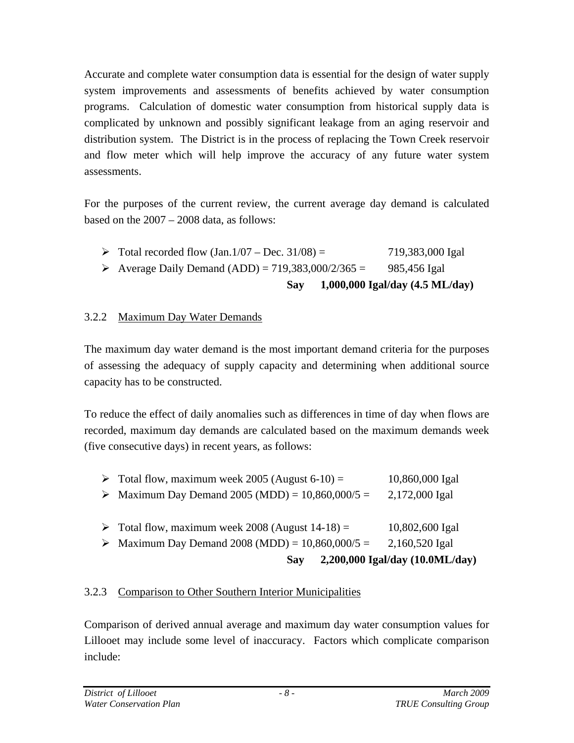Accurate and complete water consumption data is essential for the design of water supply system improvements and assessments of benefits achieved by water consumption programs. Calculation of domestic water consumption from historical supply data is complicated by unknown and possibly significant leakage from an aging reservoir and distribution system. The District is in the process of replacing the Town Creek reservoir and flow meter which will help improve the accuracy of any future water system assessments.

For the purposes of the current review, the current average day demand is calculated based on the 2007 – 2008 data, as follows:

- Total recorded flow (Jan.1/07 – Dec. 31/08) = 719,383,000 Igal
- Average Daily Demand (ADD) = 719,383,000/2/365 = 985,456 Igal

**Say 1,000,000 Igal/day (4.5 ML/day)**

### 3.2.2 Maximum Day Water Demands

The maximum day water demand is the most important demand criteria for the purposes of assessing the adequacy of supply capacity and determining when additional source capacity has to be constructed.

To reduce the effect of daily anomalies such as differences in time of day when flows are recorded, maximum day demands are calculated based on the maximum demands week (five consecutive days) in recent years, as follows:

- Total flow, maximum week 2005 (August 6-10) = 10,860,000 Igal
- Maximum Day Demand 2005 (MDD) = 10,860,000/5 = 2,172,000 Igal

- Total flow, maximum week 2008 (August 14-18) = 10,802,600 Igal
- Maximum Day Demand 2008 (MDD) = 10,860,000/5 = 2,160,520 Igal

**Say 2,200,000 Igal/day (10.0ML/day)**

### 3.2.3 Comparison to Other Southern Interior Municipalities

Comparison of derived annual average and maximum day water consumption values for Lillooet may include some level of inaccuracy. Factors which complicate comparison include: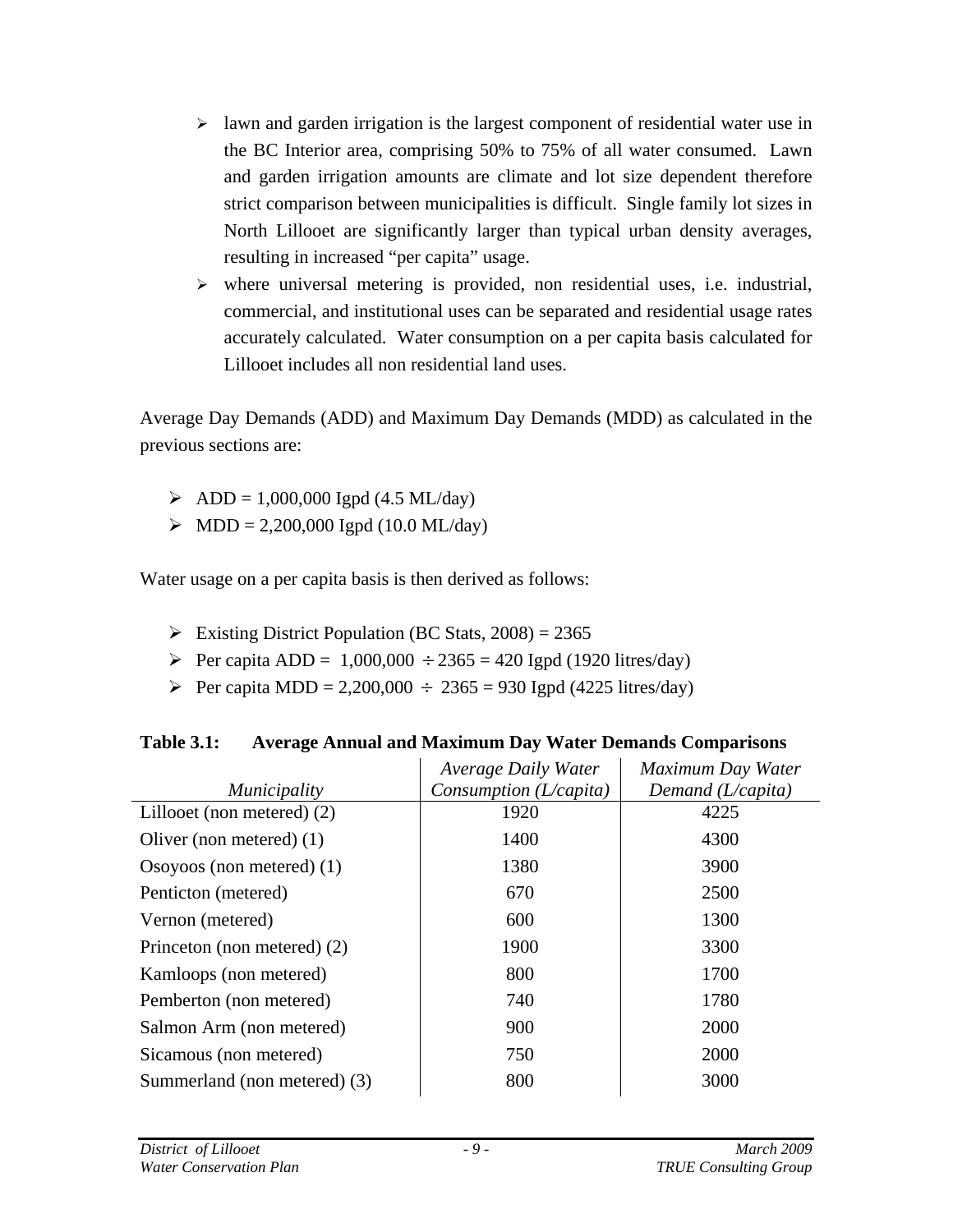- lawn and garden irrigation is the largest component of residential water use in the BC Interior area, comprising 50% to 75% of all water consumed. Lawn and garden irrigation amounts are climate and lot size dependent therefore strict comparison between municipalities is difficult. Single family lot sizes in North Lillooet are significantly larger than typical urban density averages, resulting in increased "per capita" usage.
- where universal metering is provided, non residential uses, i.e. industrial, commercial, and institutional uses can be separated and residential usage rates accurately calculated. Water consumption on a per capita basis calculated for Lillooet includes all non residential land uses.

Average Day Demands (ADD) and Maximum Day Demands (MDD) as calculated in the previous sections are:

- ADD = 1,000,000 Igpd (4.5 ML/day)
- MDD = 2,200,000 Igpd (10.0 ML/day)

Water usage on a per capita basis is then derived as follows:

- Existing District Population (BC Stats, 2008) = 2365
- Per capita ADD = 1,000,000 ÷ 2365 = 420 Igpd (1920 litres/day)
- Per capita MDD = 2,200,000 ÷ 2365 = 930 Igpd (4225 litres/day)

**Table 3.1: Average Annual and Maximum Day Water Demands Comparisons**

| *Municipality* | *Average Daily Water Consumption (L/capita)* | *Maximum Day Water Demand (L/capita)* |
|---|---|---|
| Lillooet (non metered) (2) | 1920 | 4225 |
| Oliver (non metered) (1) | 1400 | 4300 |
| Osoyoos (non metered) (1) | 1380 | 3900 |
| Penticton (metered) | 670 | 2500 |
| Vernon (metered) | 600 | 1300 |
| Princeton (non metered) (2) | 1900 | 3300 |
| Kamloops (non metered) | 800 | 1700 |
| Pemberton (non metered) | 740 | 1780 |
| Salmon Arm (non metered) | 900 | 2000 |
| Sicamous (non metered) | 750 | 2000 |
| Summerland (non metered) (3) | 800 | 3000 |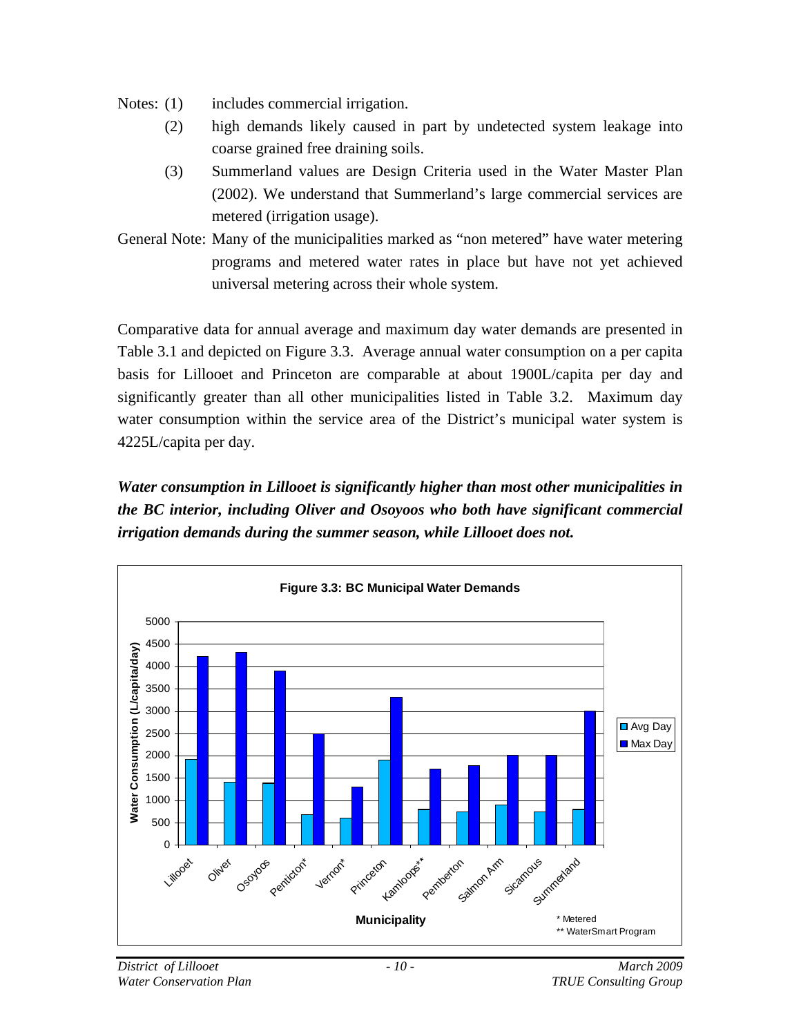Notes: (1) includes commercial irrigation.

(2) high demands likely caused in part by undetected system leakage into coarse grained free draining soils.

(3) Summerland values are Design Criteria used in the Water Master Plan (2002). We understand that Summerland's large commercial services are metered (irrigation usage).

General Note: Many of the municipalities marked as "non metered" have water metering programs and metered water rates in place but have not yet achieved universal metering across their whole system.

Comparative data for annual average and maximum day water demands are presented in Table 3.1 and depicted on Figure 3.3. Average annual water consumption on a per capita basis for Lillooet and Princeton are comparable at about 1900L/capita per day and significantly greater than all other municipalities listed in Table 3.2. Maximum day water consumption within the service area of the District's municipal water system is 4225L/capita per day.

***Water consumption in Lillooet is significantly higher than most other municipalities in the BC interior, including Oliver and Osoyoos who both have significant commercial irrigation demands during the summer season, while Lillooet does not.***

**Figure 3.3: BC Municipal Water Demands**

\* Metered

\*\* WaterSmart Program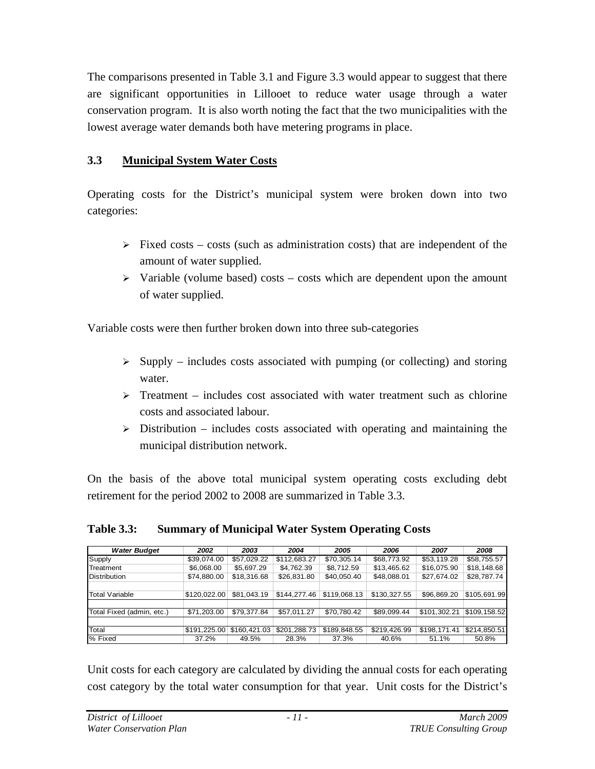The comparisons presented in Table 3.1 and Figure 3.3 would appear to suggest that there are significant opportunities in Lillooet to reduce water usage through a water conservation program. It is also worth noting the fact that the two municipalities with the lowest average water demands both have metering programs in place.

## 3.3 Municipal System Water Costs

Operating costs for the District's municipal system were broken down into two categories:

- Fixed costs – costs (such as administration costs) that are independent of the amount of water supplied.
- Variable (volume based) costs – costs which are dependent upon the amount of water supplied.

Variable costs were then further broken down into three sub-categories

- Supply – includes costs associated with pumping (or collecting) and storing water.
- Treatment – includes cost associated with water treatment such as chlorine costs and associated labour.
- Distribution – includes costs associated with operating and maintaining the municipal distribution network.

On the basis of the above total municipal system operating costs excluding debt retirement for the period 2002 to 2008 are summarized in Table 3.3.

**Table 3.3: Summary of Municipal Water System Operating Costs**

| *Water Budget* | *2002* | *2003* | *2004* | *2005* | *2006* | *2007* | *2008* |
|---|---|---|---|---|---|---|---|
| Supply | $39,074.00 | $57,029.22 | $112,683.27 | $70,305.14 | $68,773.92 | $53,119.28 | $58,755.57 |
| Treatment | $6,068.00 | $5,697.29 | $4,762.39 | $8,712.59 | $13,465.62 | $16,075.90 | $18,148.68 |
| Distribution | $74,880.00 | $18,316.68 | $26,831.80 | $40,050.40 | $48,088.01 | $27,674.02 | $28,787.74 |
| | | | | | | | |
| Total Variable | $120,022.00 | $81,043.19 | $144,277.46 | $119,068.13 | $130,327.55 | $96,869.20 | $105,691.99 |
| | | | | | | | |
| Total Fixed (admin, etc.) | $71,203.00 | $79,377.84 | $57,011.27 | $70,780.42 | $89,099.44 | $101,302.21 | $109,158.52 |
| | | | | | | | |
| Total | $191,225.00 | $160,421.03 | $201,288.73 | $189,848.55 | $219,426.99 | $198,171.41 | $214,850.51 |
| % Fixed | 37.2% | 49.5% | 28.3% | 37.3% | 40.6% | 51.1% | 50.8% |

Unit costs for each category are calculated by dividing the annual costs for each operating cost category by the total water consumption for that year. Unit costs for the District's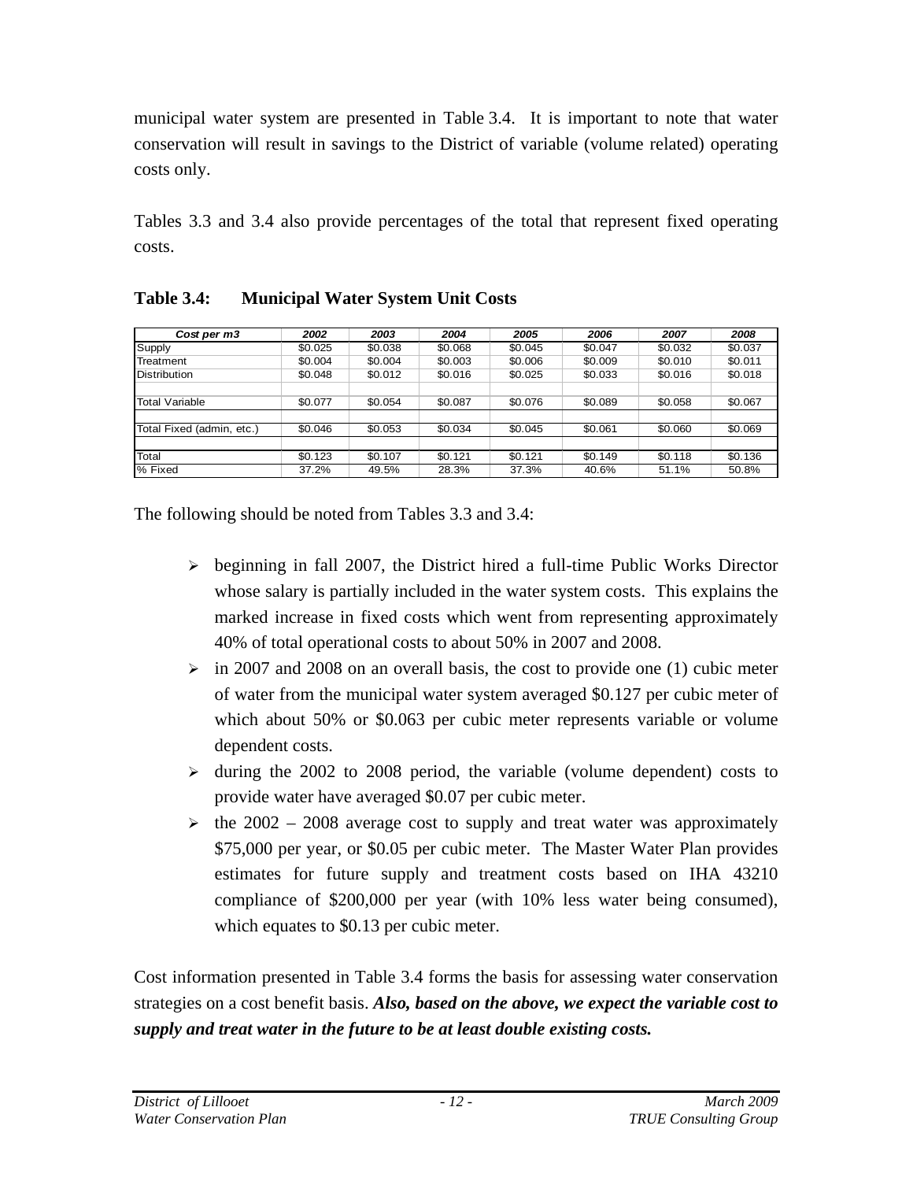municipal water system are presented in Table 3.4. It is important to note that water conservation will result in savings to the District of variable (volume related) operating costs only.

Tables 3.3 and 3.4 also provide percentages of the total that represent fixed operating costs.

**Table 3.4: Municipal Water System Unit Costs**

| *Cost per m3* | *2002* | *2003* | *2004* | *2005* | *2006* | *2007* | *2008* |
|---|---|---|---|---|---|---|---|
| Supply | $0.025 | $0.038 | $0.068 | $0.045 | $0.047 | $0.032 | $0.037 |
| Treatment | $0.004 | $0.004 | $0.003 | $0.006 | $0.009 | $0.010 | $0.011 |
| Distribution | $0.048 | $0.012 | $0.016 | $0.025 | $0.033 | $0.016 | $0.018 |
| | | | | | | | |
| Total Variable | $0.077 | $0.054 | $0.087 | $0.076 | $0.089 | $0.058 | $0.067 |
| | | | | | | | |
| Total Fixed (admin, etc.) | $0.046 | $0.053 | $0.034 | $0.045 | $0.061 | $0.060 | $0.069 |
| | | | | | | | |
| Total | $0.123 | $0.107 | $0.121 | $0.121 | $0.149 | $0.118 | $0.136 |
| % Fixed | 37.2% | 49.5% | 28.3% | 37.3% | 40.6% | 51.1% | 50.8% |

The following should be noted from Tables 3.3 and 3.4:

- beginning in fall 2007, the District hired a full-time Public Works Director whose salary is partially included in the water system costs. This explains the marked increase in fixed costs which went from representing approximately 40% of total operational costs to about 50% in 2007 and 2008.
- in 2007 and 2008 on an overall basis, the cost to provide one (1) cubic meter of water from the municipal water system averaged $0.127 per cubic meter of which about 50% or $0.063 per cubic meter represents variable or volume dependent costs.
- during the 2002 to 2008 period, the variable (volume dependent) costs to provide water have averaged $0.07 per cubic meter.
- the 2002 – 2008 average cost to supply and treat water was approximately $75,000 per year, or $0.05 per cubic meter. The Master Water Plan provides estimates for future supply and treatment costs based on IHA 43210 compliance of $200,000 per year (with 10% less water being consumed), which equates to $0.13 per cubic meter.

Cost information presented in Table 3.4 forms the basis for assessing water conservation strategies on a cost benefit basis. ***Also, based on the above, we expect the variable cost to supply and treat water in the future to be at least double existing costs.***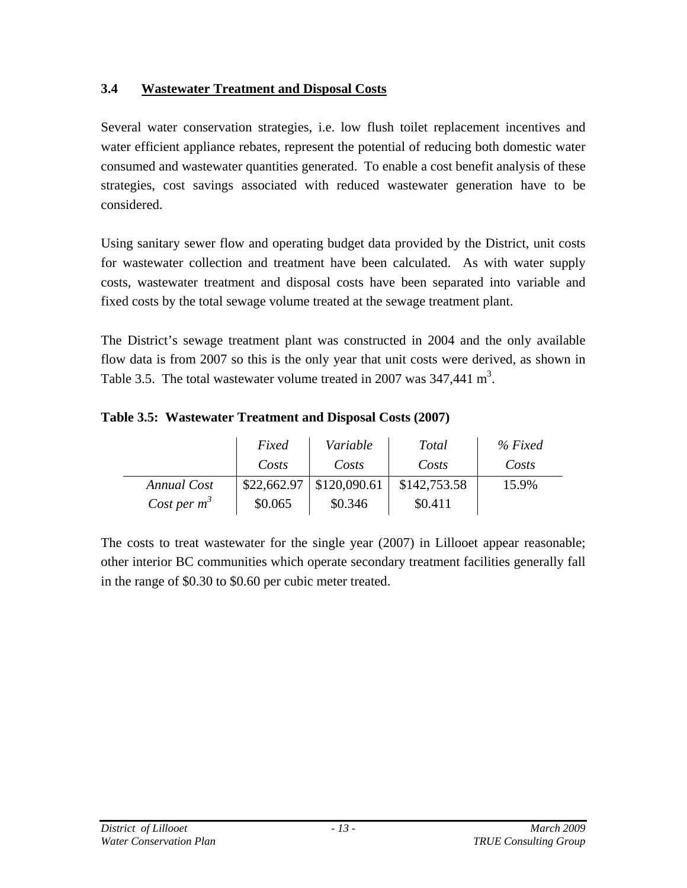### 3.4 Wastewater Treatment and Disposal Costs

Several water conservation strategies, i.e. low flush toilet replacement incentives and water efficient appliance rebates, represent the potential of reducing both domestic water consumed and wastewater quantities generated. To enable a cost benefit analysis of these strategies, cost savings associated with reduced wastewater generation have to be considered.

Using sanitary sewer flow and operating budget data provided by the District, unit costs for wastewater collection and treatment have been calculated. As with water supply costs, wastewater treatment and disposal costs have been separated into variable and fixed costs by the total sewage volume treated at the sewage treatment plant.

The District's sewage treatment plant was constructed in 2004 and the only available flow data is from 2007 so this is the only year that unit costs were derived, as shown in Table 3.5. The total wastewater volume treated in 2007 was 347,441 $m^3$.

**Table 3.5: Wastewater Treatment and Disposal Costs (2007)**

| | *Fixed Costs* | *Variable Costs* | *Total Costs* | *% Fixed Costs* |
|---|---|---|---|---|
| *Annual Cost* | $22,662.97 | $120,090.61 | $142,753.58 | 15.9% |
| *Cost per $m^3$* | $0.065 | $0.346 | $0.411 | |

The costs to treat wastewater for the single year (2007) in Lillooet appear reasonable; other interior BC communities which operate secondary treatment facilities generally fall in the range of $0.30 to $0.60 per cubic meter treated.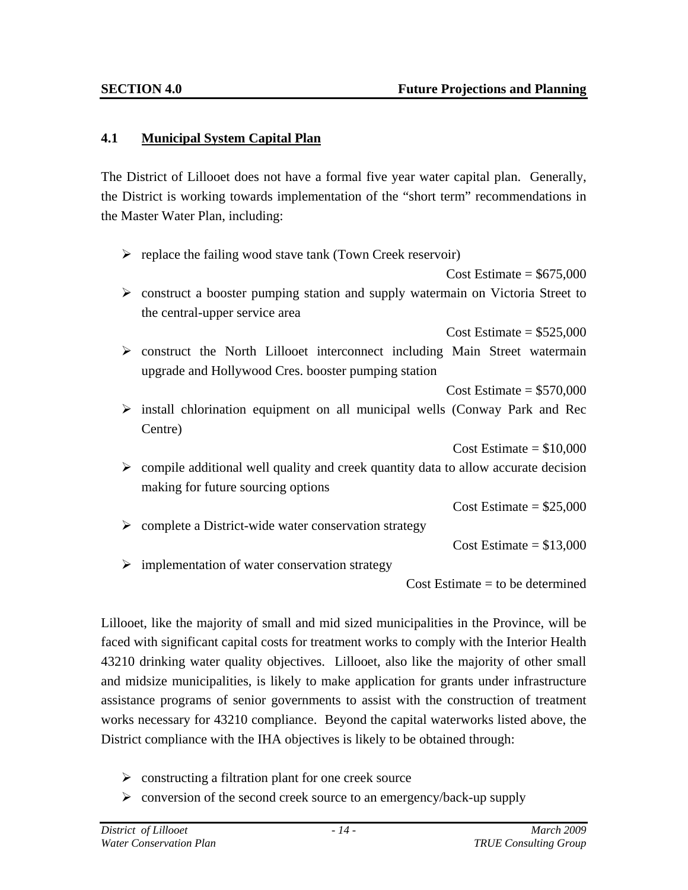## 4.1 Municipal System Capital Plan

The District of Lillooet does not have a formal five year water capital plan. Generally, the District is working towards implementation of the "short term" recommendations in the Master Water Plan, including:

- replace the failing wood stave tank (Town Creek reservoir)
  
  Cost Estimate = $675,000
- construct a booster pumping station and supply watermain on Victoria Street to the central-upper service area
  
  Cost Estimate = $525,000
- construct the North Lillooet interconnect including Main Street watermain upgrade and Hollywood Cres. booster pumping station
  
  Cost Estimate = $570,000
- install chlorination equipment on all municipal wells (Conway Park and Rec Centre)
  
  Cost Estimate = $10,000
- compile additional well quality and creek quantity data to allow accurate decision making for future sourcing options
  
  Cost Estimate = $25,000
- complete a District-wide water conservation strategy
  
  Cost Estimate = $13,000
- implementation of water conservation strategy
  
  Cost Estimate = to be determined

Lillooet, like the majority of small and mid sized municipalities in the Province, will be faced with significant capital costs for treatment works to comply with the Interior Health 43210 drinking water quality objectives. Lillooet, also like the majority of other small and midsize municipalities, is likely to make application for grants under infrastructure assistance programs of senior governments to assist with the construction of treatment works necessary for 43210 compliance. Beyond the capital waterworks listed above, the District compliance with the IHA objectives is likely to be obtained through:

- constructing a filtration plant for one creek source
- conversion of the second creek source to an emergency/back-up supply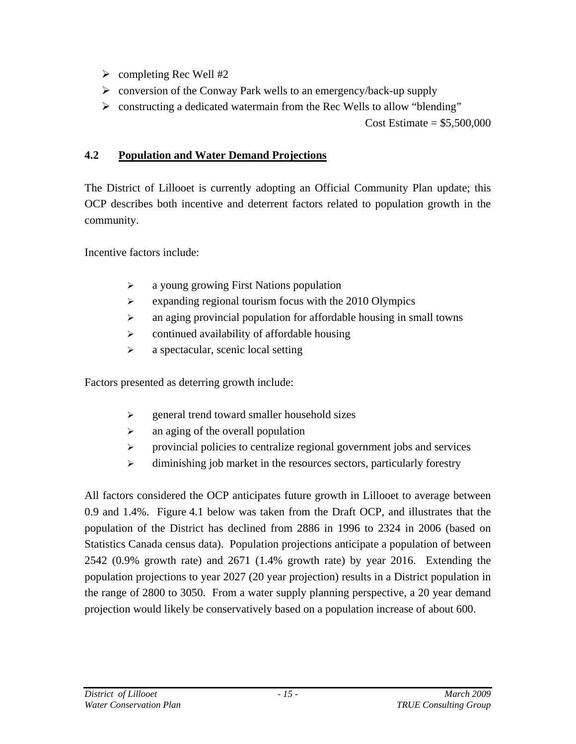- completing Rec Well #2
- conversion of the Conway Park wells to an emergency/back-up supply
- constructing a dedicated watermain from the Rec Wells to allow “blending”

Cost Estimate = $5,500,000

## 4.2 Population and Water Demand Projections

The District of Lillooet is currently adopting an Official Community Plan update; this OCP describes both incentive and deterrent factors related to population growth in the community.

Incentive factors include:

- a young growing First Nations population
- expanding regional tourism focus with the 2010 Olympics
- an aging provincial population for affordable housing in small towns
- continued availability of affordable housing
- a spectacular, scenic local setting

Factors presented as deterring growth include:

- general trend toward smaller household sizes
- an aging of the overall population
- provincial policies to centralize regional government jobs and services
- diminishing job market in the resources sectors, particularly forestry

All factors considered the OCP anticipates future growth in Lillooet to average between 0.9 and 1.4%. Figure 4.1 below was taken from the Draft OCP, and illustrates that the population of the District has declined from 2886 in 1996 to 2324 in 2006 (based on Statistics Canada census data). Population projections anticipate a population of between 2542 (0.9% growth rate) and 2671 (1.4% growth rate) by year 2016. Extending the population projections to year 2027 (20 year projection) results in a District population in the range of 2800 to 3050. From a water supply planning perspective, a 20 year demand projection would likely be conservatively based on a population increase of about 600.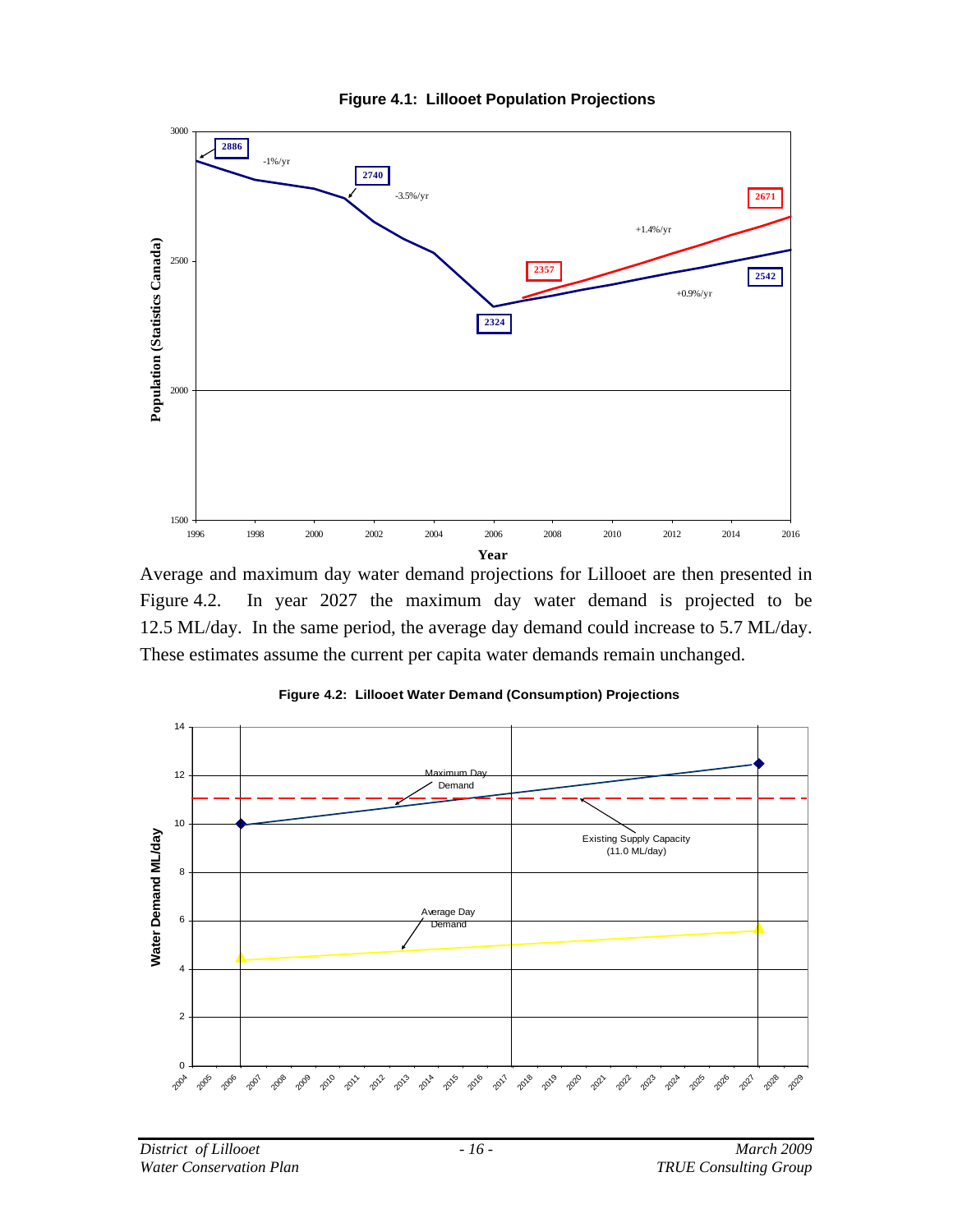**Figure 4.1: Lillooet Population Projections**

Average and maximum day water demand projections for Lillooet are then presented in Figure 4.2. In year 2027 the maximum day water demand is projected to be 12.5 ML/day. In the same period, the average day demand could increase to 5.7 ML/day. These estimates assume the current per capita water demands remain unchanged.

**Figure 4.2: Lillooet Water Demand (Consumption) Projections**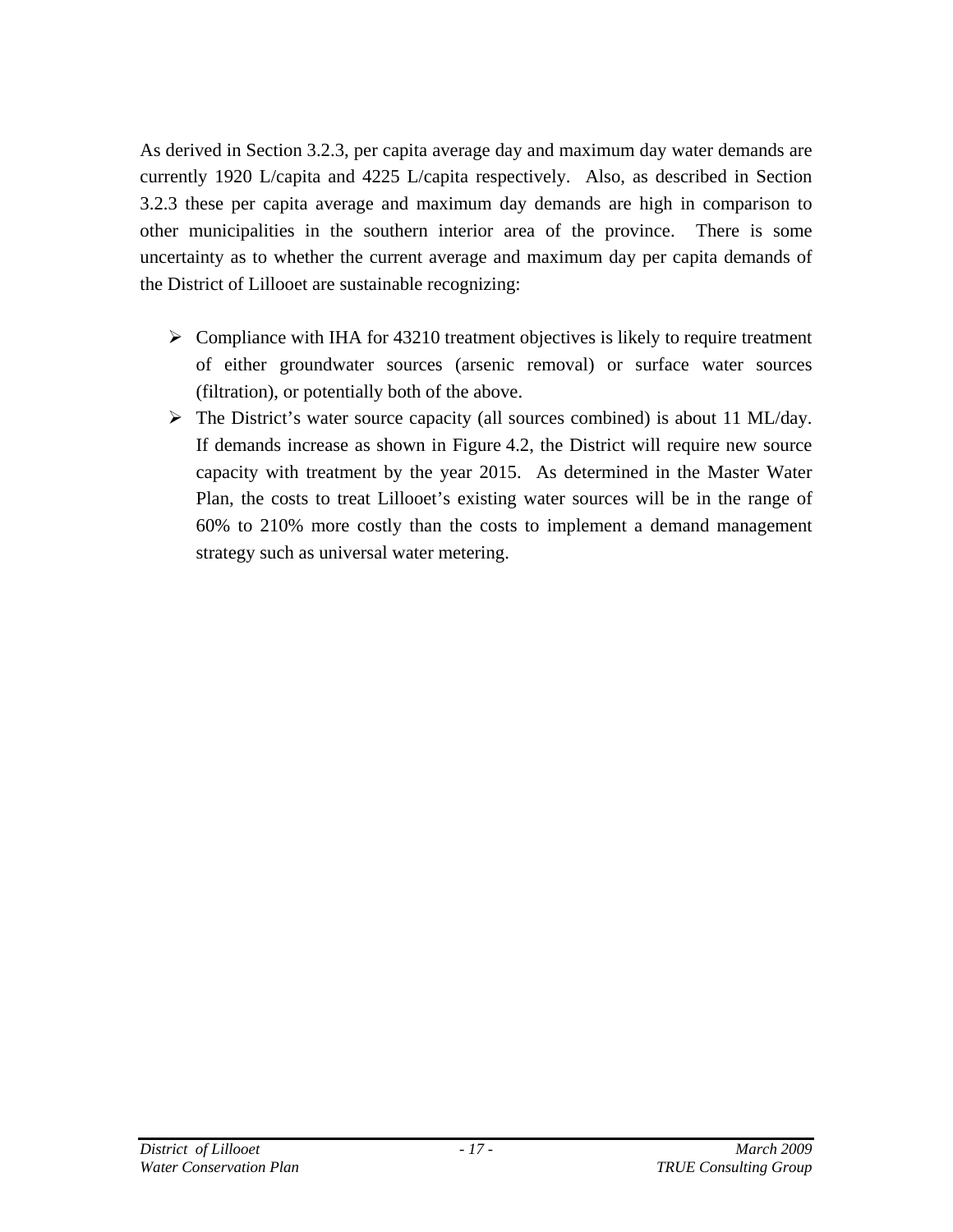As derived in Section 3.2.3, per capita average day and maximum day water demands are currently 1920 L/capita and 4225 L/capita respectively. Also, as described in Section 3.2.3 these per capita average and maximum day demands are high in comparison to other municipalities in the southern interior area of the province. There is some uncertainty as to whether the current average and maximum day per capita demands of the District of Lillooet are sustainable recognizing:

- Compliance with IHA for 43210 treatment objectives is likely to require treatment of either groundwater sources (arsenic removal) or surface water sources (filtration), or potentially both of the above.
- The District's water source capacity (all sources combined) is about 11 ML/day. If demands increase as shown in Figure 4.2, the District will require new source capacity with treatment by the year 2015. As determined in the Master Water Plan, the costs to treat Lillooet's existing water sources will be in the range of 60% to 210% more costly than the costs to implement a demand management strategy such as universal water metering.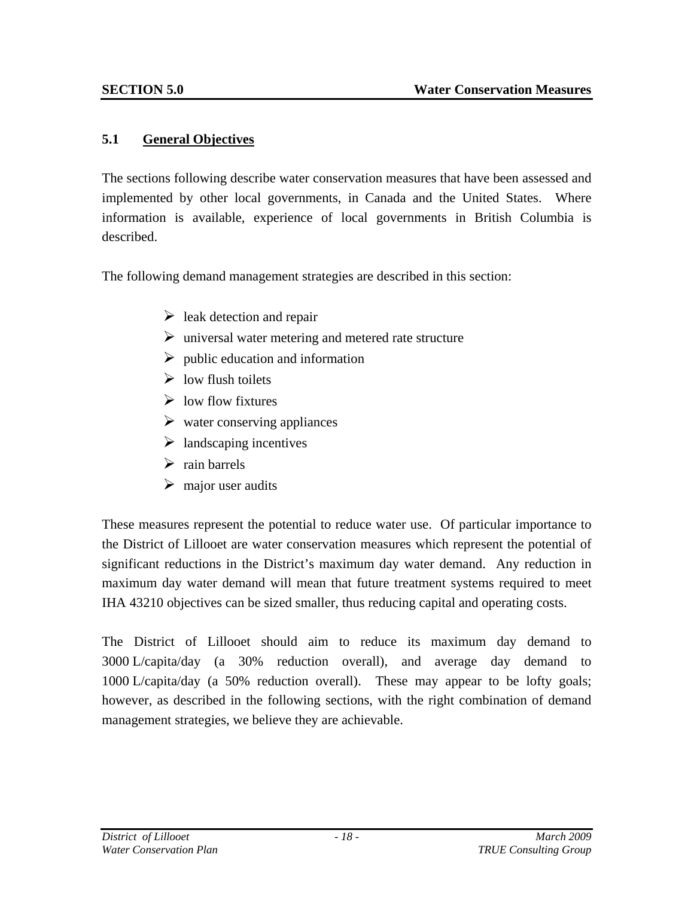# SECTION 5.0 Water Conservation Measures

## 5.1 General Objectives

The sections following describe water conservation measures that have been assessed and implemented by other local governments, in Canada and the United States. Where information is available, experience of local governments in British Columbia is described.

The following demand management strategies are described in this section:

- leak detection and repair
- universal water metering and metered rate structure
- public education and information
- low flush toilets
- low flow fixtures
- water conserving appliances
- landscaping incentives
- rain barrels
- major user audits

These measures represent the potential to reduce water use. Of particular importance to the District of Lillooet are water conservation measures which represent the potential of significant reductions in the District's maximum day water demand. Any reduction in maximum day water demand will mean that future treatment systems required to meet IHA 43210 objectives can be sized smaller, thus reducing capital and operating costs.

The District of Lillooet should aim to reduce its maximum day demand to 3000 L/capita/day (a 30% reduction overall), and average day demand to 1000 L/capita/day (a 50% reduction overall). These may appear to be lofty goals; however, as described in the following sections, with the right combination of demand management strategies, we believe they are achievable.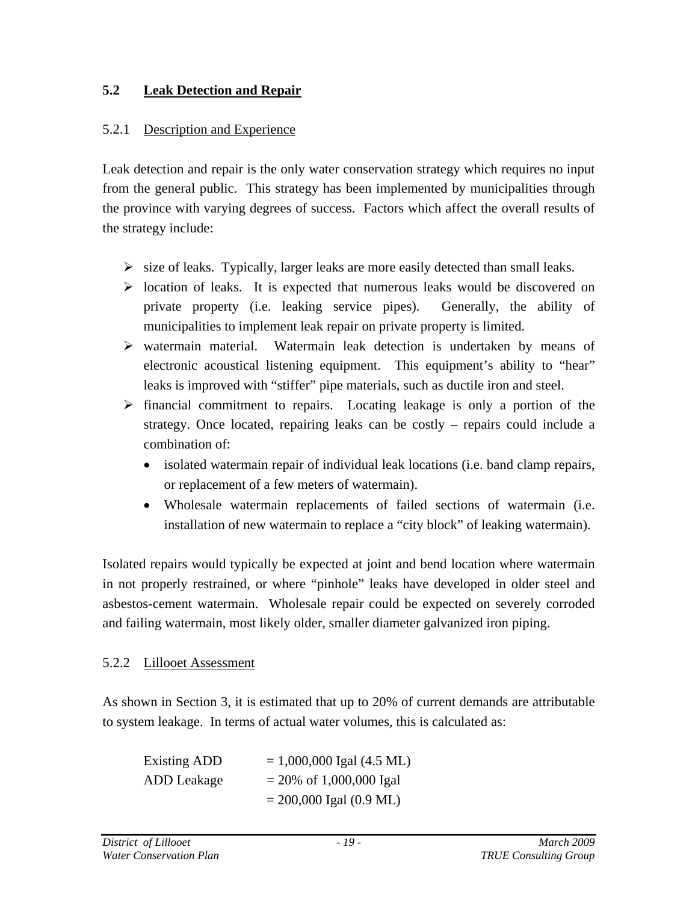## 5.2 Leak Detection and Repair

### 5.2.1 Description and Experience

Leak detection and repair is the only water conservation strategy which requires no input from the general public. This strategy has been implemented by municipalities through the province with varying degrees of success. Factors which affect the overall results of the strategy include:

- size of leaks. Typically, larger leaks are more easily detected than small leaks.
- location of leaks. It is expected that numerous leaks would be discovered on private property (i.e. leaking service pipes). Generally, the ability of municipalities to implement leak repair on private property is limited.
- watermain material. Watermain leak detection is undertaken by means of electronic acoustical listening equipment. This equipment's ability to "hear" leaks is improved with "stiffer" pipe materials, such as ductile iron and steel.
- financial commitment to repairs. Locating leakage is only a portion of the strategy. Once located, repairing leaks can be costly – repairs could include a combination of:
  - isolated watermain repair of individual leak locations (i.e. band clamp repairs, or replacement of a few meters of watermain).
  - Wholesale watermain replacements of failed sections of watermain (i.e. installation of new watermain to replace a "city block" of leaking watermain).

Isolated repairs would typically be expected at joint and bend location where watermain in not properly restrained, or where "pinhole" leaks have developed in older steel and asbestos-cement watermain. Wholesale repair could be expected on severely corroded and failing watermain, most likely older, smaller diameter galvanized iron piping.

### 5.2.2 Lillooet Assessment

As shown in Section 3, it is estimated that up to 20% of current demands are attributable to system leakage. In terms of actual water volumes, this is calculated as:

| | |
|---|---|
| Existing ADD | = 1,000,000 Igal (4.5 ML) |
| ADD Leakage | = 20% of 1,000,000 Igal |
| | = 200,000 Igal (0.9 ML) |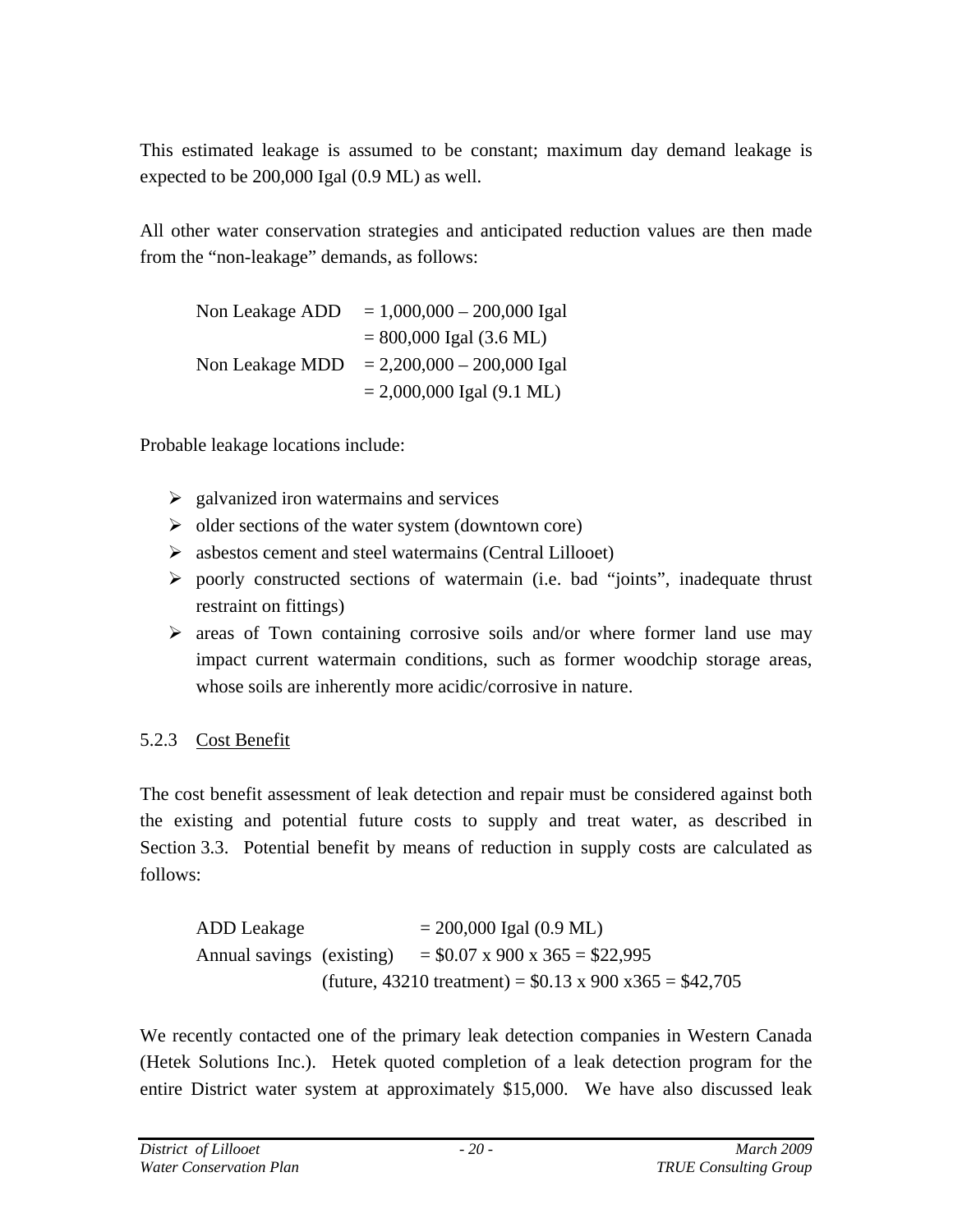This estimated leakage is assumed to be constant; maximum day demand leakage is expected to be 200,000 Igal (0.9 ML) as well.

All other water conservation strategies and anticipated reduction values are then made from the "non-leakage" demands, as follows:

Non Leakage ADD = 1,000,000 – 200,000 Igal
= 800,000 Igal (3.6 ML)
Non Leakage MDD = 2,200,000 – 200,000 Igal
= 2,000,000 Igal (9.1 ML)

Probable leakage locations include:

- galvanized iron watermains and services
- older sections of the water system (downtown core)
- asbestos cement and steel watermains (Central Lillooet)
- poorly constructed sections of watermain (i.e. bad "joints", inadequate thrust restraint on fittings)
- areas of Town containing corrosive soils and/or where former land use may impact current watermain conditions, such as former woodchip storage areas, whose soils are inherently more acidic/corrosive in nature.

### 5.2.3 Cost Benefit

The cost benefit assessment of leak detection and repair must be considered against both the existing and potential future costs to supply and treat water, as described in Section 3.3. Potential benefit by means of reduction in supply costs are calculated as follows:

ADD Leakage = 200,000 Igal (0.9 ML)
Annual savings (existing) = \$0.07 x 900 x 365 = \$22,995
(future, 43210 treatment) = \$0.13 x 900 x365 = \$42,705

We recently contacted one of the primary leak detection companies in Western Canada (Hetek Solutions Inc.). Hetek quoted completion of a leak detection program for the entire District water system at approximately \$15,000. We have also discussed leak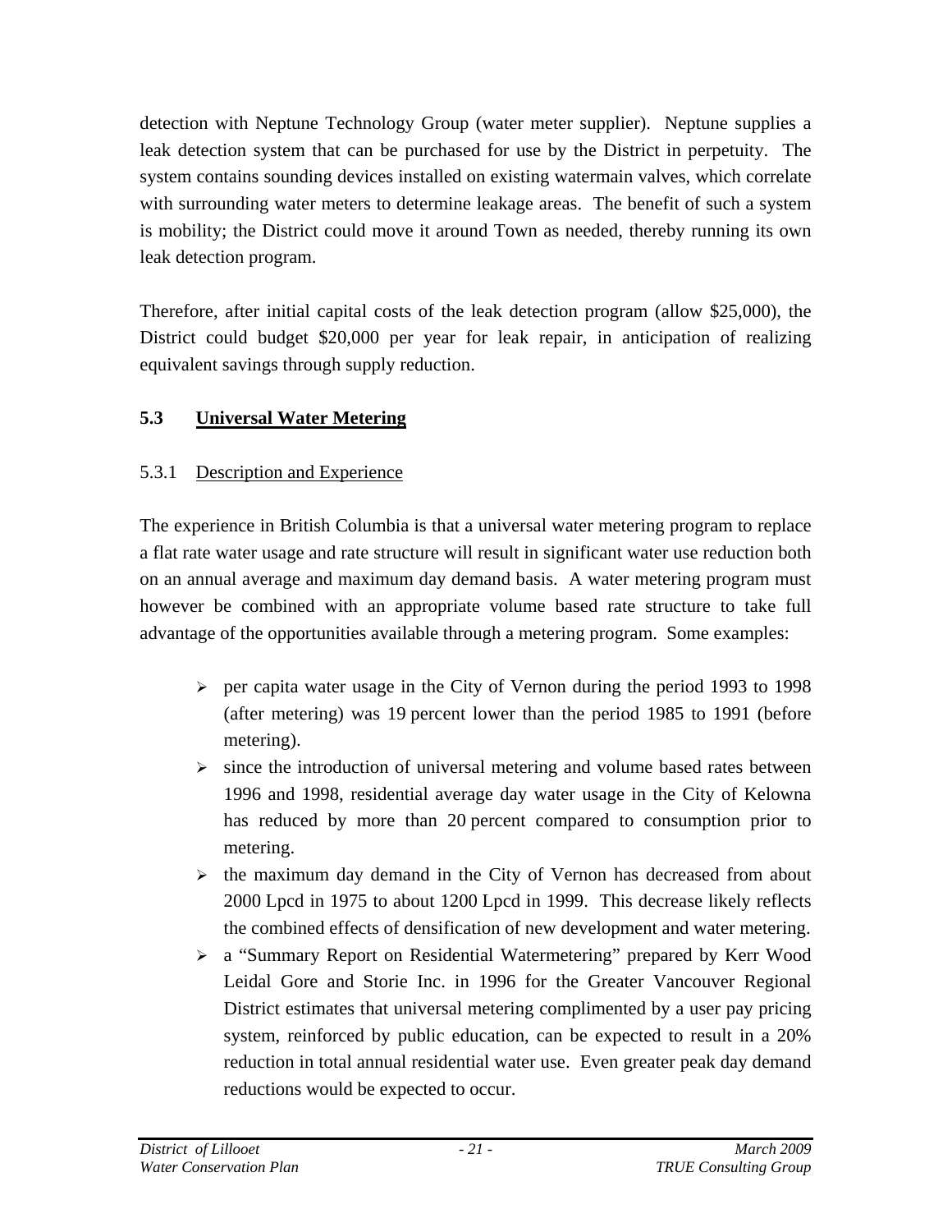detection with Neptune Technology Group (water meter supplier). Neptune supplies a leak detection system that can be purchased for use by the District in perpetuity. The system contains sounding devices installed on existing watermain valves, which correlate with surrounding water meters to determine leakage areas. The benefit of such a system is mobility; the District could move it around Town as needed, thereby running its own leak detection program.

Therefore, after initial capital costs of the leak detection program (allow $25,000), the District could budget $20,000 per year for leak repair, in anticipation of realizing equivalent savings through supply reduction.

## 5.3 Universal Water Metering

### 5.3.1 Description and Experience

The experience in British Columbia is that a universal water metering program to replace a flat rate water usage and rate structure will result in significant water use reduction both on an annual average and maximum day demand basis. A water metering program must however be combined with an appropriate volume based rate structure to take full advantage of the opportunities available through a metering program. Some examples:

- per capita water usage in the City of Vernon during the period 1993 to 1998 (after metering) was 19 percent lower than the period 1985 to 1991 (before metering).
- since the introduction of universal metering and volume based rates between 1996 and 1998, residential average day water usage in the City of Kelowna has reduced by more than 20 percent compared to consumption prior to metering.
- the maximum day demand in the City of Vernon has decreased from about 2000 Lpcd in 1975 to about 1200 Lpcd in 1999. This decrease likely reflects the combined effects of densification of new development and water metering.
- a "Summary Report on Residential Watermetering" prepared by Kerr Wood Leidal Gore and Storie Inc. in 1996 for the Greater Vancouver Regional District estimates that universal metering complimented by a user pay pricing system, reinforced by public education, can be expected to result in a 20% reduction in total annual residential water use. Even greater peak day demand reductions would be expected to occur.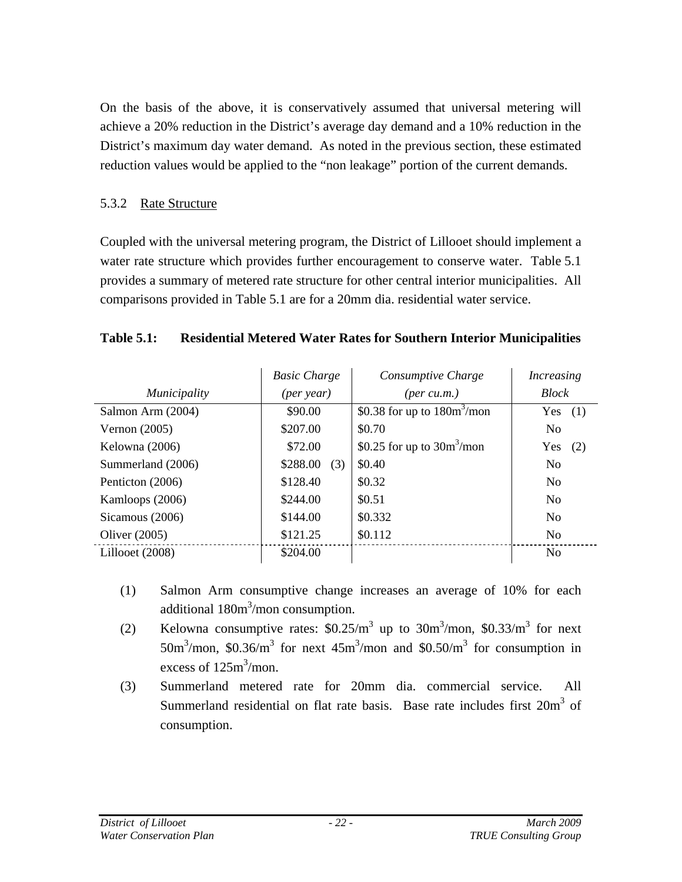On the basis of the above, it is conservatively assumed that universal metering will achieve a 20% reduction in the District's average day demand and a 10% reduction in the District's maximum day water demand. As noted in the previous section, these estimated reduction values would be applied to the "non leakage" portion of the current demands.

### 5.3.2 Rate Structure

Coupled with the universal metering program, the District of Lillooet should implement a water rate structure which provides further encouragement to conserve water. Table 5.1 provides a summary of metered rate structure for other central interior municipalities. All comparisons provided in Table 5.1 are for a 20mm dia. residential water service.

**Table 5.1: Residential Metered Water Rates for Southern Interior Municipalities**

| *Municipality* | *Basic Charge (per year)* | *Consumptive Charge (per cu.m.)* | *Increasing Block* |
|---|---|---|---|
| Salmon Arm (2004) | \$90.00 | \$0.38 for up to $180m^3$/mon | Yes (1) |
| Vernon (2005) | \$207.00 | \$0.70 | No |
| Kelowna (2006) | \$72.00 | \$0.25 for up to $30m^3$/mon | Yes (2) |
| Summerland (2006) | \$288.00 (3) | \$0.40 | No |
| Penticton (2006) | \$128.40 | \$0.32 | No |
| Kamloops (2006) | \$244.00 | \$0.51 | No |
| Sicamous (2006) | \$144.00 | \$0.332 | No |
| Oliver (2005) | \$121.25 | \$0.112 | No |
| Lillooet (2008) | \$204.00 | | No |

(1) Salmon Arm consumptive change increases an average of 10% for each additional $180m^3$/mon consumption.

(2) Kelowna consumptive rates: \$0.25/$m^3$ up to $30m^3$/mon, \$0.33/$m^3$ for next $50m^3$/mon, \$0.36/$m^3$ for next $45m^3$/mon and \$0.50/$m^3$ for consumption in excess of $125m^3$/mon.

(3) Summerland metered rate for 20mm dia. commercial service. All Summerland residential on flat rate basis. Base rate includes first $20m^3$ of consumption.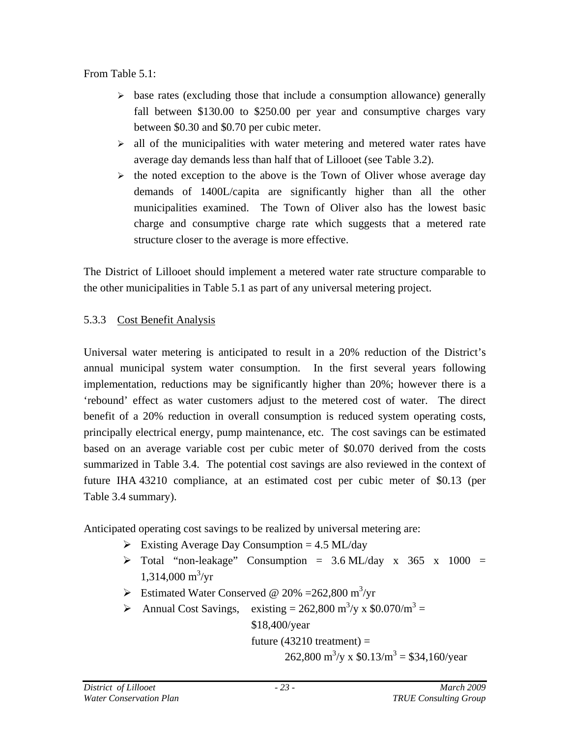From Table 5.1:

- base rates (excluding those that include a consumption allowance) generally fall between \$130.00 to \$250.00 per year and consumptive charges vary between \$0.30 and \$0.70 per cubic meter.
- all of the municipalities with water metering and metered water rates have average day demands less than half that of Lillooet (see Table 3.2).
- the noted exception to the above is the Town of Oliver whose average day demands of 1400L/capita are significantly higher than all the other municipalities examined. The Town of Oliver also has the lowest basic charge and consumptive charge rate which suggests that a metered rate structure closer to the average is more effective.

The District of Lillooet should implement a metered water rate structure comparable to the other municipalities in Table 5.1 as part of any universal metering project.

### 5.3.3 Cost Benefit Analysis

Universal water metering is anticipated to result in a 20% reduction of the District's annual municipal system water consumption. In the first several years following implementation, reductions may be significantly higher than 20%; however there is a 'rebound' effect as water customers adjust to the metered cost of water. The direct benefit of a 20% reduction in overall consumption is reduced system operating costs, principally electrical energy, pump maintenance, etc. The cost savings can be estimated based on an average variable cost per cubic meter of \$0.070 derived from the costs summarized in Table 3.4. The potential cost savings are also reviewed in the context of future IHA 43210 compliance, at an estimated cost per cubic meter of \$0.13 (per Table 3.4 summary).

Anticipated operating cost savings to be realized by universal metering are:

- Existing Average Day Consumption = 4.5 ML/day
- Total "non-leakage" Consumption = 3.6 ML/day x 365 x 1000 = 1,314,000 $m^3$/yr
- Estimated Water Conserved @ 20% =262,800 $m^3$/yr
- Annual Cost Savings, existing = 262,800 $m^3$/y x \$0.070/$m^3$ = \$18,400/year
  future (43210 treatment) = 262,800 $m^3$/y x \$0.13/$m^3$ = \$34,160/year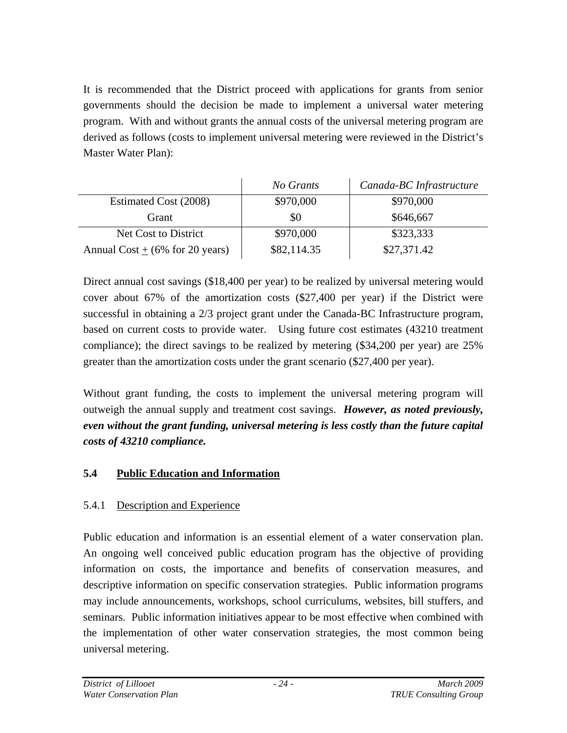It is recommended that the District proceed with applications for grants from senior governments should the decision be made to implement a universal water metering program. With and without grants the annual costs of the universal metering program are derived as follows (costs to implement universal metering were reviewed in the District's Master Water Plan):

| | *No Grants* | *Canada-BC Infrastructure* |
|---|---|---|
| Estimated Cost (2008) | \$970,000 | \$970,000 |
| Grant | \$0 | \$646,667 |
| Net Cost to District | \$970,000 | \$323,333 |
| Annual Cost ± (6% for 20 years) | \$82,114.35 | \$27,371.42 |

Direct annual cost savings (\$18,400 per year) to be realized by universal metering would cover about 67% of the amortization costs (\$27,400 per year) if the District were successful in obtaining a 2/3 project grant under the Canada-BC Infrastructure program, based on current costs to provide water. Using future cost estimates (43210 treatment compliance); the direct savings to be realized by metering (\$34,200 per year) are 25% greater than the amortization costs under the grant scenario (\$27,400 per year).

Without grant funding, the costs to implement the universal metering program will outweigh the annual supply and treatment cost savings. ***However, as noted previously, even without the grant funding, universal metering is less costly than the future capital costs of 43210 compliance.***

## 5.4 Public Education and Information

### 5.4.1 Description and Experience

Public education and information is an essential element of a water conservation plan. An ongoing well conceived public education program has the objective of providing information on costs, the importance and benefits of conservation measures, and descriptive information on specific conservation strategies. Public information programs may include announcements, workshops, school curriculums, websites, bill stuffers, and seminars. Public information initiatives appear to be most effective when combined with the implementation of other water conservation strategies, the most common being universal metering.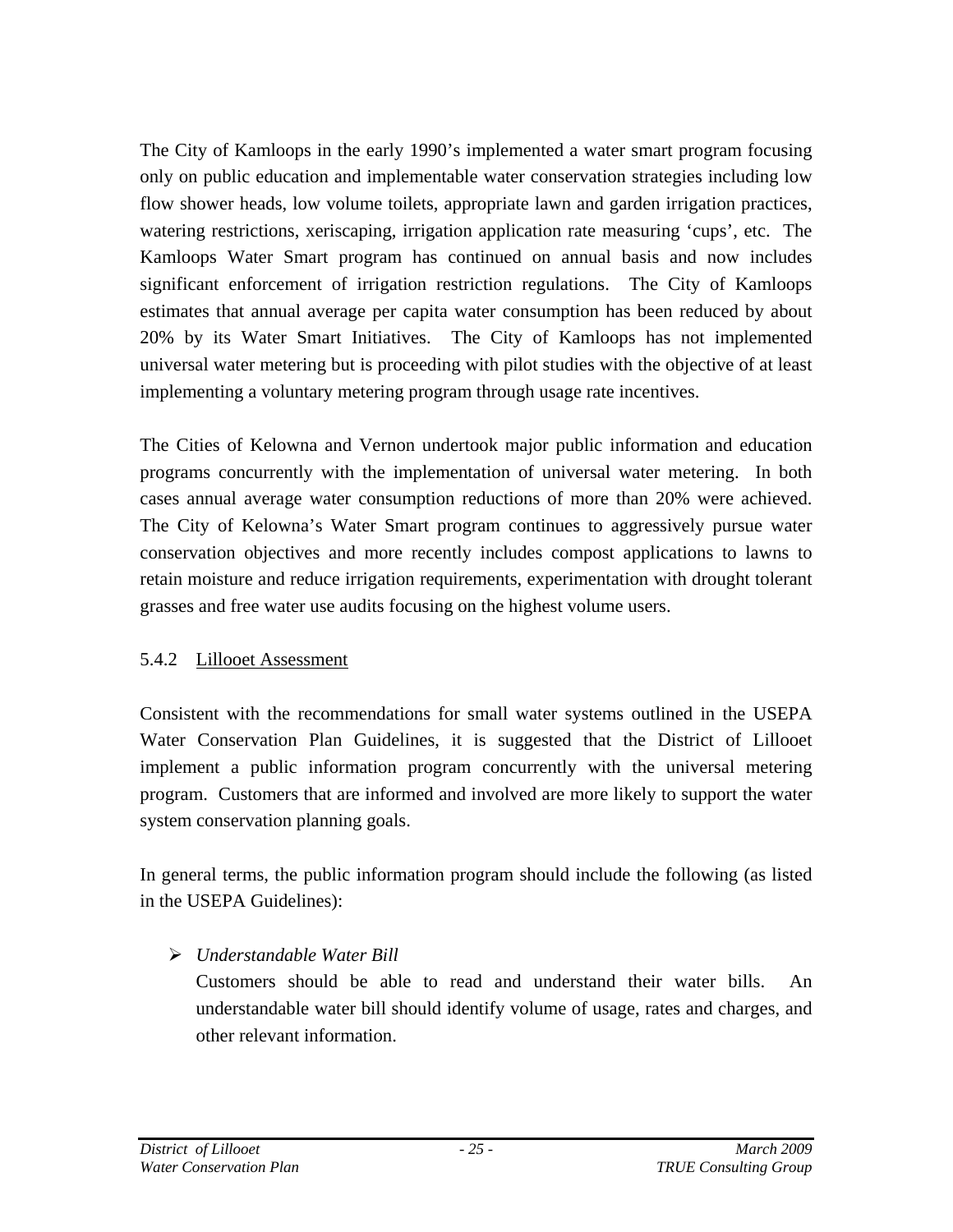The City of Kamloops in the early 1990's implemented a water smart program focusing only on public education and implementable water conservation strategies including low flow shower heads, low volume toilets, appropriate lawn and garden irrigation practices, watering restrictions, xeriscaping, irrigation application rate measuring 'cups', etc. The Kamloops Water Smart program has continued on annual basis and now includes significant enforcement of irrigation restriction regulations. The City of Kamloops estimates that annual average per capita water consumption has been reduced by about 20% by its Water Smart Initiatives. The City of Kamloops has not implemented universal water metering but is proceeding with pilot studies with the objective of at least implementing a voluntary metering program through usage rate incentives.

The Cities of Kelowna and Vernon undertook major public information and education programs concurrently with the implementation of universal water metering. In both cases annual average water consumption reductions of more than 20% were achieved. The City of Kelowna's Water Smart program continues to aggressively pursue water conservation objectives and more recently includes compost applications to lawns to retain moisture and reduce irrigation requirements, experimentation with drought tolerant grasses and free water use audits focusing on the highest volume users.

### 5.4.2 Lillooet Assessment

Consistent with the recommendations for small water systems outlined in the USEPA Water Conservation Plan Guidelines, it is suggested that the District of Lillooet implement a public information program concurrently with the universal metering program. Customers that are informed and involved are more likely to support the water system conservation planning goals.

In general terms, the public information program should include the following (as listed in the USEPA Guidelines):

- *Understandable Water Bill*
  Customers should be able to read and understand their water bills. An understandable water bill should identify volume of usage, rates and charges, and other relevant information.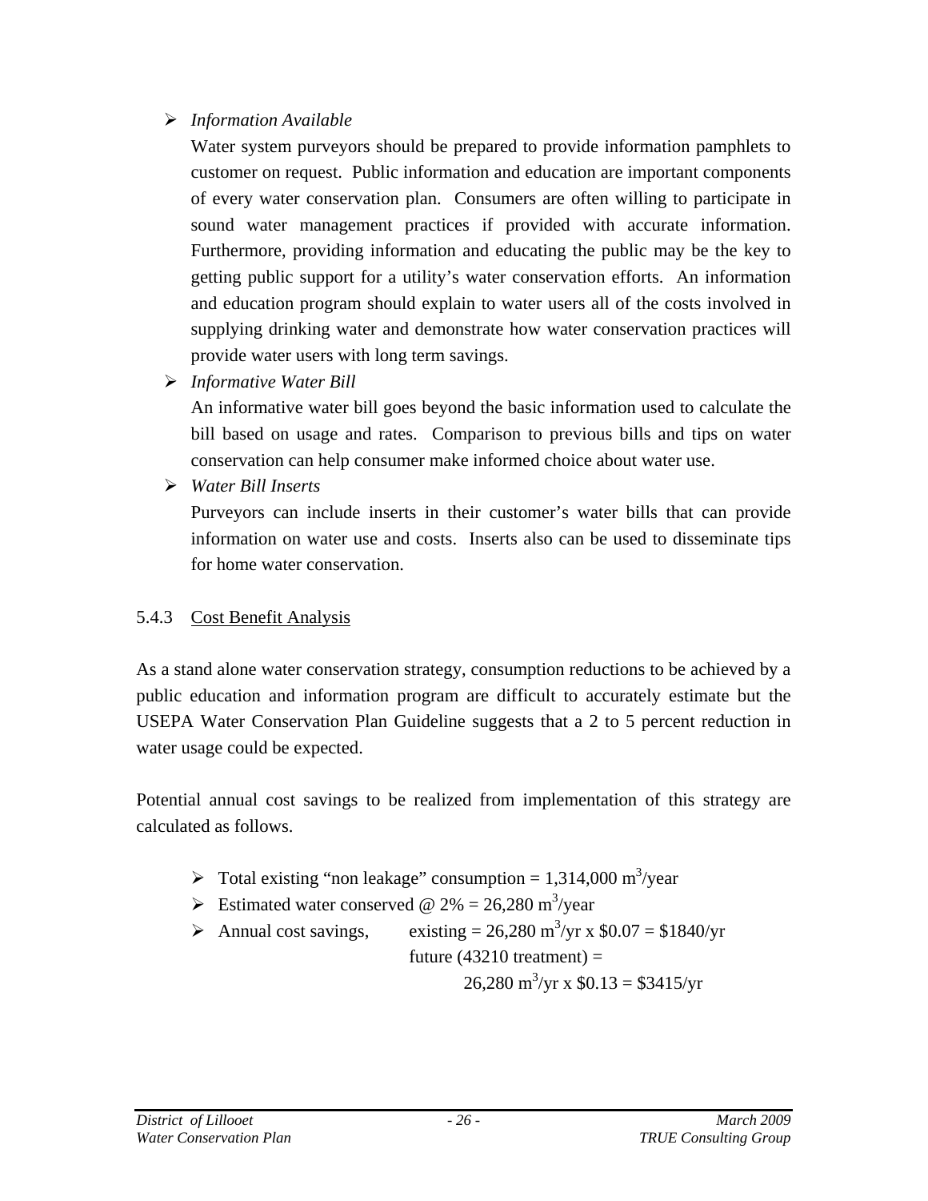- *Information Available*

  Water system purveyors should be prepared to provide information pamphlets to customer on request. Public information and education are important components of every water conservation plan. Consumers are often willing to participate in sound water management practices if provided with accurate information. Furthermore, providing information and educating the public may be the key to getting public support for a utility's water conservation efforts. An information and education program should explain to water users all of the costs involved in supplying drinking water and demonstrate how water conservation practices will provide water users with long term savings.

- *Informative Water Bill*

  An informative water bill goes beyond the basic information used to calculate the bill based on usage and rates. Comparison to previous bills and tips on water conservation can help consumer make informed choice about water use.

- *Water Bill Inserts*

  Purveyors can include inserts in their customer's water bills that can provide information on water use and costs. Inserts also can be used to disseminate tips for home water conservation.

### 5.4.3 Cost Benefit Analysis

As a stand alone water conservation strategy, consumption reductions to be achieved by a public education and information program are difficult to accurately estimate but the USEPA Water Conservation Plan Guideline suggests that a 2 to 5 percent reduction in water usage could be expected.

Potential annual cost savings to be realized from implementation of this strategy are calculated as follows.

- Total existing "non leakage" consumption = 1,314,000 $m^3$/year
- Estimated water conserved @ 2% = 26,280 $m^3$/year
- Annual cost savings, existing = 26,280 $m^3$/yr x \$0.07 = \$1840/yr

  future (43210 treatment) =

  26,280 $m^3$/yr x \$0.13 = \$3415/yr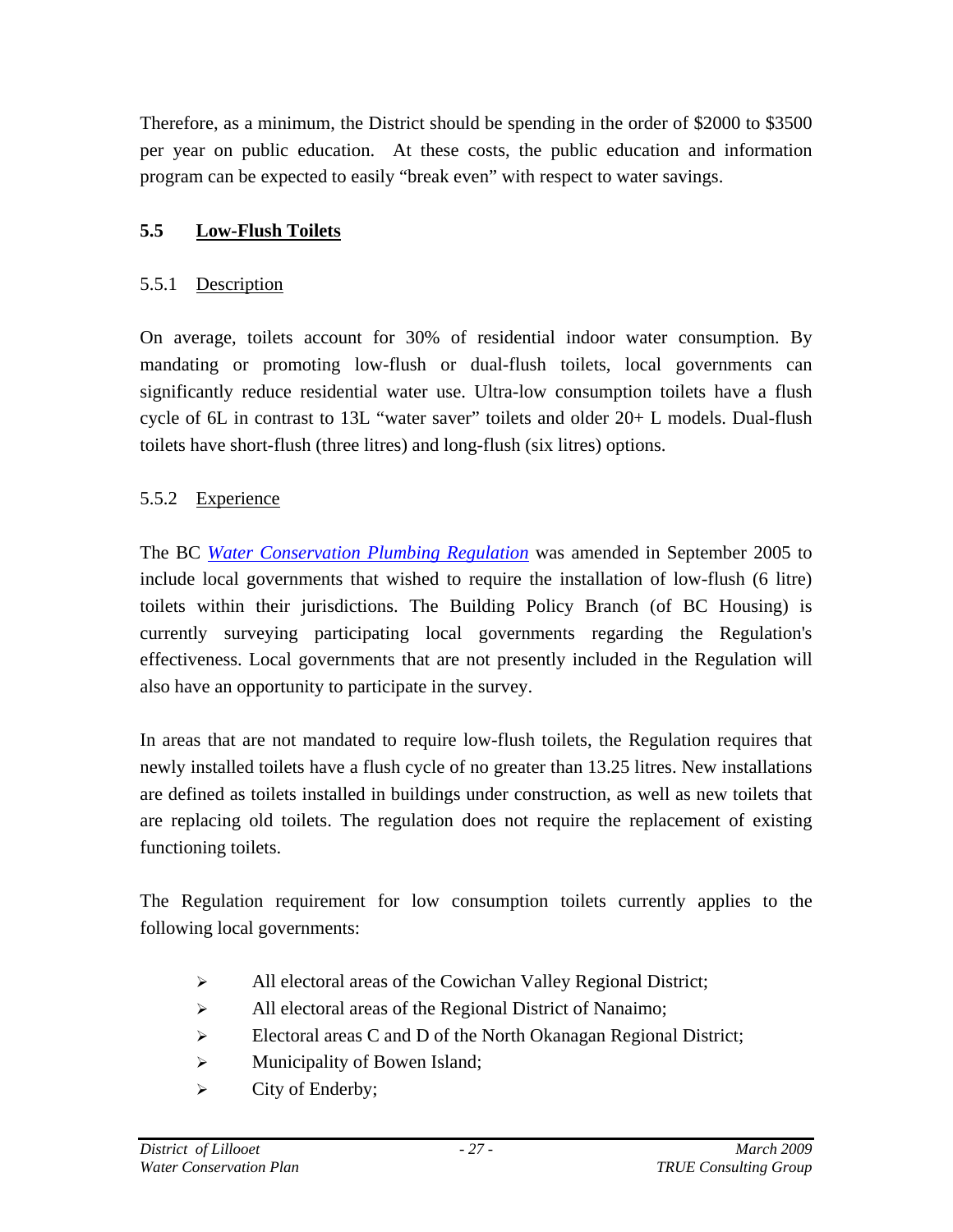Therefore, as a minimum, the District should be spending in the order of $2000 to $3500 per year on public education. At these costs, the public education and information program can be expected to easily "break even" with respect to water savings.

## 5.5 Low-Flush Toilets

### 5.5.1 Description

On average, toilets account for 30% of residential indoor water consumption. By mandating or promoting low-flush or dual-flush toilets, local governments can significantly reduce residential water use. Ultra-low consumption toilets have a flush cycle of 6L in contrast to 13L "water saver" toilets and older 20+ L models. Dual-flush toilets have short-flush (three litres) and long-flush (six litres) options.

### 5.5.2 Experience

The BC *Water Conservation Plumbing Regulation* was amended in September 2005 to include local governments that wished to require the installation of low-flush (6 litre) toilets within their jurisdictions. The Building Policy Branch (of BC Housing) is currently surveying participating local governments regarding the Regulation's effectiveness. Local governments that are not presently included in the Regulation will also have an opportunity to participate in the survey.

In areas that are not mandated to require low-flush toilets, the Regulation requires that newly installed toilets have a flush cycle of no greater than 13.25 litres. New installations are defined as toilets installed in buildings under construction, as well as new toilets that are replacing old toilets. The regulation does not require the replacement of existing functioning toilets.

The Regulation requirement for low consumption toilets currently applies to the following local governments:

- All electoral areas of the Cowichan Valley Regional District;
- All electoral areas of the Regional District of Nanaimo;
- Electoral areas C and D of the North Okanagan Regional District;
- Municipality of Bowen Island;
- City of Enderby;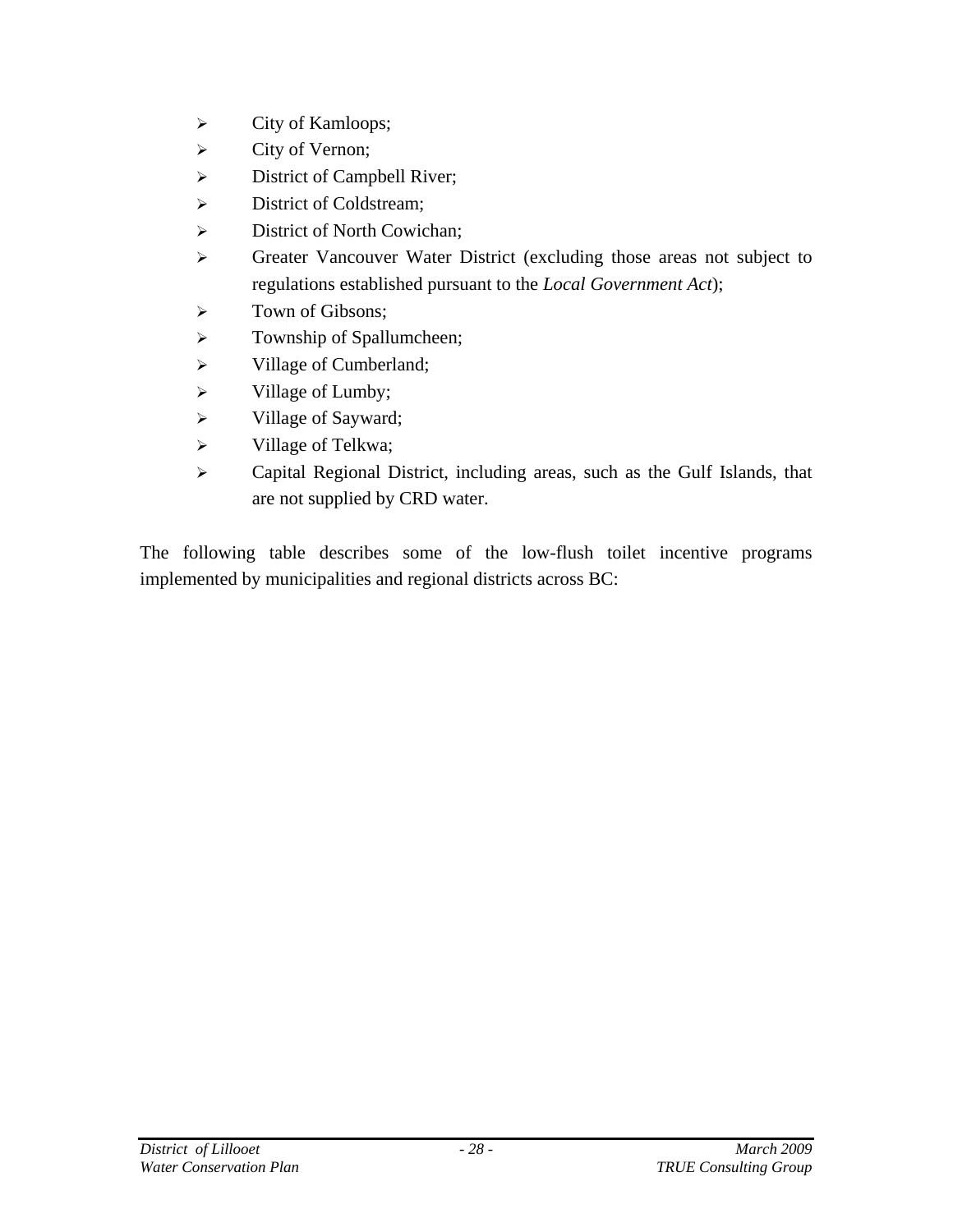- City of Kamloops;
- City of Vernon;
- District of Campbell River;
- District of Coldstream;
- District of North Cowichan;
- Greater Vancouver Water District (excluding those areas not subject to regulations established pursuant to the *Local Government Act*);
- Town of Gibsons;
- Township of Spallumcheen;
- Village of Cumberland;
- Village of Lumby;
- Village of Sayward;
- Village of Telkwa;
- Capital Regional District, including areas, such as the Gulf Islands, that are not supplied by CRD water.

The following table describes some of the low-flush toilet incentive programs implemented by municipalities and regional districts across BC: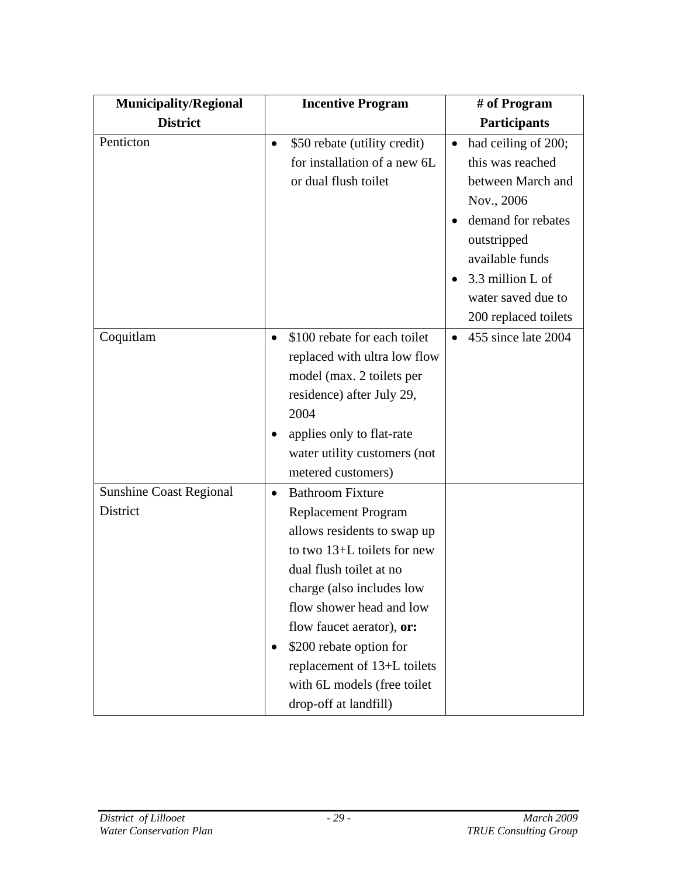| Municipality/Regional District | Incentive Program | # of Program Participants |
|---|---|---|
| Penticton | • $50 rebate (utility credit) for installation of a new 6L or dual flush toilet | • had ceiling of 200; this was reached between March and Nov., 2006<br>• demand for rebates outstripped available funds<br>• 3.3 million L of water saved due to 200 replaced toilets |
| Coquitlam | • $100 rebate for each toilet replaced with ultra low flow model (max. 2 toilets per residence) after July 29, 2004<br>• applies only to flat-rate water utility customers (not metered customers) | • 455 since late 2004 |
| Sunshine Coast Regional District | • Bathroom Fixture Replacement Program allows residents to swap up to two 13+L toilets for new dual flush toilet at no charge (also includes low flow shower head and low flow faucet aerator), **or:**<br>• $200 rebate option for replacement of 13+L toilets with 6L models (free toilet drop-off at landfill) | |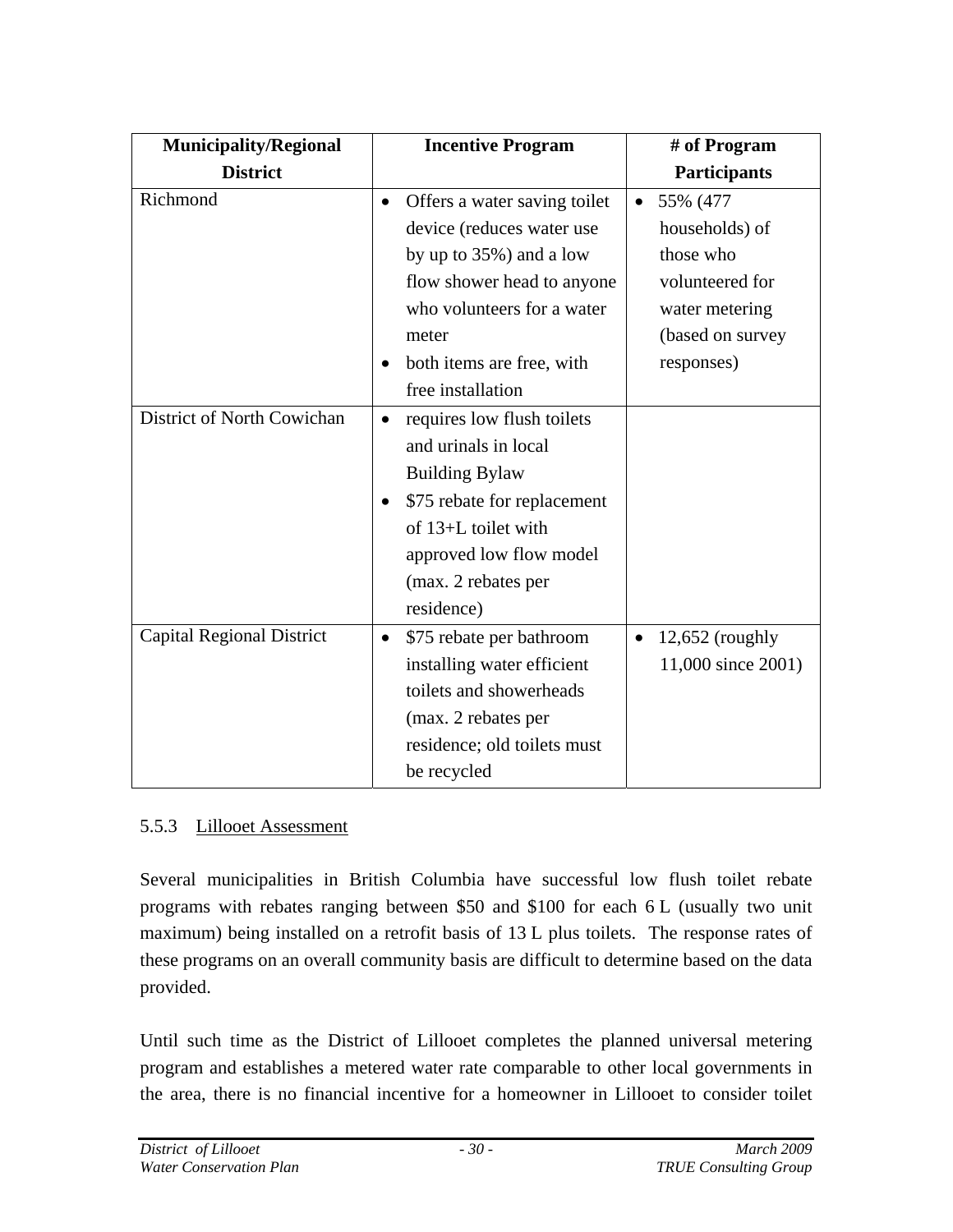| Municipality/Regional District | Incentive Program | # of Program Participants |
|---|---|---|
| Richmond | • Offers a water saving toilet device (reduces water use by up to 35%) and a low flow shower head to anyone who volunteers for a water meter<br>• both items are free, with free installation | • 55% (477 households) of those who volunteered for water metering (based on survey responses) |
| District of North Cowichan | • requires low flush toilets and urinals in local Building Bylaw<br>• $75 rebate for replacement of 13+L toilet with approved low flow model (max. 2 rebates per residence) | |
| Capital Regional District | • $75 rebate per bathroom installing water efficient toilets and showerheads (max. 2 rebates per residence; old toilets must be recycled | • 12,652 (roughly 11,000 since 2001) |

### 5.5.3 Lillooet Assessment

Several municipalities in British Columbia have successful low flush toilet rebate programs with rebates ranging between $50 and $100 for each 6 L (usually two unit maximum) being installed on a retrofit basis of 13 L plus toilets. The response rates of these programs on an overall community basis are difficult to determine based on the data provided.

Until such time as the District of Lillooet completes the planned universal metering program and establishes a metered water rate comparable to other local governments in the area, there is no financial incentive for a homeowner in Lillooet to consider toilet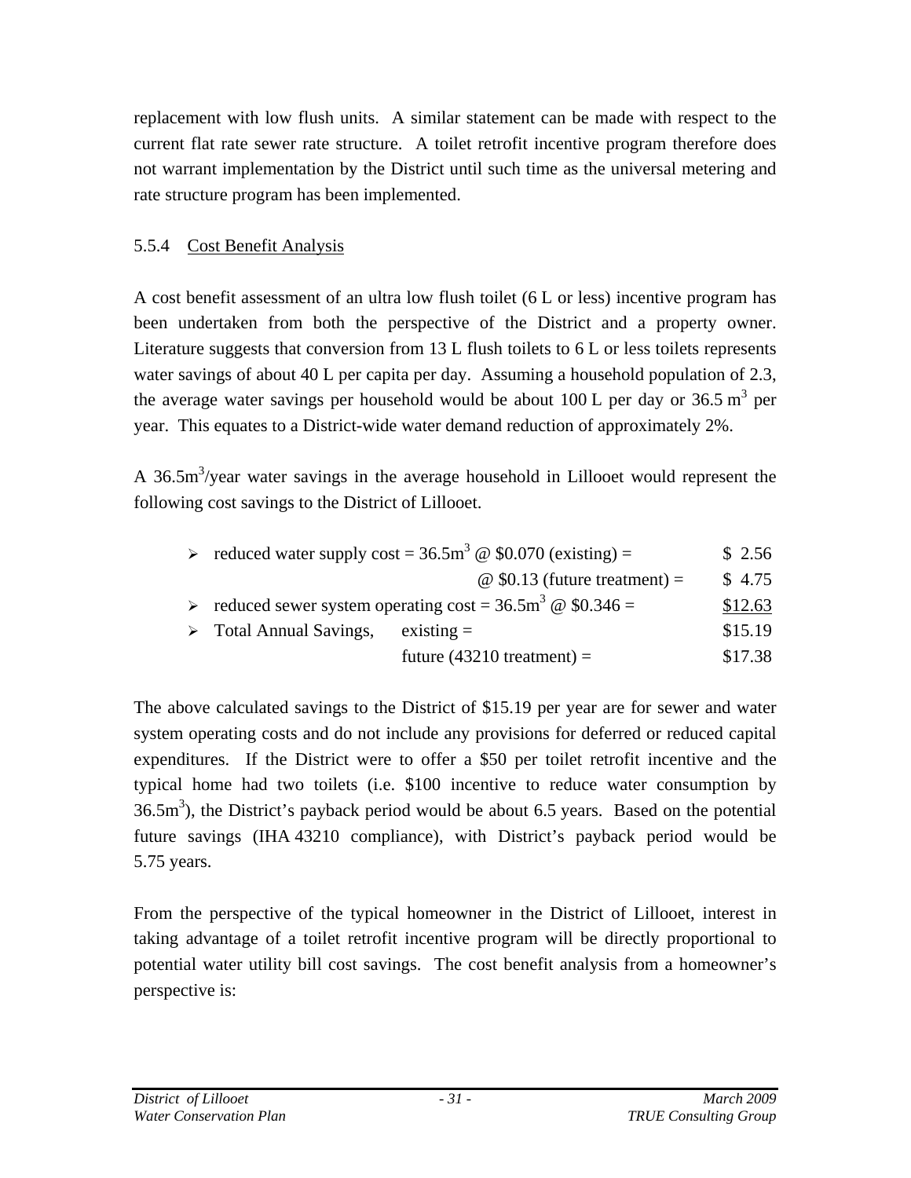replacement with low flush units. A similar statement can be made with respect to the current flat rate sewer rate structure. A toilet retrofit incentive program therefore does not warrant implementation by the District until such time as the universal metering and rate structure program has been implemented.

### 5.5.4 Cost Benefit Analysis

A cost benefit assessment of an ultra low flush toilet (6 L or less) incentive program has been undertaken from both the perspective of the District and a property owner. Literature suggests that conversion from 13 L flush toilets to 6 L or less toilets represents water savings of about 40 L per capita per day. Assuming a household population of 2.3, the average water savings per household would be about 100 L per day or 36.5 $m^3$ per year. This equates to a District-wide water demand reduction of approximately 2%.

A 36.5$m^3$/year water savings in the average household in Lillooet would represent the following cost savings to the District of Lillooet.

- reduced water supply cost = 36.5$m^3$ @ $0.070 (existing) = $ 2.56
  - @ $0.13 (future treatment) = $ 4.75
- reduced sewer system operating cost = 36.5$m^3$ @ $0.346 = $12.63
- Total Annual Savings, existing = $15.19
  - future (43210 treatment) = $17.38

The above calculated savings to the District of $15.19 per year are for sewer and water system operating costs and do not include any provisions for deferred or reduced capital expenditures. If the District were to offer a $50 per toilet retrofit incentive and the typical home had two toilets (i.e. $100 incentive to reduce water consumption by 36.5$m^3$), the District's payback period would be about 6.5 years. Based on the potential future savings (IHA 43210 compliance), with District's payback period would be 5.75 years.

From the perspective of the typical homeowner in the District of Lillooet, interest in taking advantage of a toilet retrofit incentive program will be directly proportional to potential water utility bill cost savings. The cost benefit analysis from a homeowner's perspective is: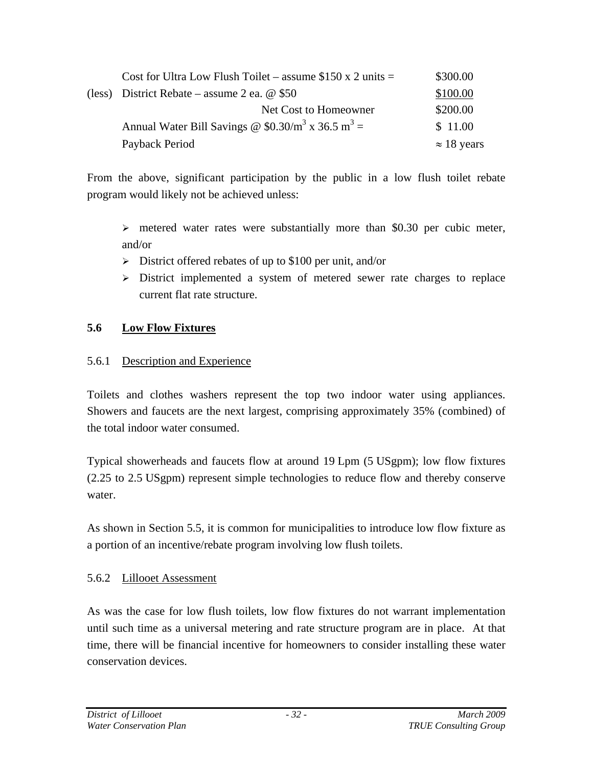| | | |
|---|---|---|
| | Cost for Ultra Low Flush Toilet – assume \$150 x 2 units = | \$300.00 |
| (less) | District Rebate – assume 2 ea. @ \$50 | \$100.00 |
| | Net Cost to Homeowner | \$200.00 |
| | Annual Water Bill Savings @ \$0.30/m$^3$ x 36.5 m$^3$ = | \$ 11.00 |
| | Payback Period | $\approx$ 18 years |

From the above, significant participation by the public in a low flush toilet rebate program would likely not be achieved unless:

- metered water rates were substantially more than \$0.30 per cubic meter, and/or
- District offered rebates of up to \$100 per unit, and/or
- District implemented a system of metered sewer rate charges to replace current flat rate structure.

## 5.6 Low Flow Fixtures

### 5.6.1 Description and Experience

Toilets and clothes washers represent the top two indoor water using appliances. Showers and faucets are the next largest, comprising approximately 35% (combined) of the total indoor water consumed.

Typical showerheads and faucets flow at around 19 Lpm (5 USgpm); low flow fixtures (2.25 to 2.5 USgpm) represent simple technologies to reduce flow and thereby conserve water.

As shown in Section 5.5, it is common for municipalities to introduce low flow fixture as a portion of an incentive/rebate program involving low flush toilets.

### 5.6.2 Lillooet Assessment

As was the case for low flush toilets, low flow fixtures do not warrant implementation until such time as a universal metering and rate structure program are in place. At that time, there will be financial incentive for homeowners to consider installing these water conservation devices.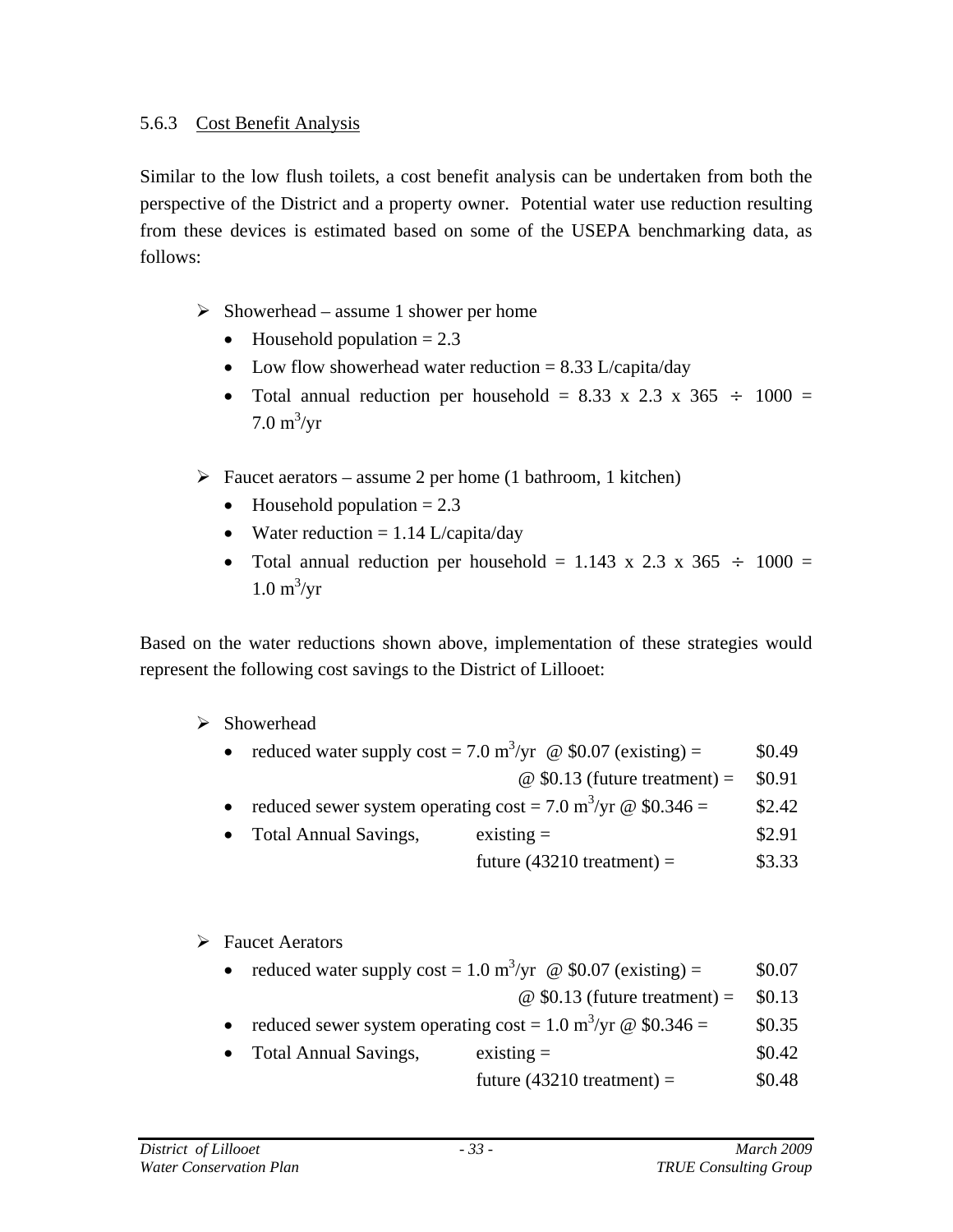### 5.6.3 Cost Benefit Analysis

Similar to the low flush toilets, a cost benefit analysis can be undertaken from both the perspective of the District and a property owner. Potential water use reduction resulting from these devices is estimated based on some of the USEPA benchmarking data, as follows:

- Showerhead – assume 1 shower per home
  - Household population = 2.3
  - Low flow showerhead water reduction = 8.33 L/capita/day
  - Total annual reduction per household = 8.33 x 2.3 x 365 ÷ 1000 = 7.0 $m^3$/yr

- Faucet aerators – assume 2 per home (1 bathroom, 1 kitchen)
  - Household population = 2.3
  - Water reduction = 1.14 L/capita/day
  - Total annual reduction per household = 1.143 x 2.3 x 365 ÷ 1000 = 1.0 $m^3$/yr

Based on the water reductions shown above, implementation of these strategies would represent the following cost savings to the District of Lillooet:

- Showerhead
  - reduced water supply cost = 7.0 $m^3$/yr @ \$0.07 (existing) = \$0.49
    - @ \$0.13 (future treatment) = \$0.91
  - reduced sewer system operating cost = 7.0 $m^3$/yr @ \$0.346 = \$2.42
  - Total Annual Savings, existing = \$2.91
    - future (43210 treatment) = \$3.33

- Faucet Aerators
  - reduced water supply cost = 1.0 $m^3$/yr @ \$0.07 (existing) = \$0.07
    - @ \$0.13 (future treatment) = \$0.13
  - reduced sewer system operating cost = 1.0 $m^3$/yr @ \$0.346 = \$0.35
  - Total Annual Savings, existing = \$0.42
    - future (43210 treatment) = \$0.48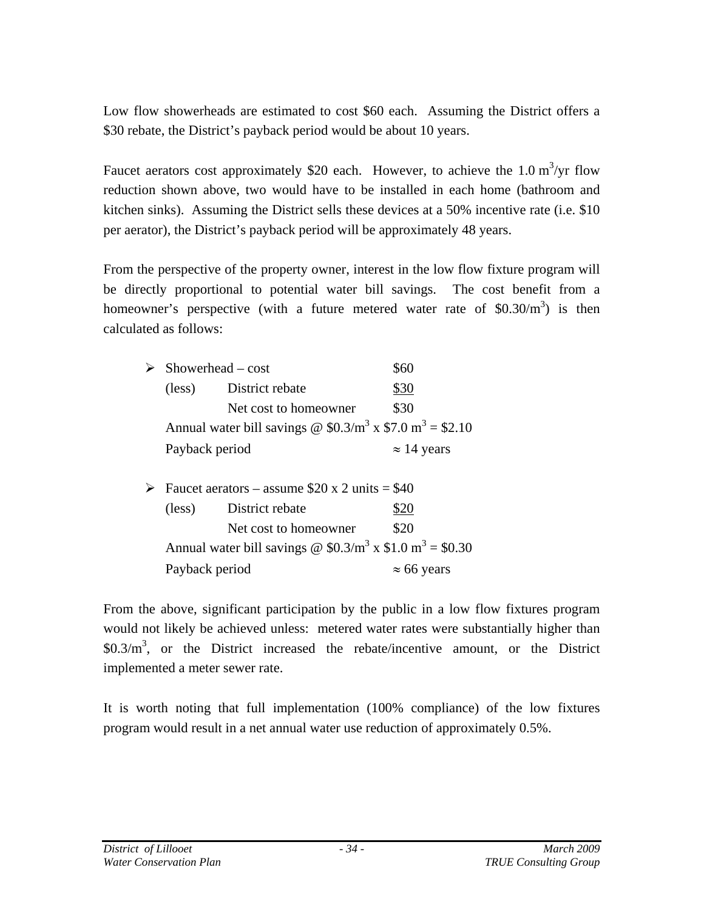Low flow showerheads are estimated to cost \$60 each. Assuming the District offers a \$30 rebate, the District's payback period would be about 10 years.

Faucet aerators cost approximately \$20 each. However, to achieve the 1.0 $m^3$/yr flow reduction shown above, two would have to be installed in each home (bathroom and kitchen sinks). Assuming the District sells these devices at a 50% incentive rate (i.e. \$10 per aerator), the District's payback period will be approximately 48 years.

From the perspective of the property owner, interest in the low flow fixture program will be directly proportional to potential water bill savings. The cost benefit from a homeowner's perspective (with a future metered water rate of \$0.30/$m^3$) is then calculated as follows:

- Showerhead – cost \$60
  (less) District rebate <u>\$30</u>
  Net cost to homeowner \$30
  Annual water bill savings @ \$0.3/$m^3$ x \$7.0 $m^3$ = \$2.10
  Payback period ≈ 14 years

- Faucet aerators – assume \$20 x 2 units = \$40
  (less) District rebate <u>\$20</u>
  Net cost to homeowner \$20
  Annual water bill savings @ \$0.3/$m^3$ x \$1.0 $m^3$ = \$0.30
  Payback period ≈ 66 years

From the above, significant participation by the public in a low flow fixtures program would not likely be achieved unless: metered water rates were substantially higher than \$0.3/$m^3$, or the District increased the rebate/incentive amount, or the District implemented a meter sewer rate.

It is worth noting that full implementation (100% compliance) of the low fixtures program would result in a net annual water use reduction of approximately 0.5%.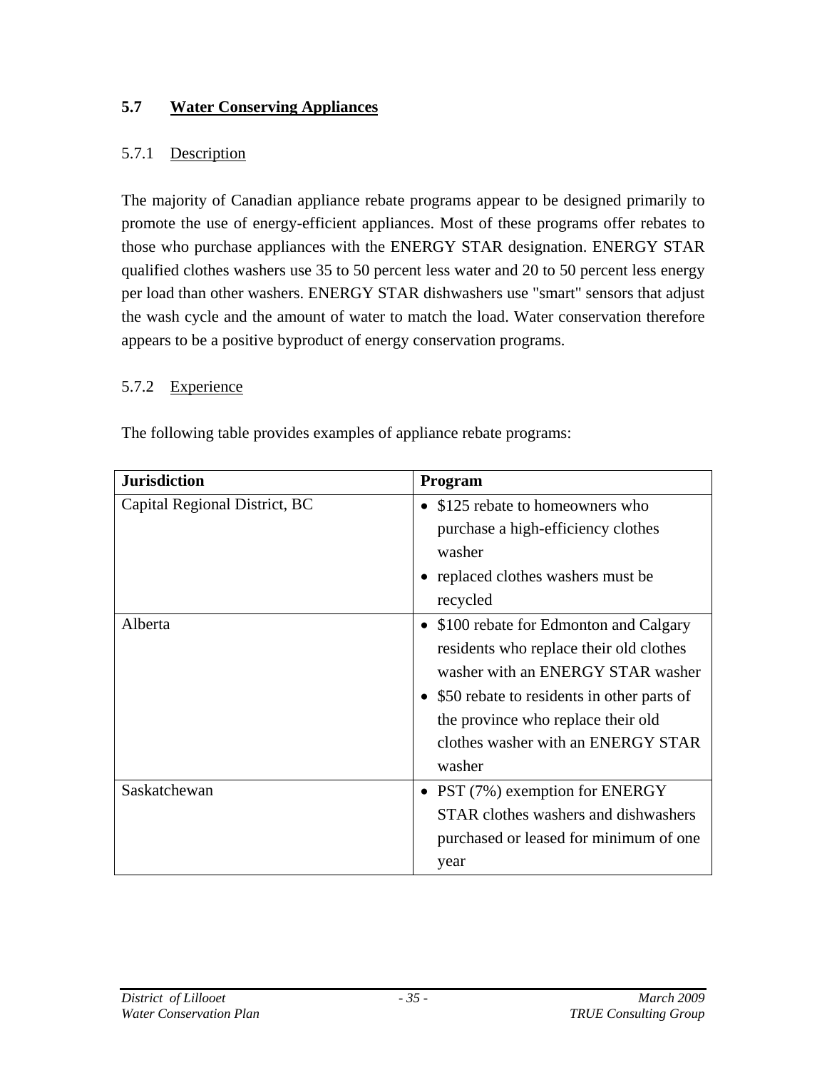## 5.7 Water Conserving Appliances

### 5.7.1 Description

The majority of Canadian appliance rebate programs appear to be designed primarily to promote the use of energy-efficient appliances. Most of these programs offer rebates to those who purchase appliances with the ENERGY STAR designation. ENERGY STAR qualified clothes washers use 35 to 50 percent less water and 20 to 50 percent less energy per load than other washers. ENERGY STAR dishwashers use "smart" sensors that adjust the wash cycle and the amount of water to match the load. Water conservation therefore appears to be a positive byproduct of energy conservation programs.

### 5.7.2 Experience

The following table provides examples of appliance rebate programs:

| Jurisdiction | Program |
| --- | --- |
| Capital Regional District, BC | • $125 rebate to homeowners who purchase a high-efficiency clothes washer<br>• replaced clothes washers must be recycled |
| Alberta | • $100 rebate for Edmonton and Calgary residents who replace their old clothes washer with an ENERGY STAR washer<br>• $50 rebate to residents in other parts of the province who replace their old clothes washer with an ENERGY STAR washer |
| Saskatchewan | • PST (7%) exemption for ENERGY STAR clothes washers and dishwashers purchased or leased for minimum of one year |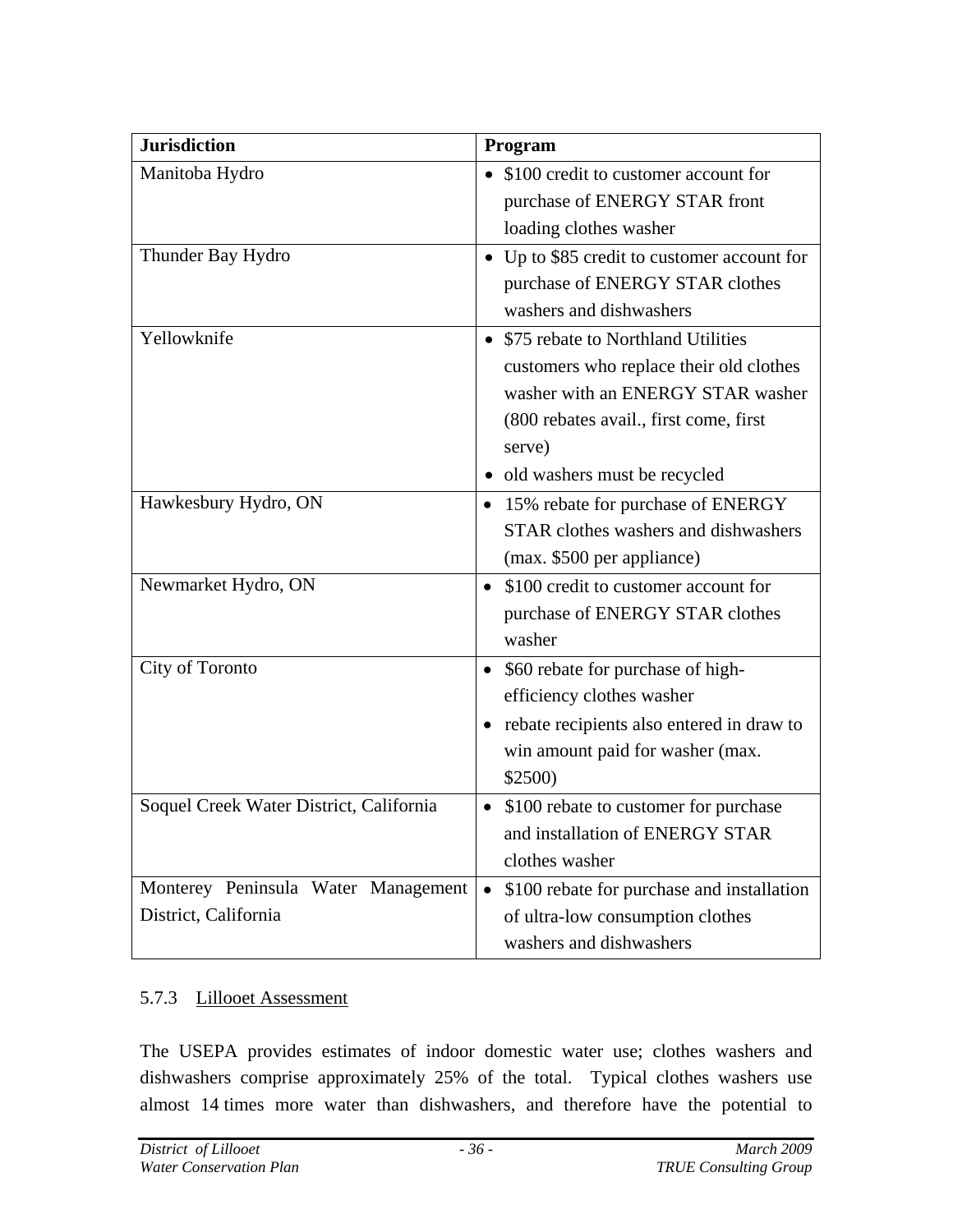| Jurisdiction | Program |
|---|---|
| Manitoba Hydro | • $100 credit to customer account for purchase of ENERGY STAR front loading clothes washer |
| Thunder Bay Hydro | • Up to $85 credit to customer account for purchase of ENERGY STAR clothes washers and dishwashers |
| Yellowknife | • $75 rebate to Northland Utilities customers who replace their old clothes washer with an ENERGY STAR washer (800 rebates avail., first come, first serve)<br>• old washers must be recycled |
| Hawkesbury Hydro, ON | • 15% rebate for purchase of ENERGY STAR clothes washers and dishwashers (max. $500 per appliance) |
| Newmarket Hydro, ON | • $100 credit to customer account for purchase of ENERGY STAR clothes washer |
| City of Toronto | • $60 rebate for purchase of high-efficiency clothes washer<br>• rebate recipients also entered in draw to win amount paid for washer (max. $2500) |
| Soquel Creek Water District, California | • $100 rebate to customer for purchase and installation of ENERGY STAR clothes washer |
| Monterey Peninsula Water Management District, California | • $100 rebate for purchase and installation of ultra-low consumption clothes washers and dishwashers |

### 5.7.3 Lillooet Assessment

The USEPA provides estimates of indoor domestic water use; clothes washers and dishwashers comprise approximately 25% of the total. Typical clothes washers use almost 14 times more water than dishwashers, and therefore have the potential to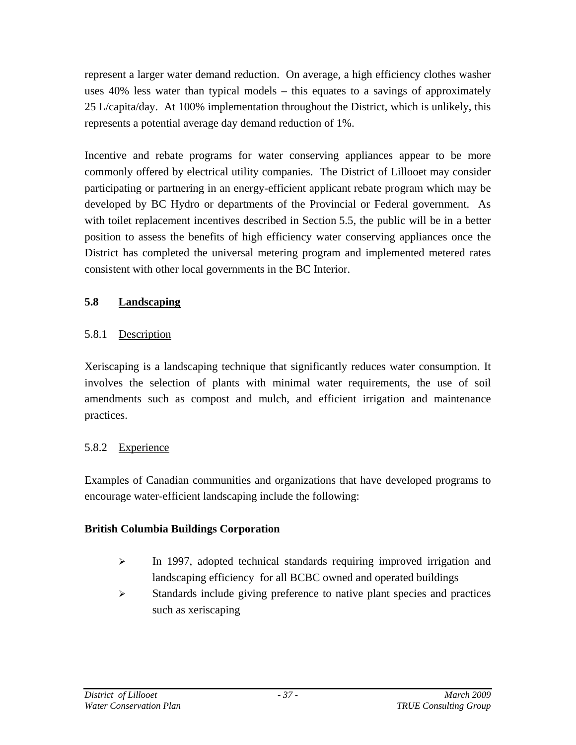represent a larger water demand reduction. On average, a high efficiency clothes washer uses 40% less water than typical models – this equates to a savings of approximately 25 L/capita/day. At 100% implementation throughout the District, which is unlikely, this represents a potential average day demand reduction of 1%.

Incentive and rebate programs for water conserving appliances appear to be more commonly offered by electrical utility companies. The District of Lillooet may consider participating or partnering in an energy-efficient applicant rebate program which may be developed by BC Hydro or departments of the Provincial or Federal government. As with toilet replacement incentives described in Section 5.5, the public will be in a better position to assess the benefits of high efficiency water conserving appliances once the District has completed the universal metering program and implemented metered rates consistent with other local governments in the BC Interior.

## 5.8 Landscaping

### 5.8.1 Description

Xeriscaping is a landscaping technique that significantly reduces water consumption. It involves the selection of plants with minimal water requirements, the use of soil amendments such as compost and mulch, and efficient irrigation and maintenance practices.

### 5.8.2 Experience

Examples of Canadian communities and organizations that have developed programs to encourage water-efficient landscaping include the following:

**British Columbia Buildings Corporation**

- In 1997, adopted technical standards requiring improved irrigation and landscaping efficiency for all BCBC owned and operated buildings
- Standards include giving preference to native plant species and practices such as xeriscaping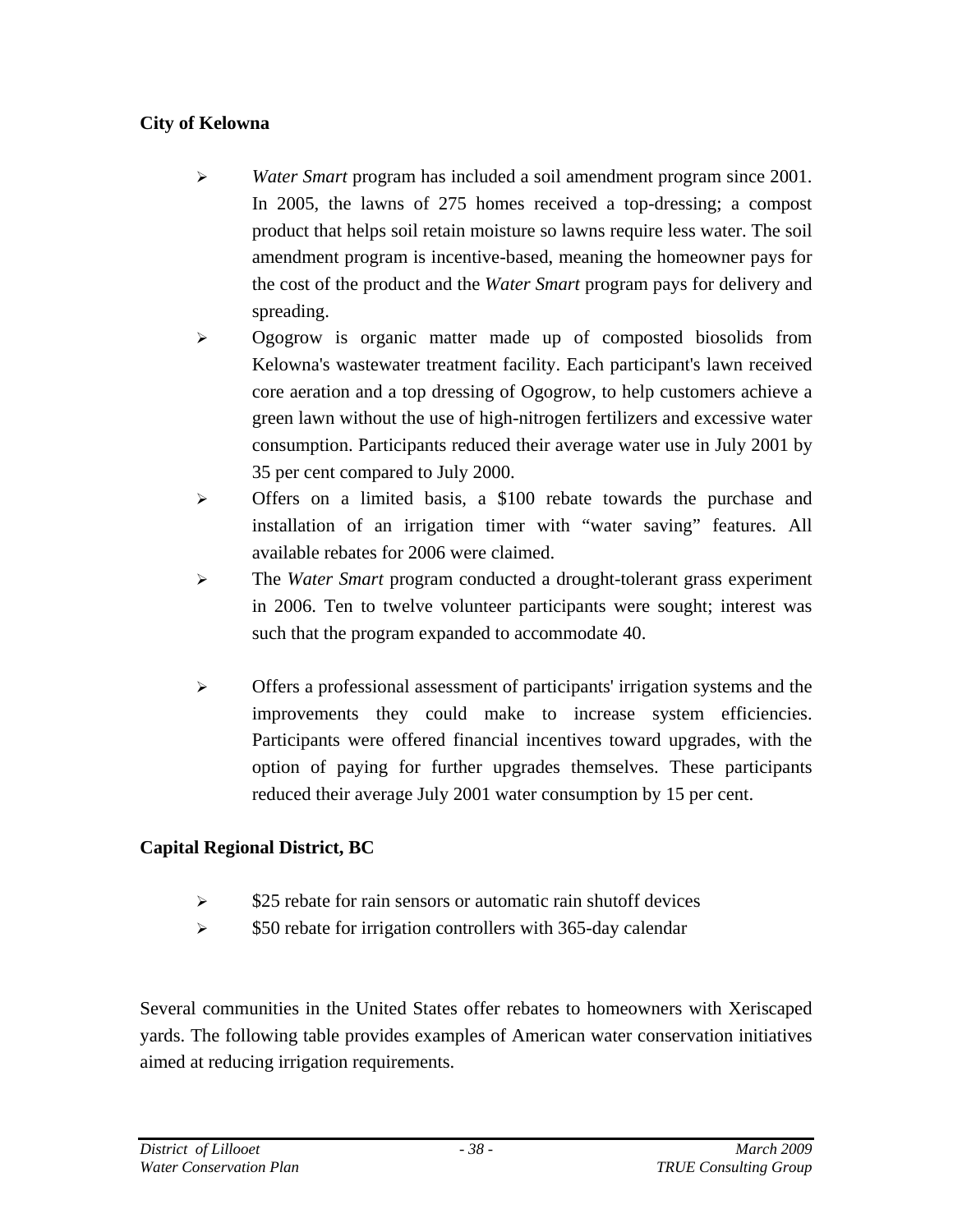**City of Kelowna**

- *Water Smart* program has included a soil amendment program since 2001. In 2005, the lawns of 275 homes received a top-dressing; a compost product that helps soil retain moisture so lawns require less water. The soil amendment program is incentive-based, meaning the homeowner pays for the cost of the product and the *Water Smart* program pays for delivery and spreading.
- Ogogrow is organic matter made up of composted biosolids from Kelowna's wastewater treatment facility. Each participant's lawn received core aeration and a top dressing of Ogogrow, to help customers achieve a green lawn without the use of high-nitrogen fertilizers and excessive water consumption. Participants reduced their average water use in July 2001 by 35 per cent compared to July 2000.
- Offers on a limited basis, a $100 rebate towards the purchase and installation of an irrigation timer with "water saving" features. All available rebates for 2006 were claimed.
- The *Water Smart* program conducted a drought-tolerant grass experiment in 2006. Ten to twelve volunteer participants were sought; interest was such that the program expanded to accommodate 40.
- Offers a professional assessment of participants' irrigation systems and the improvements they could make to increase system efficiencies. Participants were offered financial incentives toward upgrades, with the option of paying for further upgrades themselves. These participants reduced their average July 2001 water consumption by 15 per cent.

**Capital Regional District, BC**

- $25 rebate for rain sensors or automatic rain shutoff devices
- $50 rebate for irrigation controllers with 365-day calendar

Several communities in the United States offer rebates to homeowners with Xeriscaped yards. The following table provides examples of American water conservation initiatives aimed at reducing irrigation requirements.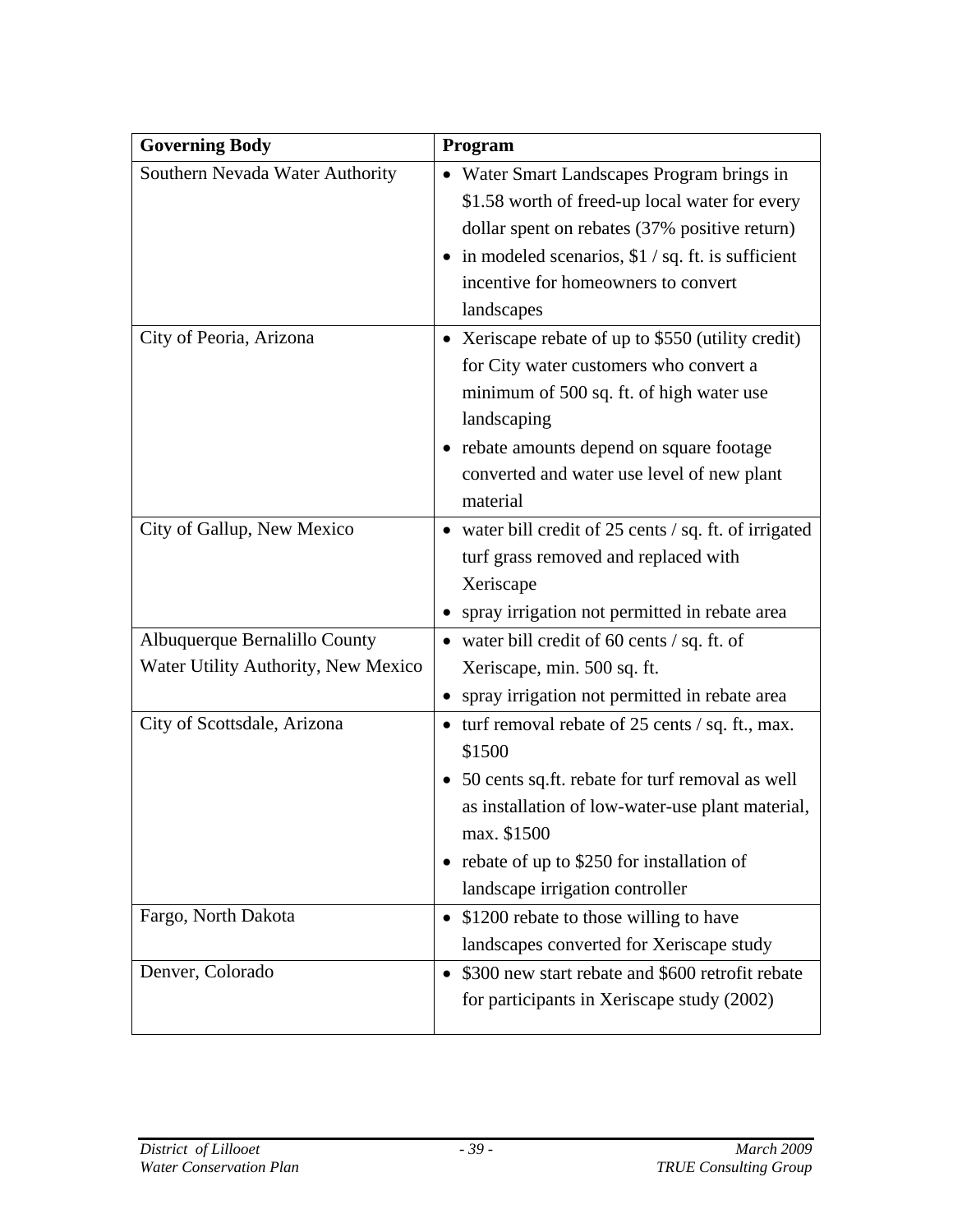| Governing Body | Program |
| --- | --- |
| Southern Nevada Water Authority | • Water Smart Landscapes Program brings in \$1.58 worth of freed-up local water for every dollar spent on rebates (37% positive return)<br>• in modeled scenarios, \$1 / sq. ft. is sufficient incentive for homeowners to convert landscapes |
| City of Peoria, Arizona | • Xeriscape rebate of up to \$550 (utility credit) for City water customers who convert a minimum of 500 sq. ft. of high water use landscaping<br>• rebate amounts depend on square footage converted and water use level of new plant material |
| City of Gallup, New Mexico | • water bill credit of 25 cents / sq. ft. of irrigated turf grass removed and replaced with Xeriscape<br>• spray irrigation not permitted in rebate area |
| Albuquerque Bernalillo County Water Utility Authority, New Mexico | • water bill credit of 60 cents / sq. ft. of Xeriscape, min. 500 sq. ft.<br>• spray irrigation not permitted in rebate area |
| City of Scottsdale, Arizona | • turf removal rebate of 25 cents / sq. ft., max. \$1500<br>• 50 cents sq.ft. rebate for turf removal as well as installation of low-water-use plant material, max. \$1500<br>• rebate of up to \$250 for installation of landscape irrigation controller |
| Fargo, North Dakota | • \$1200 rebate to those willing to have landscapes converted for Xeriscape study |
| Denver, Colorado | • \$300 new start rebate and \$600 retrofit rebate for participants in Xeriscape study (2002) |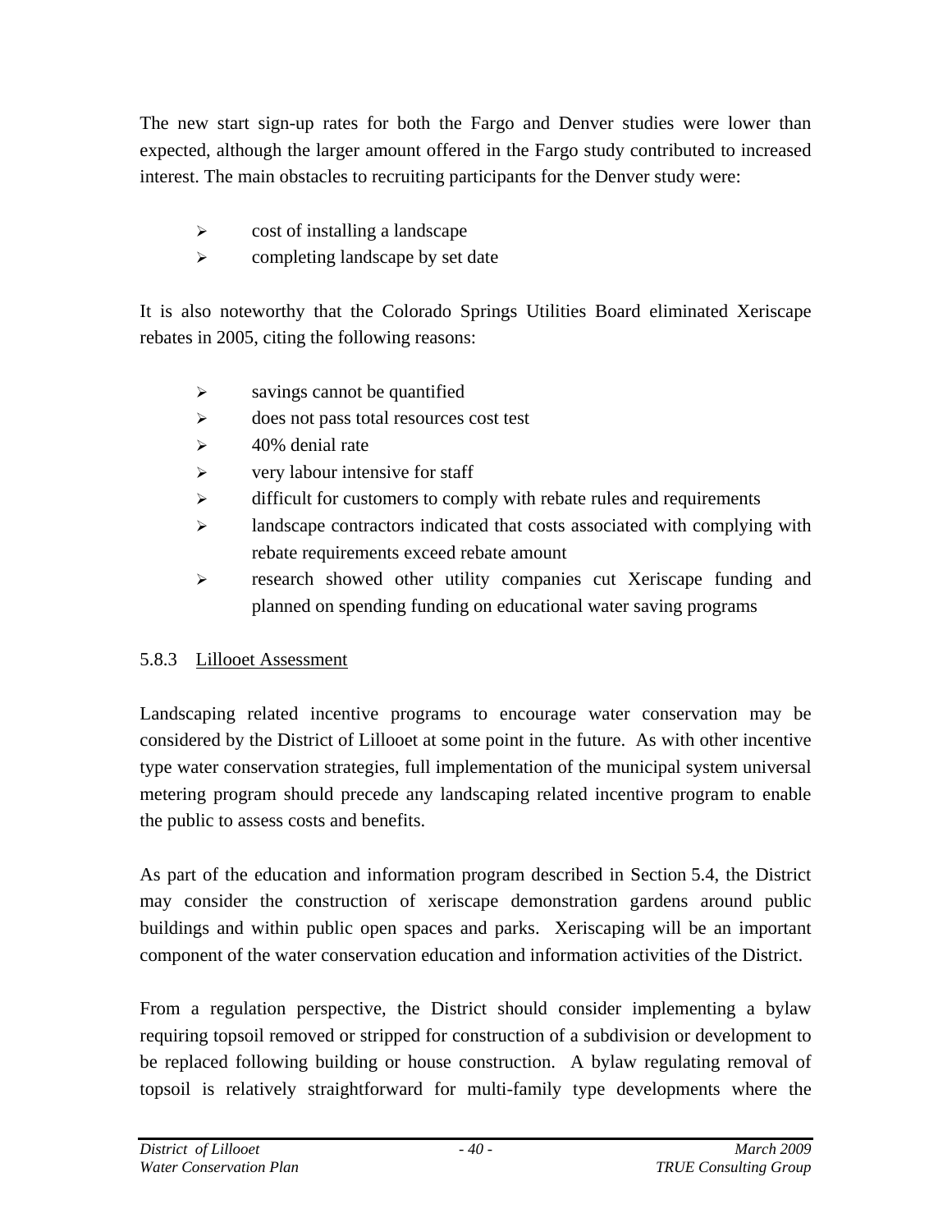The new start sign-up rates for both the Fargo and Denver studies were lower than expected, although the larger amount offered in the Fargo study contributed to increased interest. The main obstacles to recruiting participants for the Denver study were:

- cost of installing a landscape
- completing landscape by set date

It is also noteworthy that the Colorado Springs Utilities Board eliminated Xeriscape rebates in 2005, citing the following reasons:

- savings cannot be quantified
- does not pass total resources cost test
- 40% denial rate
- very labour intensive for staff
- difficult for customers to comply with rebate rules and requirements
- landscape contractors indicated that costs associated with complying with rebate requirements exceed rebate amount
- research showed other utility companies cut Xeriscape funding and planned on spending funding on educational water saving programs

### 5.8.3 Lillooet Assessment

Landscaping related incentive programs to encourage water conservation may be considered by the District of Lillooet at some point in the future. As with other incentive type water conservation strategies, full implementation of the municipal system universal metering program should precede any landscaping related incentive program to enable the public to assess costs and benefits.

As part of the education and information program described in Section 5.4, the District may consider the construction of xeriscape demonstration gardens around public buildings and within public open spaces and parks. Xeriscaping will be an important component of the water conservation education and information activities of the District.

From a regulation perspective, the District should consider implementing a bylaw requiring topsoil removed or stripped for construction of a subdivision or development to be replaced following building or house construction. A bylaw regulating removal of topsoil is relatively straightforward for multi-family type developments where the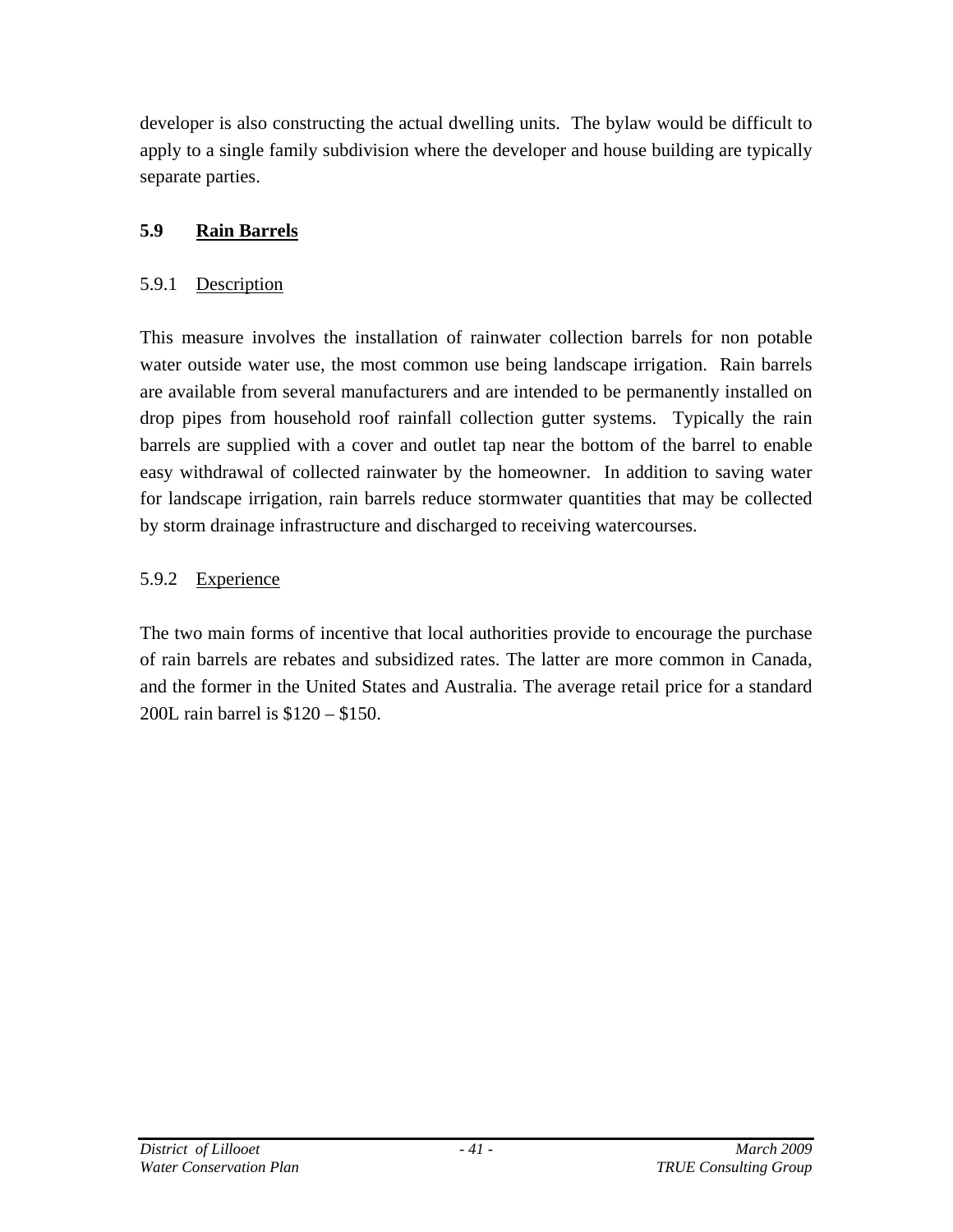developer is also constructing the actual dwelling units. The bylaw would be difficult to apply to a single family subdivision where the developer and house building are typically separate parties.

## 5.9 Rain Barrels

### 5.9.1 Description

This measure involves the installation of rainwater collection barrels for non potable water outside water use, the most common use being landscape irrigation. Rain barrels are available from several manufacturers and are intended to be permanently installed on drop pipes from household roof rainfall collection gutter systems. Typically the rain barrels are supplied with a cover and outlet tap near the bottom of the barrel to enable easy withdrawal of collected rainwater by the homeowner. In addition to saving water for landscape irrigation, rain barrels reduce stormwater quantities that may be collected by storm drainage infrastructure and discharged to receiving watercourses.

### 5.9.2 Experience

The two main forms of incentive that local authorities provide to encourage the purchase of rain barrels are rebates and subsidized rates. The latter are more common in Canada, and the former in the United States and Australia. The average retail price for a standard 200L rain barrel is $120 – $150.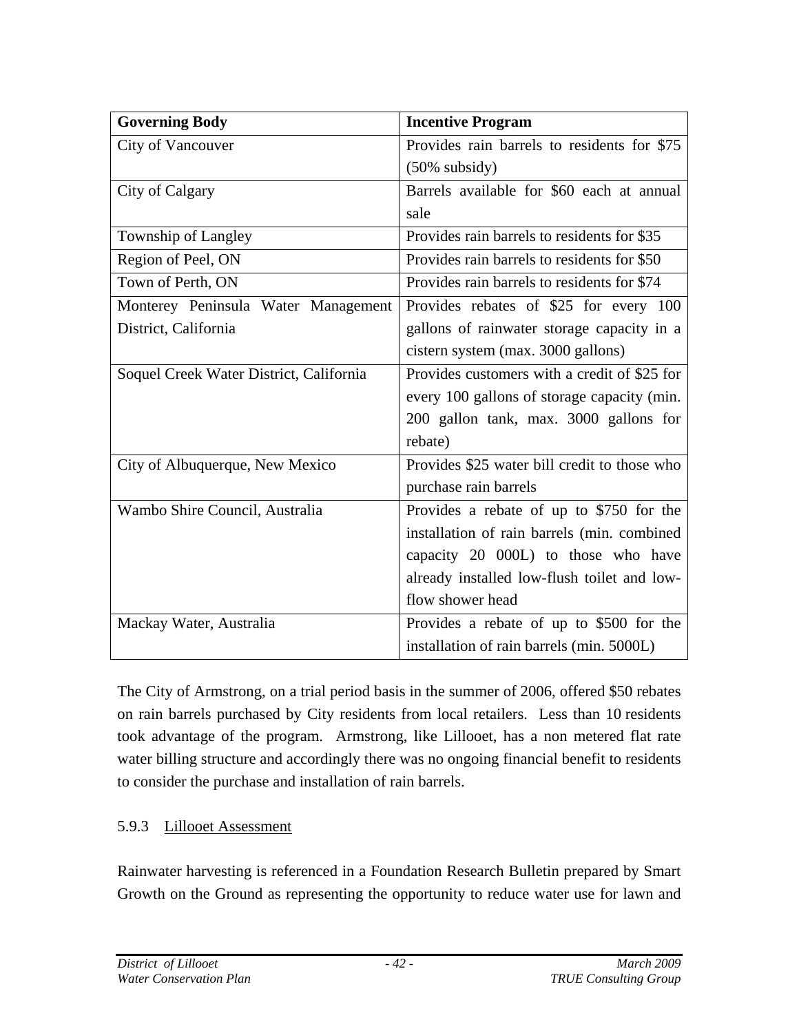| Governing Body | Incentive Program |
| --- | --- |
| City of Vancouver | Provides rain barrels to residents for $75 (50% subsidy) |
| City of Calgary | Barrels available for $60 each at annual sale |
| Township of Langley | Provides rain barrels to residents for $35 |
| Region of Peel, ON | Provides rain barrels to residents for $50 |
| Town of Perth, ON | Provides rain barrels to residents for $74 |
| Monterey Peninsula Water Management District, California | Provides rebates of $25 for every 100 gallons of rainwater storage capacity in a cistern system (max. 3000 gallons) |
| Soquel Creek Water District, California | Provides customers with a credit of $25 for every 100 gallons of storage capacity (min. 200 gallon tank, max. 3000 gallons for rebate) |
| City of Albuquerque, New Mexico | Provides $25 water bill credit to those who purchase rain barrels |
| Wambo Shire Council, Australia | Provides a rebate of up to $750 for the installation of rain barrels (min. combined capacity 20 000L) to those who have already installed low-flush toilet and low-flow shower head |
| Mackay Water, Australia | Provides a rebate of up to $500 for the installation of rain barrels (min. 5000L) |

The City of Armstrong, on a trial period basis in the summer of 2006, offered $50 rebates on rain barrels purchased by City residents from local retailers. Less than 10 residents took advantage of the program. Armstrong, like Lillooet, has a non metered flat rate water billing structure and accordingly there was no ongoing financial benefit to residents to consider the purchase and installation of rain barrels.

### 5.9.3 Lillooet Assessment

Rainwater harvesting is referenced in a Foundation Research Bulletin prepared by Smart Growth on the Ground as representing the opportunity to reduce water use for lawn and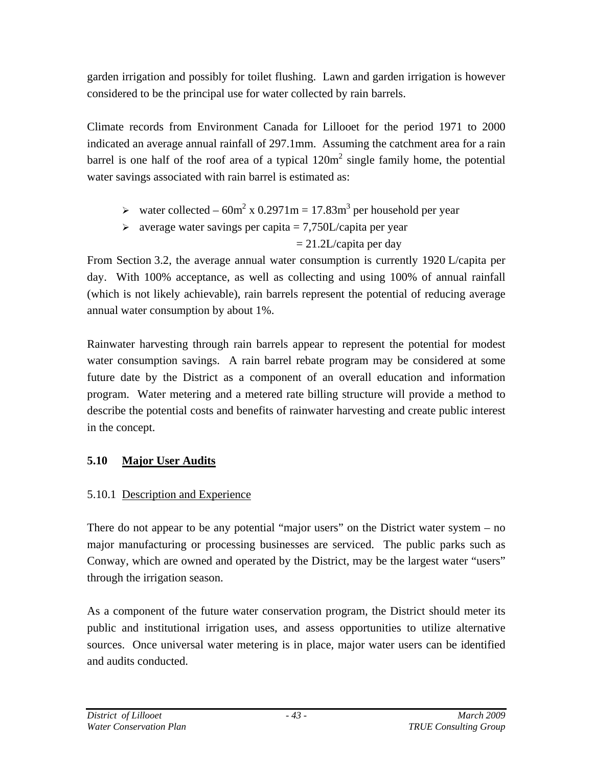garden irrigation and possibly for toilet flushing. Lawn and garden irrigation is however considered to be the principal use for water collected by rain barrels.

Climate records from Environment Canada for Lillooet for the period 1971 to 2000 indicated an average annual rainfall of 297.1mm. Assuming the catchment area for a rain barrel is one half of the roof area of a typical $120m^2$ single family home, the potential water savings associated with rain barrel is estimated as:

- water collected – $60m^2$ x 0.2971m = $17.83m^3$ per household per year
- average water savings per capita = 7,750L/capita per year
  = 21.2L/capita per day

From Section 3.2, the average annual water consumption is currently 1920 L/capita per day. With 100% acceptance, as well as collecting and using 100% of annual rainfall (which is not likely achievable), rain barrels represent the potential of reducing average annual water consumption by about 1%.

Rainwater harvesting through rain barrels appear to represent the potential for modest water consumption savings. A rain barrel rebate program may be considered at some future date by the District as a component of an overall education and information program. Water metering and a metered rate billing structure will provide a method to describe the potential costs and benefits of rainwater harvesting and create public interest in the concept.

## 5.10 Major User Audits

### 5.10.1 Description and Experience

There do not appear to be any potential "major users" on the District water system – no major manufacturing or processing businesses are serviced. The public parks such as Conway, which are owned and operated by the District, may be the largest water "users" through the irrigation season.

As a component of the future water conservation program, the District should meter its public and institutional irrigation uses, and assess opportunities to utilize alternative sources. Once universal water metering is in place, major water users can be identified and audits conducted.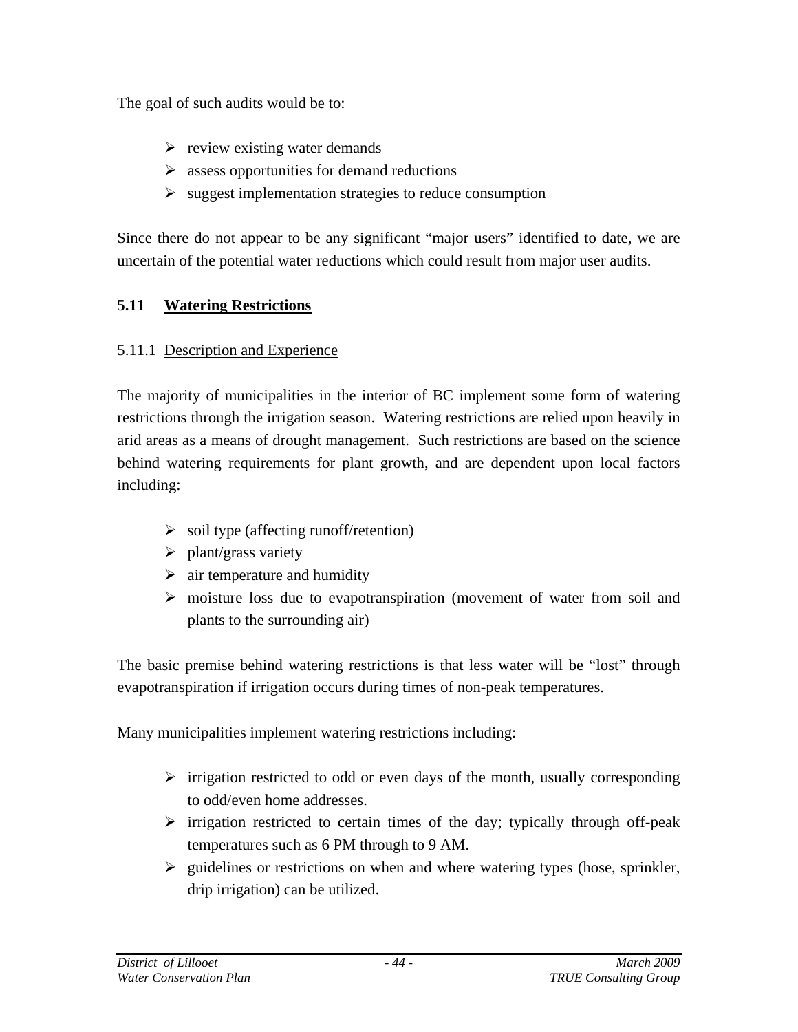The goal of such audits would be to:

- review existing water demands
- assess opportunities for demand reductions
- suggest implementation strategies to reduce consumption

Since there do not appear to be any significant "major users" identified to date, we are uncertain of the potential water reductions which could result from major user audits.

## 5.11 Watering Restrictions

### 5.11.1 Description and Experience

The majority of municipalities in the interior of BC implement some form of watering restrictions through the irrigation season. Watering restrictions are relied upon heavily in arid areas as a means of drought management. Such restrictions are based on the science behind watering requirements for plant growth, and are dependent upon local factors including:

- soil type (affecting runoff/retention)
- plant/grass variety
- air temperature and humidity
- moisture loss due to evapotranspiration (movement of water from soil and plants to the surrounding air)

The basic premise behind watering restrictions is that less water will be "lost" through evapotranspiration if irrigation occurs during times of non-peak temperatures.

Many municipalities implement watering restrictions including:

- irrigation restricted to odd or even days of the month, usually corresponding to odd/even home addresses.
- irrigation restricted to certain times of the day; typically through off-peak temperatures such as 6 PM through to 9 AM.
- guidelines or restrictions on when and where watering types (hose, sprinkler, drip irrigation) can be utilized.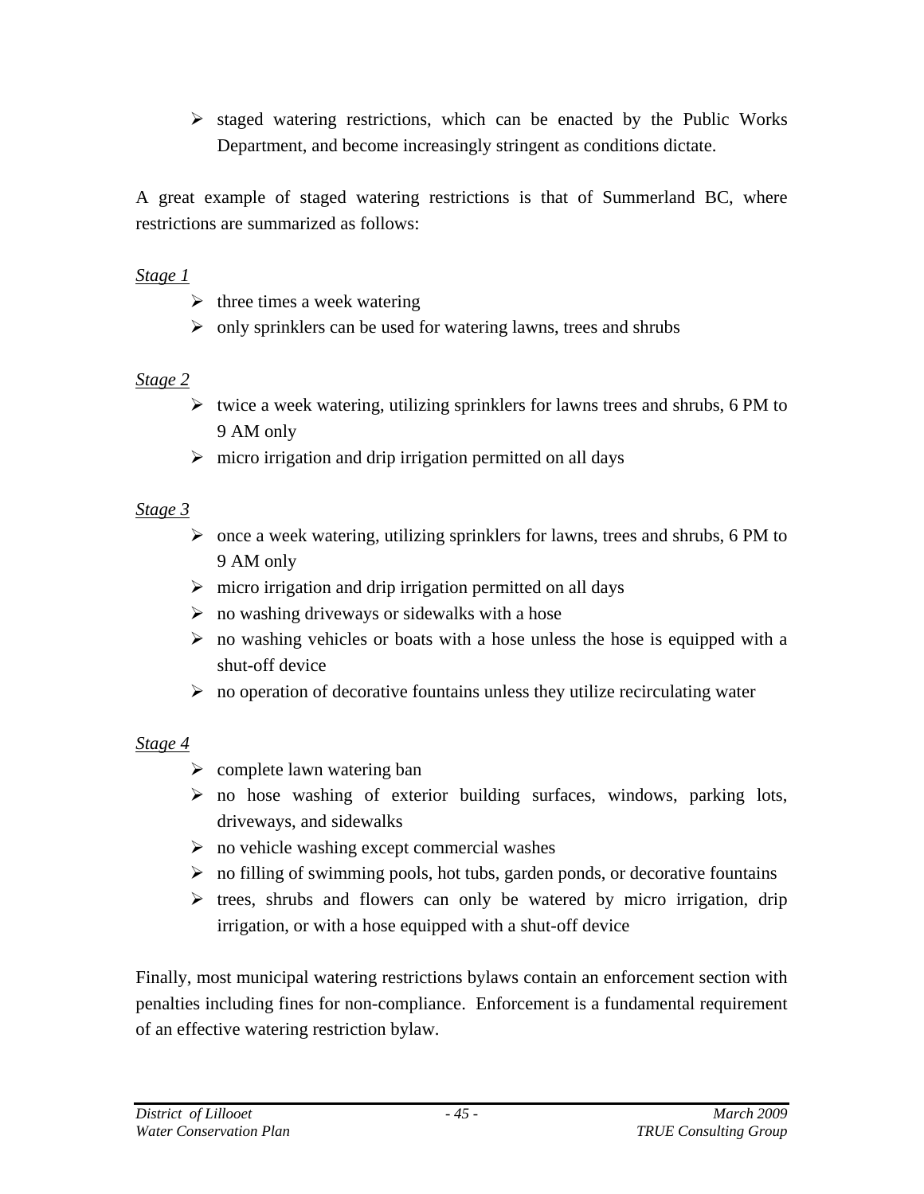- staged watering restrictions, which can be enacted by the Public Works Department, and become increasingly stringent as conditions dictate.

A great example of staged watering restrictions is that of Summerland BC, where restrictions are summarized as follows:

*Stage 1*

- three times a week watering
- only sprinklers can be used for watering lawns, trees and shrubs

*Stage 2*

- twice a week watering, utilizing sprinklers for lawns trees and shrubs, 6 PM to 9 AM only
- micro irrigation and drip irrigation permitted on all days

*Stage 3*

- once a week watering, utilizing sprinklers for lawns, trees and shrubs, 6 PM to 9 AM only
- micro irrigation and drip irrigation permitted on all days
- no washing driveways or sidewalks with a hose
- no washing vehicles or boats with a hose unless the hose is equipped with a shut-off device
- no operation of decorative fountains unless they utilize recirculating water

*Stage 4*

- complete lawn watering ban
- no hose washing of exterior building surfaces, windows, parking lots, driveways, and sidewalks
- no vehicle washing except commercial washes
- no filling of swimming pools, hot tubs, garden ponds, or decorative fountains
- trees, shrubs and flowers can only be watered by micro irrigation, drip irrigation, or with a hose equipped with a shut-off device

Finally, most municipal watering restrictions bylaws contain an enforcement section with penalties including fines for non-compliance. Enforcement is a fundamental requirement of an effective watering restriction bylaw.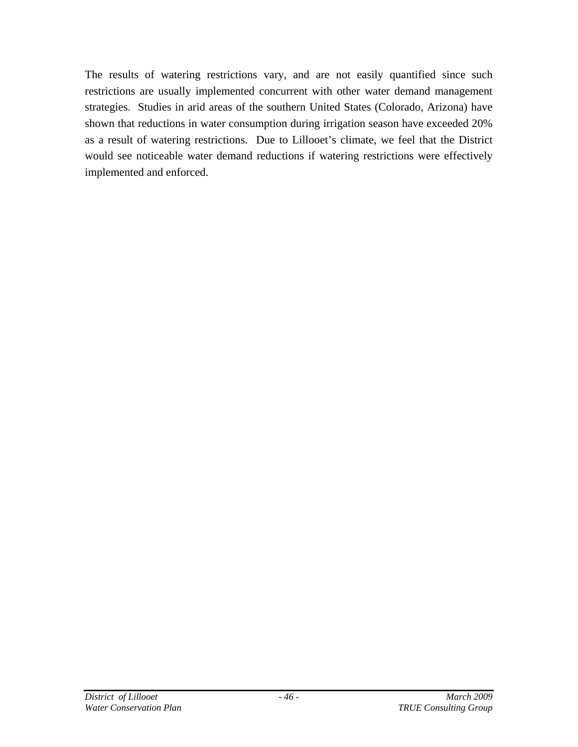The results of watering restrictions vary, and are not easily quantified since such restrictions are usually implemented concurrent with other water demand management strategies. Studies in arid areas of the southern United States (Colorado, Arizona) have shown that reductions in water consumption during irrigation season have exceeded 20% as a result of watering restrictions. Due to Lillooet's climate, we feel that the District would see noticeable water demand reductions if watering restrictions were effectively implemented and enforced.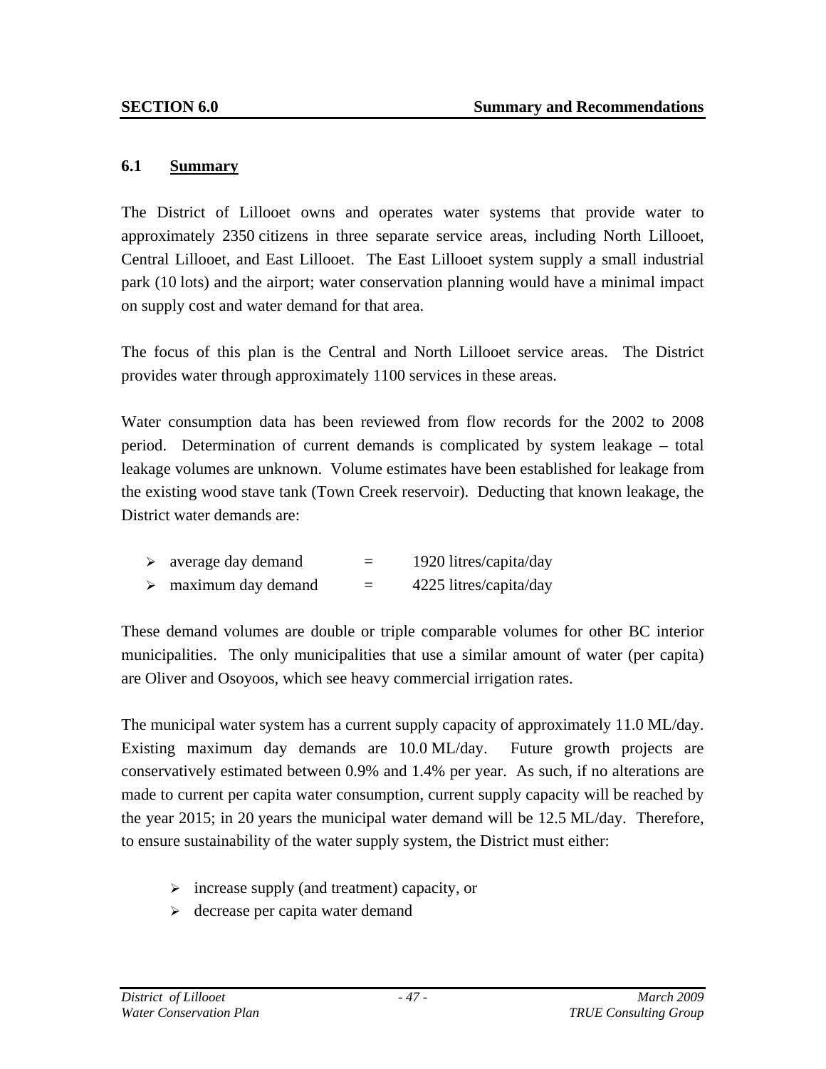## SECTION 6.0 Summary and Recommendations

### 6.1 Summary

The District of Lillooet owns and operates water systems that provide water to approximately 2350 citizens in three separate service areas, including North Lillooet, Central Lillooet, and East Lillooet. The East Lillooet system supply a small industrial park (10 lots) and the airport; water conservation planning would have a minimal impact on supply cost and water demand for that area.

The focus of this plan is the Central and North Lillooet service areas. The District provides water through approximately 1100 services in these areas.

Water consumption data has been reviewed from flow records for the 2002 to 2008 period. Determination of current demands is complicated by system leakage – total leakage volumes are unknown. Volume estimates have been established for leakage from the existing wood stave tank (Town Creek reservoir). Deducting that known leakage, the District water demands are:

- average day demand = 1920 litres/capita/day
- maximum day demand = 4225 litres/capita/day

These demand volumes are double or triple comparable volumes for other BC interior municipalities. The only municipalities that use a similar amount of water (per capita) are Oliver and Osoyoos, which see heavy commercial irrigation rates.

The municipal water system has a current supply capacity of approximately 11.0 ML/day. Existing maximum day demands are 10.0 ML/day. Future growth projects are conservatively estimated between 0.9% and 1.4% per year. As such, if no alterations are made to current per capita water consumption, current supply capacity will be reached by the year 2015; in 20 years the municipal water demand will be 12.5 ML/day. Therefore, to ensure sustainability of the water supply system, the District must either:

- increase supply (and treatment) capacity, or
- decrease per capita water demand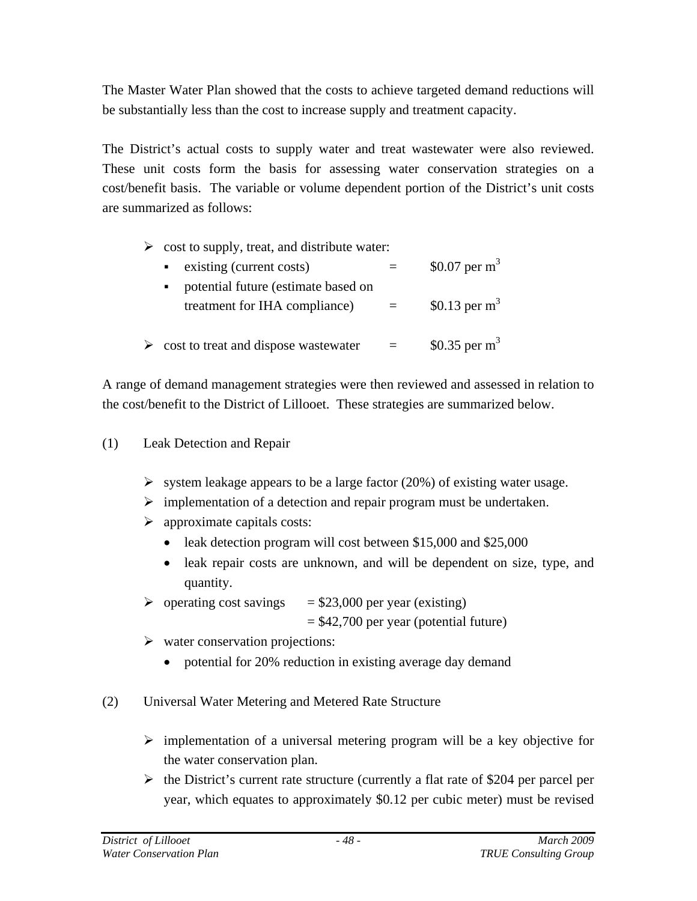The Master Water Plan showed that the costs to achieve targeted demand reductions will be substantially less than the cost to increase supply and treatment capacity.

The District's actual costs to supply water and treat wastewater were also reviewed. These unit costs form the basis for assessing water conservation strategies on a cost/benefit basis. The variable or volume dependent portion of the District's unit costs are summarized as follows:

- cost to supply, treat, and distribute water:
  - existing (current costs) = \$0.07 per $m^3$
  - potential future (estimate based on treatment for IHA compliance) = \$0.13 per $m^3$
- cost to treat and dispose wastewater = \$0.35 per $m^3$

A range of demand management strategies were then reviewed and assessed in relation to the cost/benefit to the District of Lillooet. These strategies are summarized below.

(1) Leak Detection and Repair

- system leakage appears to be a large factor (20%) of existing water usage.
- implementation of a detection and repair program must be undertaken.
- approximate capitals costs:
  - leak detection program will cost between \$15,000 and \$25,000
  - leak repair costs are unknown, and will be dependent on size, type, and quantity.
- operating cost savings = \$23,000 per year (existing)
  = \$42,700 per year (potential future)
- water conservation projections:
  - potential for 20% reduction in existing average day demand

(2) Universal Water Metering and Metered Rate Structure

- implementation of a universal metering program will be a key objective for the water conservation plan.
- the District's current rate structure (currently a flat rate of \$204 per parcel per year, which equates to approximately \$0.12 per cubic meter) must be revised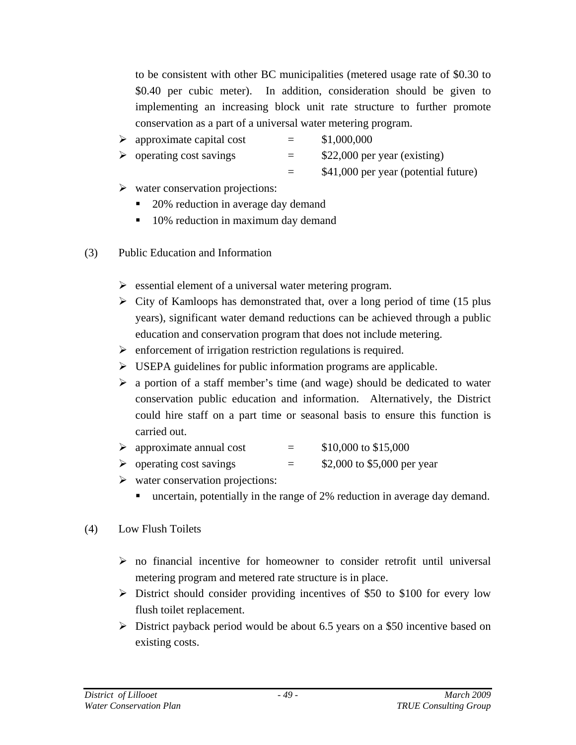to be consistent with other BC municipalities (metered usage rate of \$0.30 to \$0.40 per cubic meter). In addition, consideration should be given to implementing an increasing block unit rate structure to further promote conservation as a part of a universal water metering program.

- approximate capital cost = \$1,000,000
- operating cost savings = \$22,000 per year (existing)
  = \$41,000 per year (potential future)
- water conservation projections:
  - 20% reduction in average day demand
  - 10% reduction in maximum day demand

(3) Public Education and Information

- essential element of a universal water metering program.
- City of Kamloops has demonstrated that, over a long period of time (15 plus years), significant water demand reductions can be achieved through a public education and conservation program that does not include metering.
- enforcement of irrigation restriction regulations is required.
- USEPA guidelines for public information programs are applicable.
- a portion of a staff member's time (and wage) should be dedicated to water conservation public education and information. Alternatively, the District could hire staff on a part time or seasonal basis to ensure this function is carried out.
- approximate annual cost = \$10,000 to \$15,000
- operating cost savings = \$2,000 to \$5,000 per year
- water conservation projections:
  - uncertain, potentially in the range of 2% reduction in average day demand.

(4) Low Flush Toilets

- no financial incentive for homeowner to consider retrofit until universal metering program and metered rate structure is in place.
- District should consider providing incentives of \$50 to \$100 for every low flush toilet replacement.
- District payback period would be about 6.5 years on a \$50 incentive based on existing costs.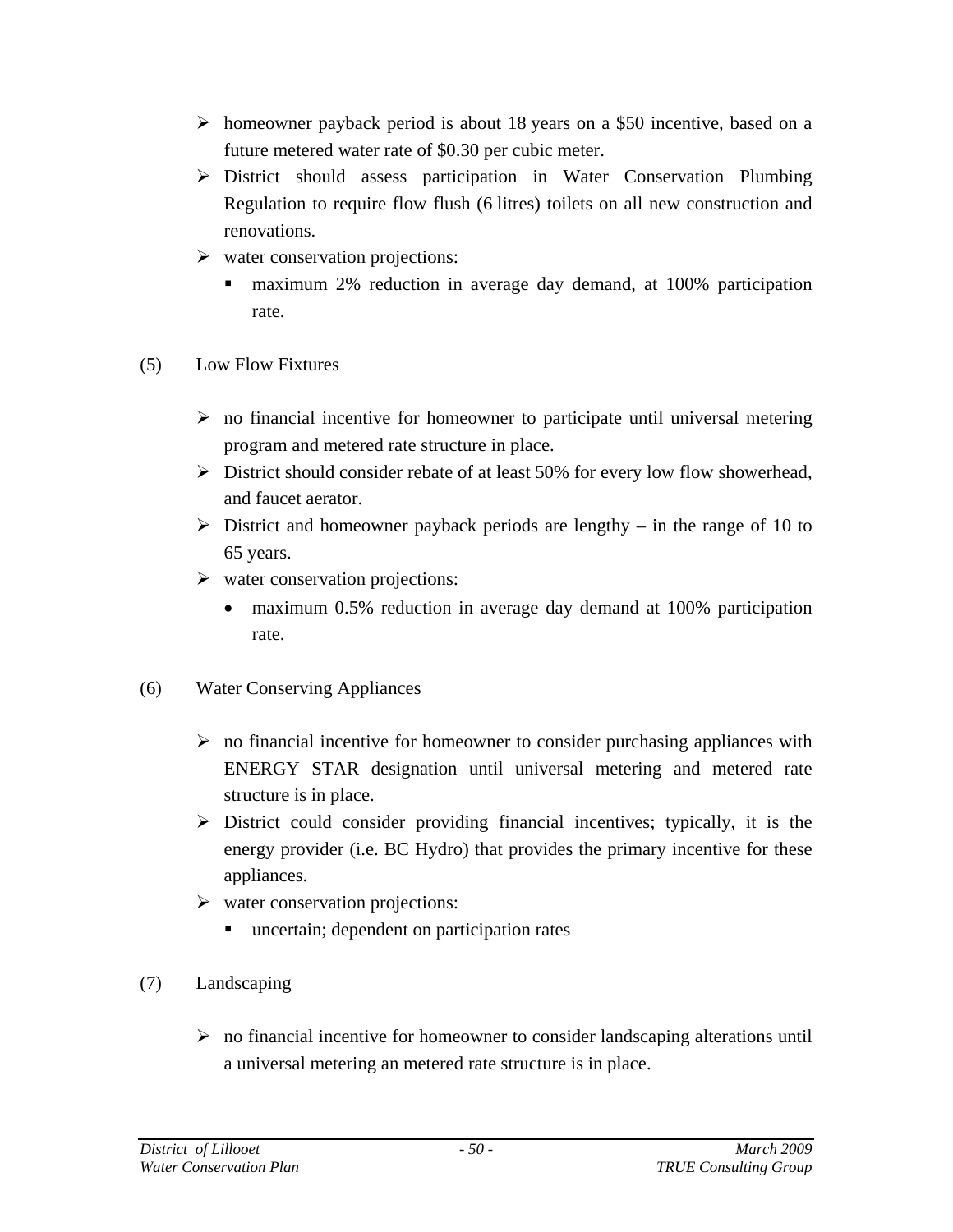- homeowner payback period is about 18 years on a $50 incentive, based on a future metered water rate of $0.30 per cubic meter.
- District should assess participation in Water Conservation Plumbing Regulation to require flow flush (6 litres) toilets on all new construction and renovations.
- water conservation projections:
  - maximum 2% reduction in average day demand, at 100% participation rate.

(5) Low Flow Fixtures

- no financial incentive for homeowner to participate until universal metering program and metered rate structure in place.
- District should consider rebate of at least 50% for every low flow showerhead, and faucet aerator.
- District and homeowner payback periods are lengthy – in the range of 10 to 65 years.
- water conservation projections:
  - maximum 0.5% reduction in average day demand at 100% participation rate.

(6) Water Conserving Appliances

- no financial incentive for homeowner to consider purchasing appliances with ENERGY STAR designation until universal metering and metered rate structure is in place.
- District could consider providing financial incentives; typically, it is the energy provider (i.e. BC Hydro) that provides the primary incentive for these appliances.
- water conservation projections:
  - uncertain; dependent on participation rates

(7) Landscaping

- no financial incentive for homeowner to consider landscaping alterations until a universal metering an metered rate structure is in place.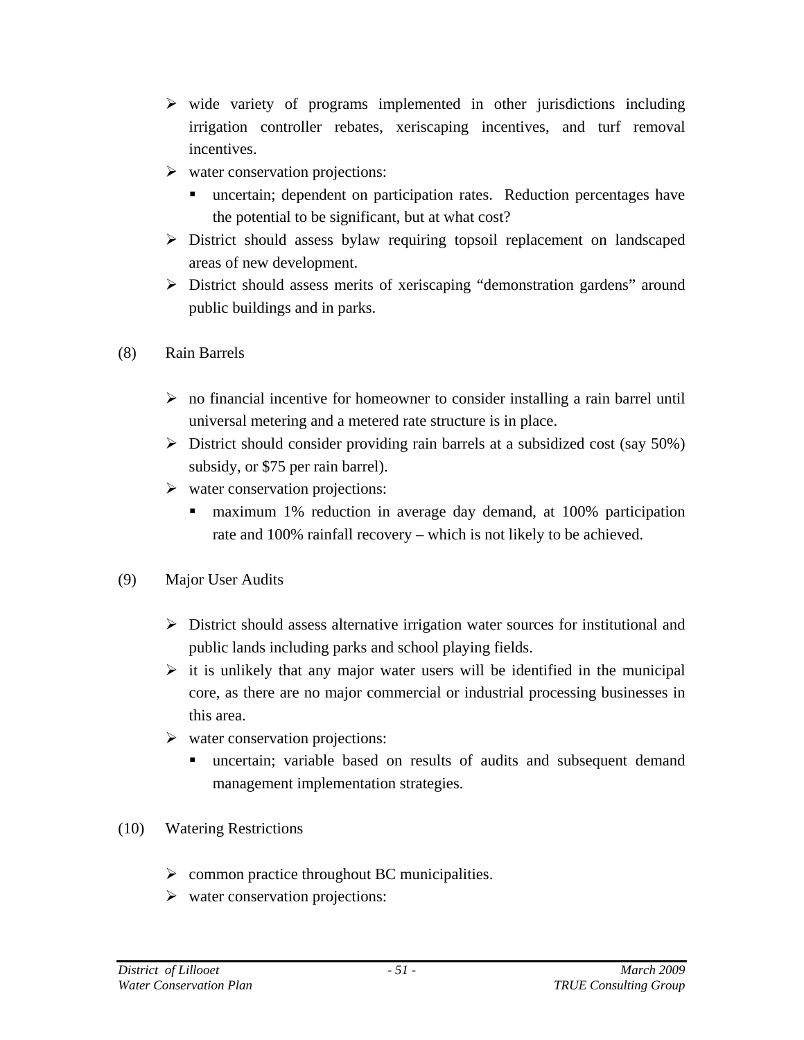- wide variety of programs implemented in other jurisdictions including irrigation controller rebates, xeriscaping incentives, and turf removal incentives.
- water conservation projections:
  - uncertain; dependent on participation rates. Reduction percentages have the potential to be significant, but at what cost?
- District should assess bylaw requiring topsoil replacement on landscaped areas of new development.
- District should assess merits of xeriscaping "demonstration gardens" around public buildings and in parks.

(8) Rain Barrels

- no financial incentive for homeowner to consider installing a rain barrel until universal metering and a metered rate structure is in place.
- District should consider providing rain barrels at a subsidized cost (say 50%) subsidy, or $75 per rain barrel).
- water conservation projections:
  - maximum 1% reduction in average day demand, at 100% participation rate and 100% rainfall recovery – which is not likely to be achieved.

(9) Major User Audits

- District should assess alternative irrigation water sources for institutional and public lands including parks and school playing fields.
- it is unlikely that any major water users will be identified in the municipal core, as there are no major commercial or industrial processing businesses in this area.
- water conservation projections:
  - uncertain; variable based on results of audits and subsequent demand management implementation strategies.

(10) Watering Restrictions

- common practice throughout BC municipalities.
- water conservation projections: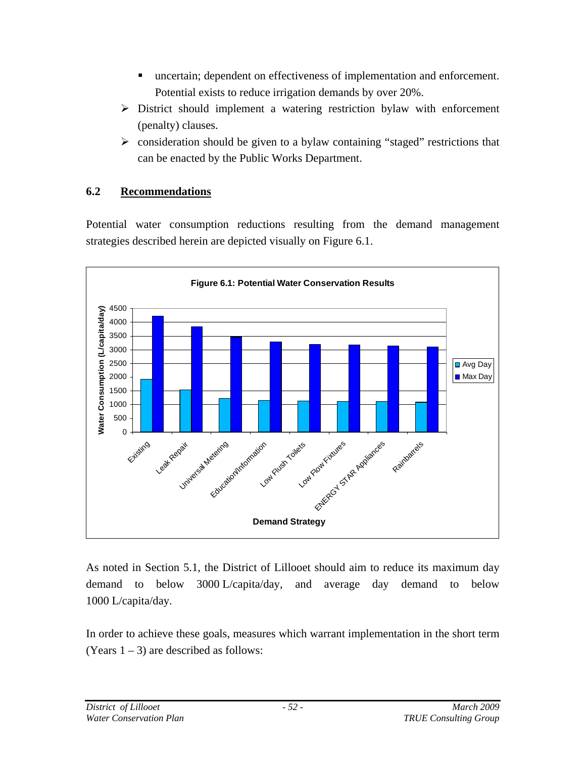- uncertain; dependent on effectiveness of implementation and enforcement. Potential exists to reduce irrigation demands by over 20%.

> - District should implement a watering restriction bylaw with enforcement (penalty) clauses.
> - consideration should be given to a bylaw containing "staged" restrictions that can be enacted by the Public Works Department.

## 6.2 Recommendations

Potential water consumption reductions resulting from the demand management strategies described herein are depicted visually on Figure 6.1.

**Figure 6.1: Potential Water Conservation Results**

As noted in Section 5.1, the District of Lillooet should aim to reduce its maximum day demand to below 3000 L/capita/day, and average day demand to below 1000 L/capita/day.

In order to achieve these goals, measures which warrant implementation in the short term (Years 1 – 3) are described as follows: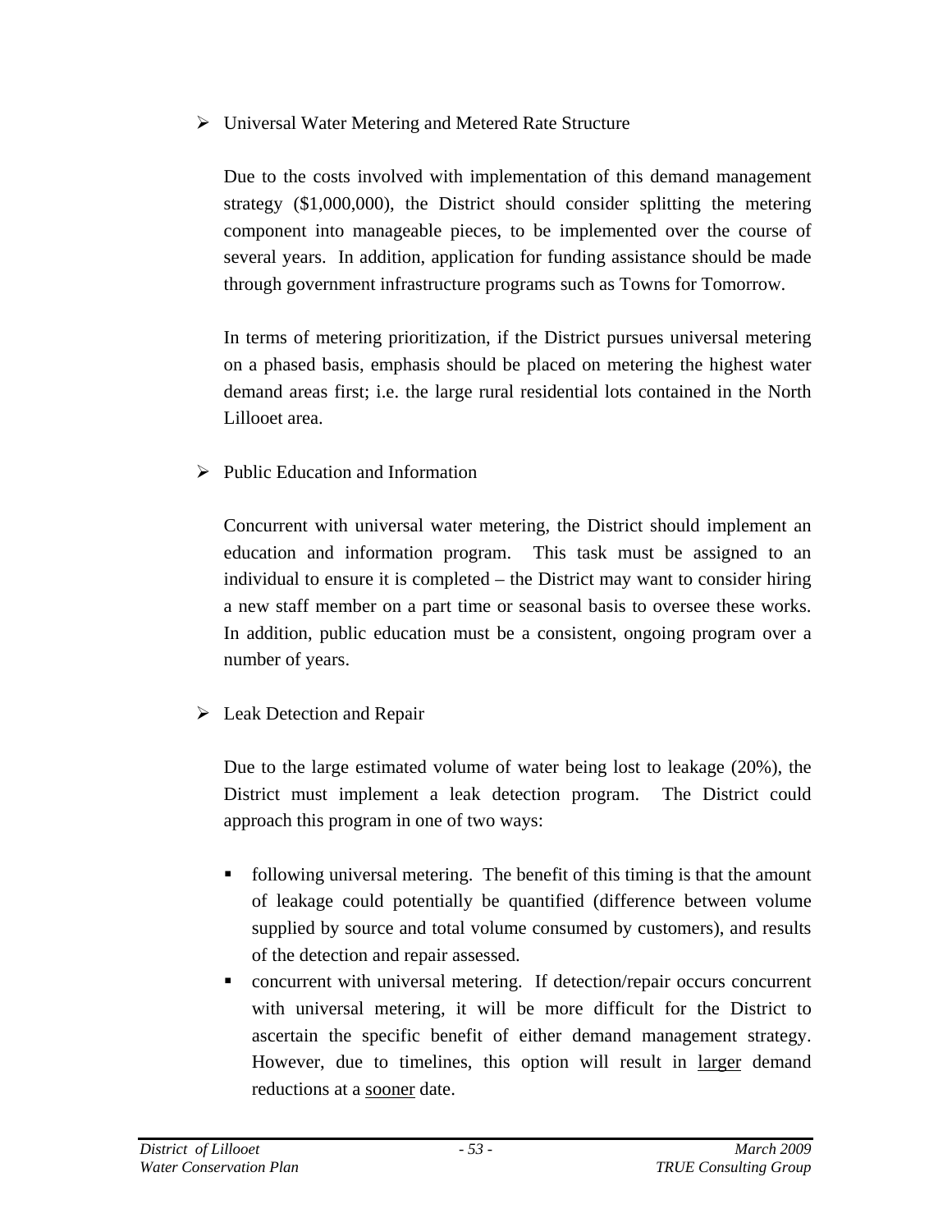- Universal Water Metering and Metered Rate Structure

  Due to the costs involved with implementation of this demand management strategy ($1,000,000), the District should consider splitting the metering component into manageable pieces, to be implemented over the course of several years. In addition, application for funding assistance should be made through government infrastructure programs such as Towns for Tomorrow.

  In terms of metering prioritization, if the District pursues universal metering on a phased basis, emphasis should be placed on metering the highest water demand areas first; i.e. the large rural residential lots contained in the North Lillooet area.

- Public Education and Information

  Concurrent with universal water metering, the District should implement an education and information program. This task must be assigned to an individual to ensure it is completed – the District may want to consider hiring a new staff member on a part time or seasonal basis to oversee these works. In addition, public education must be a consistent, ongoing program over a number of years.

- Leak Detection and Repair

  Due to the large estimated volume of water being lost to leakage (20%), the District must implement a leak detection program. The District could approach this program in one of two ways:

  - following universal metering. The benefit of this timing is that the amount of leakage could potentially be quantified (difference between volume supplied by source and total volume consumed by customers), and results of the detection and repair assessed.
  - concurrent with universal metering. If detection/repair occurs concurrent with universal metering, it will be more difficult for the District to ascertain the specific benefit of either demand management strategy. However, due to timelines, this option will result in <u>larger</u> demand reductions at a <u>sooner</u> date.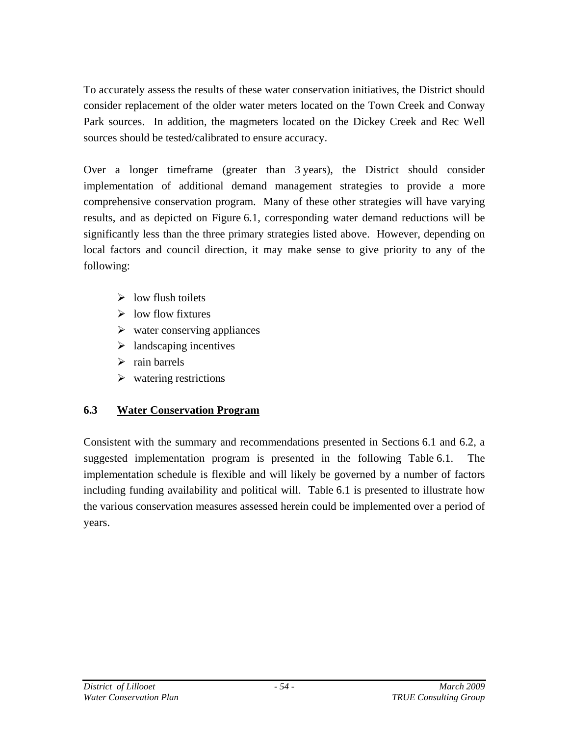To accurately assess the results of these water conservation initiatives, the District should consider replacement of the older water meters located on the Town Creek and Conway Park sources. In addition, the magmeters located on the Dickey Creek and Rec Well sources should be tested/calibrated to ensure accuracy.

Over a longer timeframe (greater than 3 years), the District should consider implementation of additional demand management strategies to provide a more comprehensive conservation program. Many of these other strategies will have varying results, and as depicted on Figure 6.1, corresponding water demand reductions will be significantly less than the three primary strategies listed above. However, depending on local factors and council direction, it may make sense to give priority to any of the following:

- low flush toilets
- low flow fixtures
- water conserving appliances
- landscaping incentives
- rain barrels
- watering restrictions

## 6.3 Water Conservation Program

Consistent with the summary and recommendations presented in Sections 6.1 and 6.2, a suggested implementation program is presented in the following Table 6.1. The implementation schedule is flexible and will likely be governed by a number of factors including funding availability and political will. Table 6.1 is presented to illustrate how the various conservation measures assessed herein could be implemented over a period of years.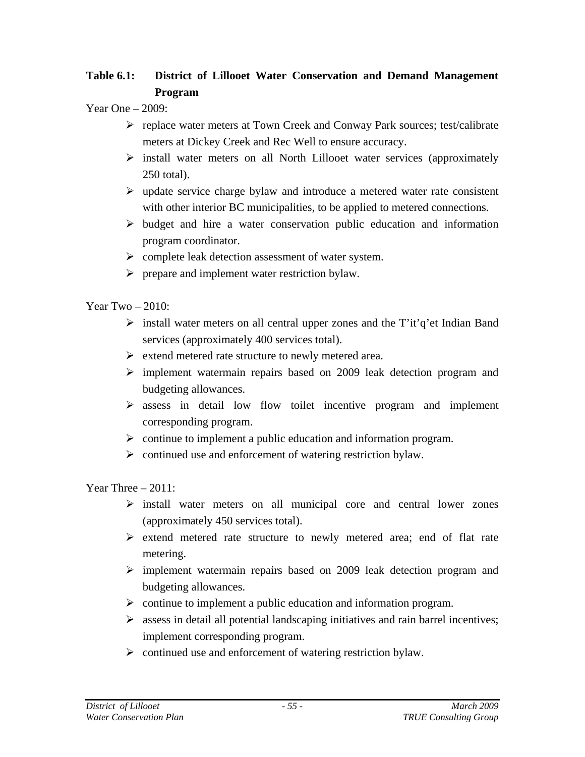**Table 6.1: District of Lillooet Water Conservation and Demand Management Program**

Year One – 2009:

- replace water meters at Town Creek and Conway Park sources; test/calibrate meters at Dickey Creek and Rec Well to ensure accuracy.
- install water meters on all North Lillooet water services (approximately 250 total).
- update service charge bylaw and introduce a metered water rate consistent with other interior BC municipalities, to be applied to metered connections.
- budget and hire a water conservation public education and information program coordinator.
- complete leak detection assessment of water system.
- prepare and implement water restriction bylaw.

Year Two – 2010:

- install water meters on all central upper zones and the T'it'q'et Indian Band services (approximately 400 services total).
- extend metered rate structure to newly metered area.
- implement watermain repairs based on 2009 leak detection program and budgeting allowances.
- assess in detail low flow toilet incentive program and implement corresponding program.
- continue to implement a public education and information program.
- continued use and enforcement of watering restriction bylaw.

Year Three – 2011:

- install water meters on all municipal core and central lower zones (approximately 450 services total).
- extend metered rate structure to newly metered area; end of flat rate metering.
- implement watermain repairs based on 2009 leak detection program and budgeting allowances.
- continue to implement a public education and information program.
- assess in detail all potential landscaping initiatives and rain barrel incentives; implement corresponding program.
- continued use and enforcement of watering restriction bylaw.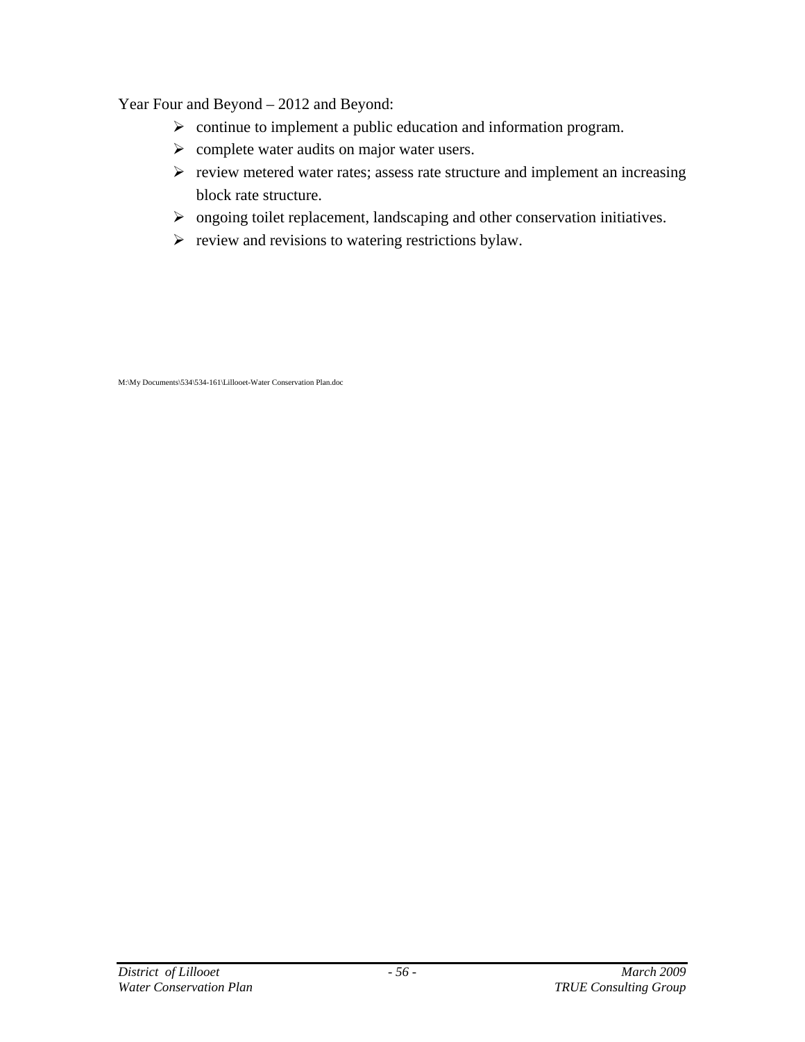Year Four and Beyond – 2012 and Beyond:

- continue to implement a public education and information program.
- complete water audits on major water users.
- review metered water rates; assess rate structure and implement an increasing block rate structure.
- ongoing toilet replacement, landscaping and other conservation initiatives.
- review and revisions to watering restrictions bylaw.

M:\My Documents\534\534-161\Lillooet-Water Conservation Plan.doc